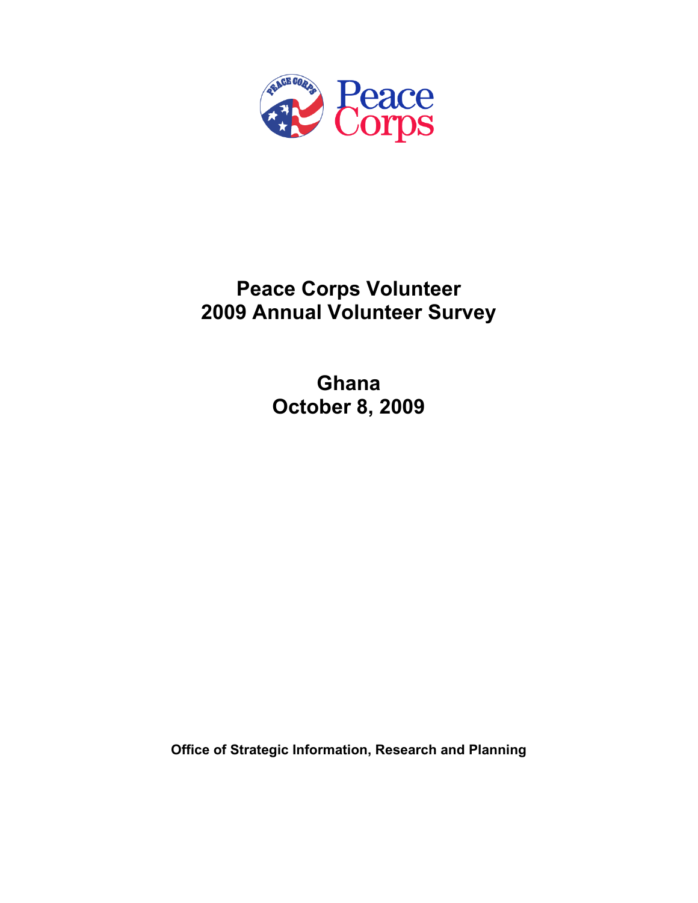Peace Corps

# Peace Corps Volunteer
# 2009 Annual Volunteer Survey

## Ghana
## October 8, 2009

**Office of Strategic Information, Research and Planning**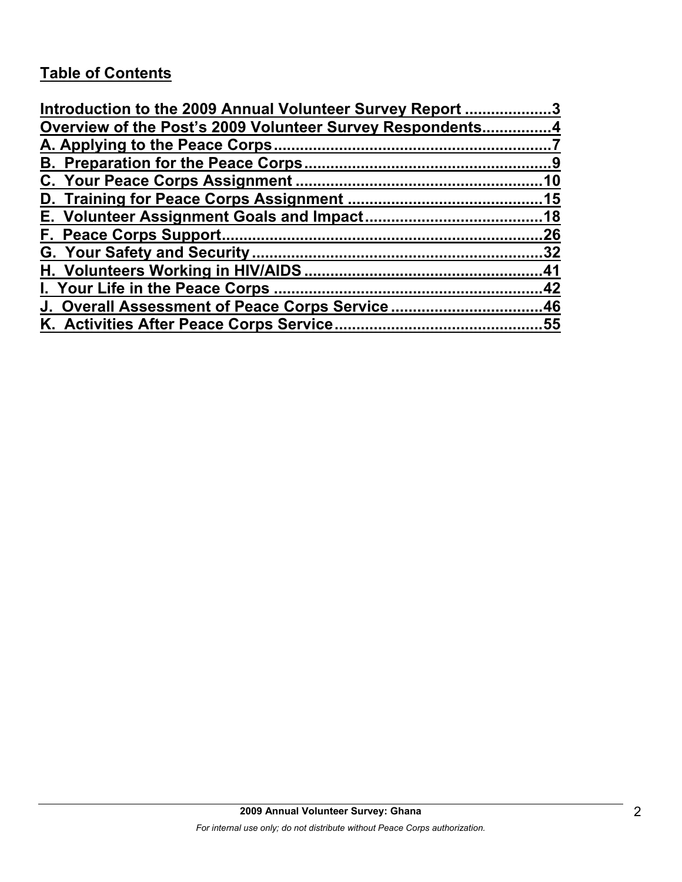## Table of Contents

Introduction to the 2009 Annual Volunteer Survey Report ....................3
Overview of the Post's 2009 Volunteer Survey Respondents................4
A. Applying to the Peace Corps..............................................................7
B. Preparation for the Peace Corps........................................................9
C. Your Peace Corps Assignment ........................................................10
D. Training for Peace Corps Assignment ............................................15
E. Volunteer Assignment Goals and Impact........................................18
F. Peace Corps Support.........................................................................26
G. Your Safety and Security..................................................................32
H. Volunteers Working in HIV/AIDS .....................................................41
I. Your Life in the Peace Corps .............................................................42
J. Overall Assessment of Peace Corps Service ..................................46
K. Activities After Peace Corps Service...............................................55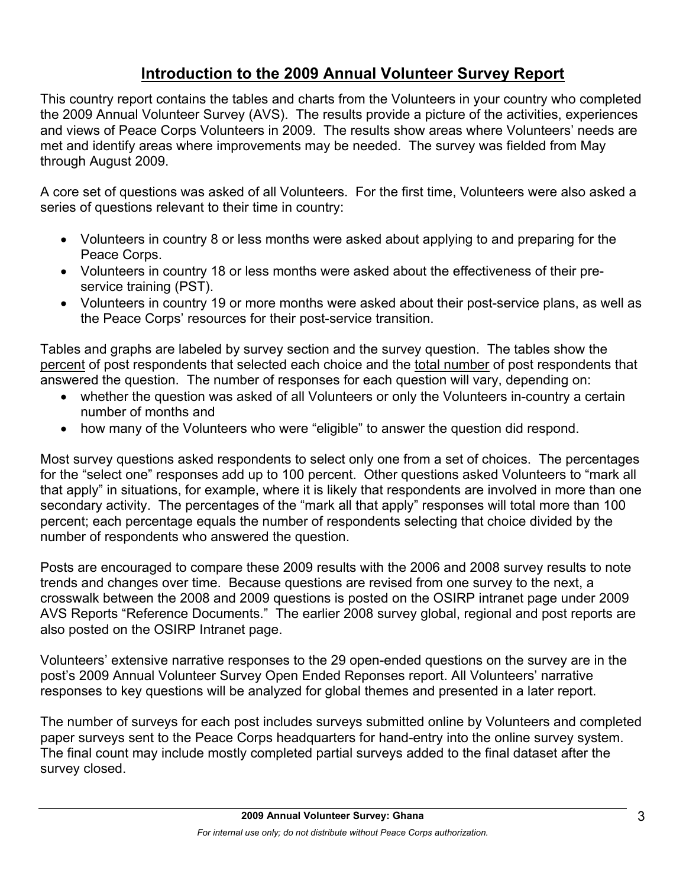# Introduction to the 2009 Annual Volunteer Survey Report

This country report contains the tables and charts from the Volunteers in your country who completed the 2009 Annual Volunteer Survey (AVS). The results provide a picture of the activities, experiences and views of Peace Corps Volunteers in 2009. The results show areas where Volunteers' needs are met and identify areas where improvements may be needed. The survey was fielded from May through August 2009.

A core set of questions was asked of all Volunteers. For the first time, Volunteers were also asked a series of questions relevant to their time in country:

- Volunteers in country 8 or less months were asked about applying to and preparing for the Peace Corps.
- Volunteers in country 18 or less months were asked about the effectiveness of their pre-service training (PST).
- Volunteers in country 19 or more months were asked about their post-service plans, as well as the Peace Corps' resources for their post-service transition.

Tables and graphs are labeled by survey section and the survey question. The tables show the <u>percent</u> of post respondents that selected each choice and the <u>total number</u> of post respondents that answered the question. The number of responses for each question will vary, depending on:

- whether the question was asked of all Volunteers or only the Volunteers in-country a certain number of months and
- how many of the Volunteers who were "eligible" to answer the question did respond.

Most survey questions asked respondents to select only one from a set of choices. The percentages for the "select one" responses add up to 100 percent. Other questions asked Volunteers to "mark all that apply" in situations, for example, where it is likely that respondents are involved in more than one secondary activity. The percentages of the "mark all that apply" responses will total more than 100 percent; each percentage equals the number of respondents selecting that choice divided by the number of respondents who answered the question.

Posts are encouraged to compare these 2009 results with the 2006 and 2008 survey results to note trends and changes over time. Because questions are revised from one survey to the next, a crosswalk between the 2008 and 2009 questions is posted on the OSIRP intranet page under 2009 AVS Reports "Reference Documents." The earlier 2008 survey global, regional and post reports are also posted on the OSIRP Intranet page.

Volunteers' extensive narrative responses to the 29 open-ended questions on the survey are in the post's 2009 Annual Volunteer Survey Open Ended Reponses report. All Volunteers' narrative responses to key questions will be analyzed for global themes and presented in a later report.

The number of surveys for each post includes surveys submitted online by Volunteers and completed paper surveys sent to the Peace Corps headquarters for hand-entry into the online survey system. The final count may include mostly completed partial surveys added to the final dataset after the survey closed.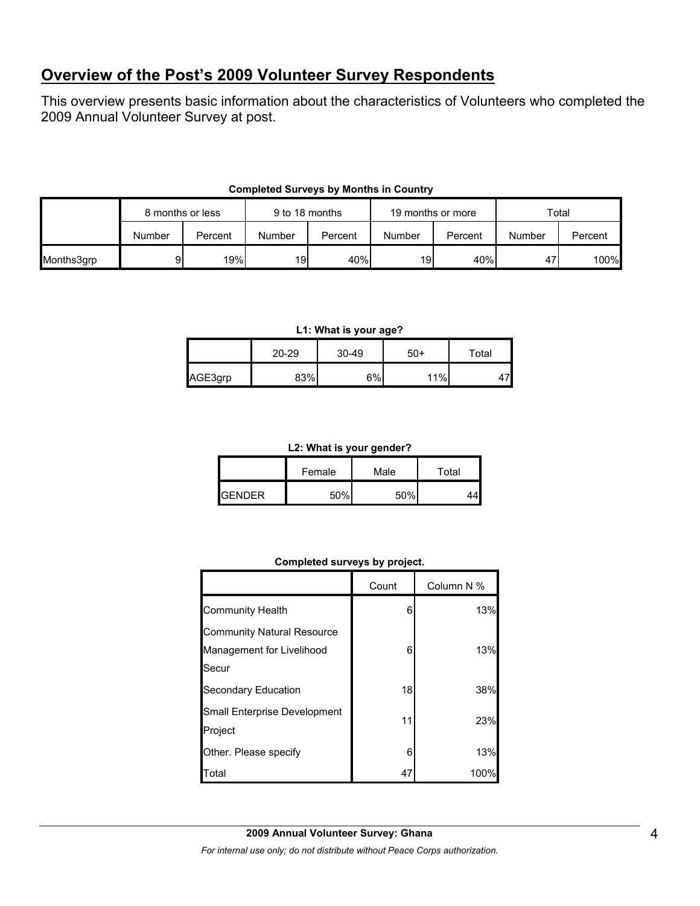## Overview of the Post's 2009 Volunteer Survey Respondents

This overview presents basic information about the characteristics of Volunteers who completed the 2009 Annual Volunteer Survey at post.

**Completed Surveys by Months in Country**

| | 8 months or less | | 9 to 18 months | | 19 months or more | | Total | |
|---|---|---|---|---|---|---|---|---|
| | Number | Percent | Number | Percent | Number | Percent | Number | Percent |
| Months3grp | 9 | 19% | 19 | 40% | 19 | 40% | 47 | 100% |

**L1: What is your age?**

| | 20-29 | 30-49 | 50+ | Total |
|---|---|---|---|---|
| AGE3grp | 83% | 6% | 11% | 47 |

**L2: What is your gender?**

| | Female | Male | Total |
|---|---|---|---|
| GENDER | 50% | 50% | 44 |

**Completed surveys by project.**

| | Count | Column N % |
|---|---|---|
| Community Health | 6 | 13% |
| Community Natural Resource Management for Livelihood Secur | 6 | 13% |
| Secondary Education | 18 | 38% |
| Small Enterprise Development Project | 11 | 23% |
| Other. Please specify | 6 | 13% |
| Total | 47 | 100% |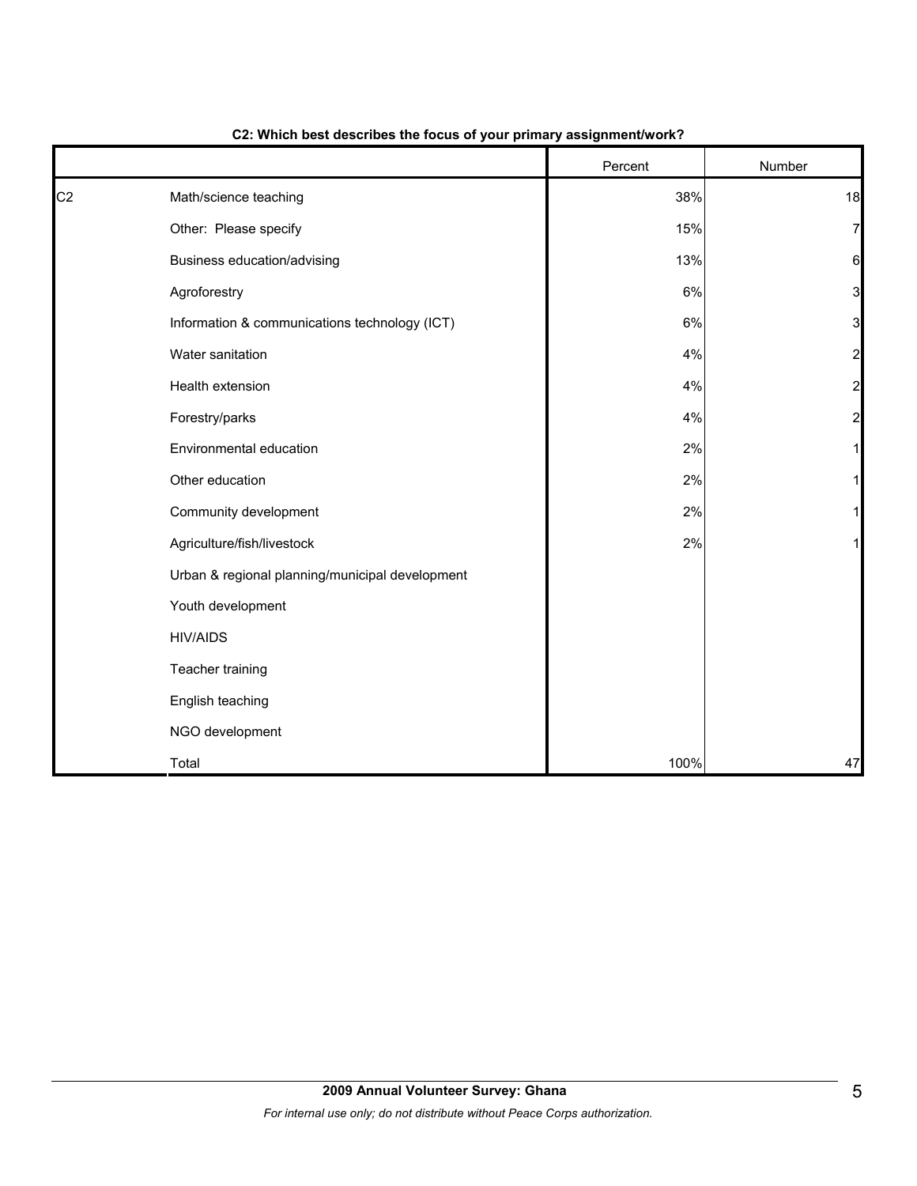**C2: Which best describes the focus of your primary assignment/work?**

| | | Percent | Number |
|---|---|---|---|
| C2 | Math/science teaching | 38% | 18 |
| | Other: Please specify | 15% | 7 |
| | Business education/advising | 13% | 6 |
| | Agroforestry | 6% | 3 |
| | Information & communications technology (ICT) | 6% | 3 |
| | Water sanitation | 4% | 2 |
| | Health extension | 4% | 2 |
| | Forestry/parks | 4% | 2 |
| | Environmental education | 2% | 1 |
| | Other education | 2% | 1 |
| | Community development | 2% | 1 |
| | Agriculture/fish/livestock | 2% | 1 |
| | Urban & regional planning/municipal development | | |
| | Youth development | | |
| | HIV/AIDS | | |
| | Teacher training | | |
| | English teaching | | |
| | NGO development | | |
| | Total | 100% | 47 |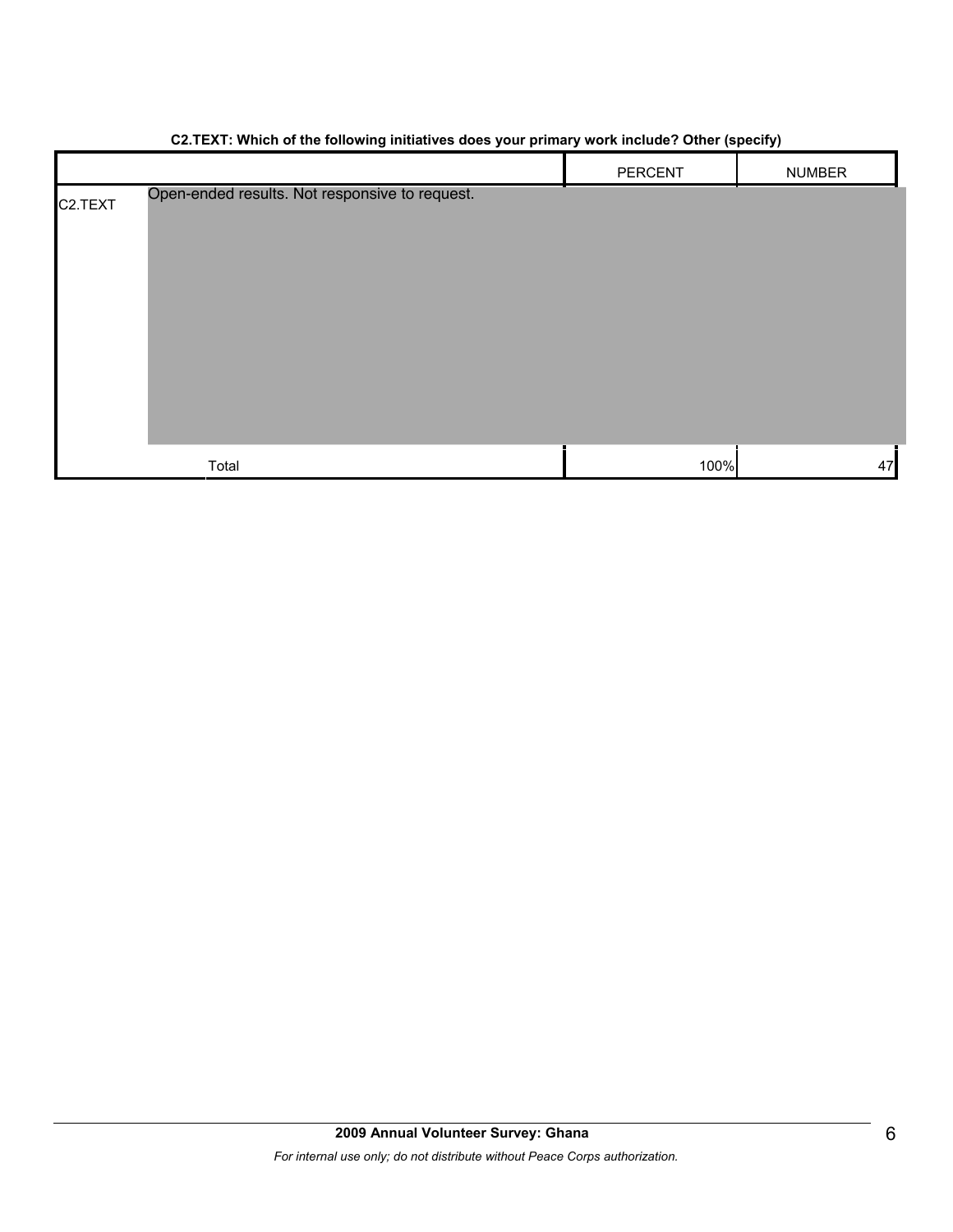**C2.TEXT: Which of the following initiatives does your primary work include? Other (specify)**

| | | PERCENT | NUMBER |
|---|---|---|---|
| C2.TEXT | Open-ended results. Not responsive to request. | | |
| | Total | 100% | 47 |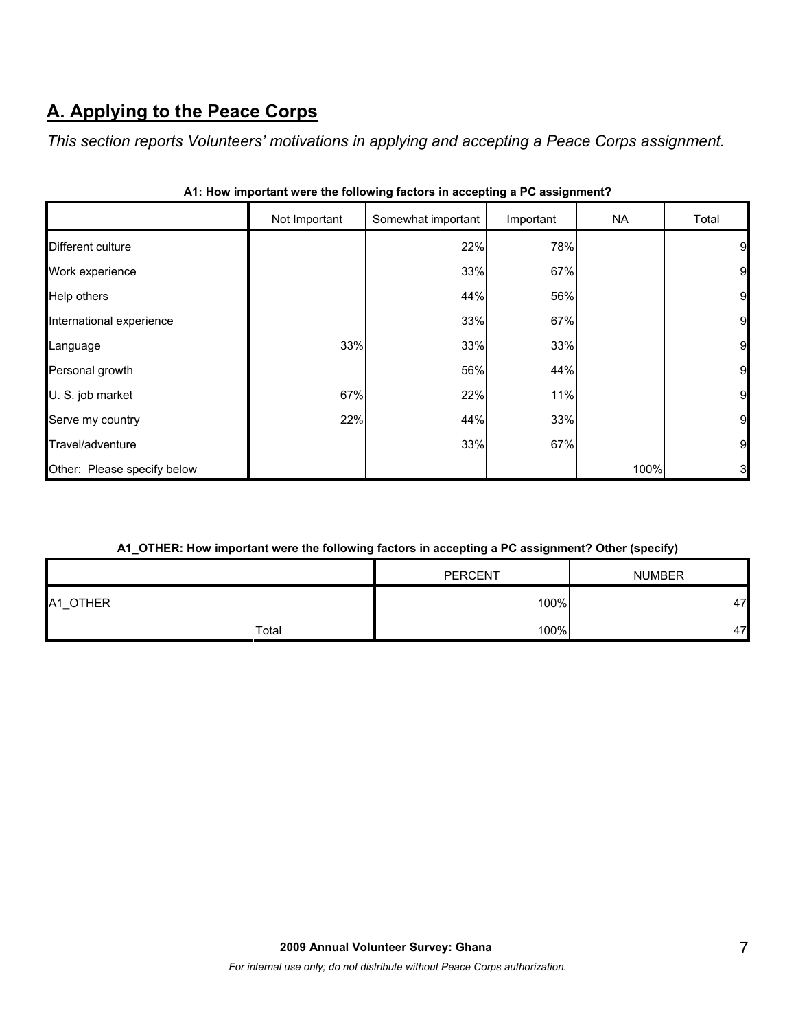## A. Applying to the Peace Corps

*This section reports Volunteers' motivations in applying and accepting a Peace Corps assignment.*

**A1: How important were the following factors in accepting a PC assignment?**

| | Not Important | Somewhat important | Important | NA | Total |
|---|---|---|---|---|---|
| Different culture | | 22% | 78% | | 9 |
| Work experience | | 33% | 67% | | 9 |
| Help others | | 44% | 56% | | 9 |
| International experience | | 33% | 67% | | 9 |
| Language | 33% | 33% | 33% | | 9 |
| Personal growth | | 56% | 44% | | 9 |
| U. S. job market | 67% | 22% | 11% | | 9 |
| Serve my country | 22% | 44% | 33% | | 9 |
| Travel/adventure | | 33% | 67% | | 9 |
| Other: Please specify below | | | | 100% | 3 |

**A1_OTHER: How important were the following factors in accepting a PC assignment? Other (specify)**

| | | PERCENT | NUMBER |
|---|---|---|---|
| A1_OTHER | | 100% | 47 |
| | Total | 100% | 47 |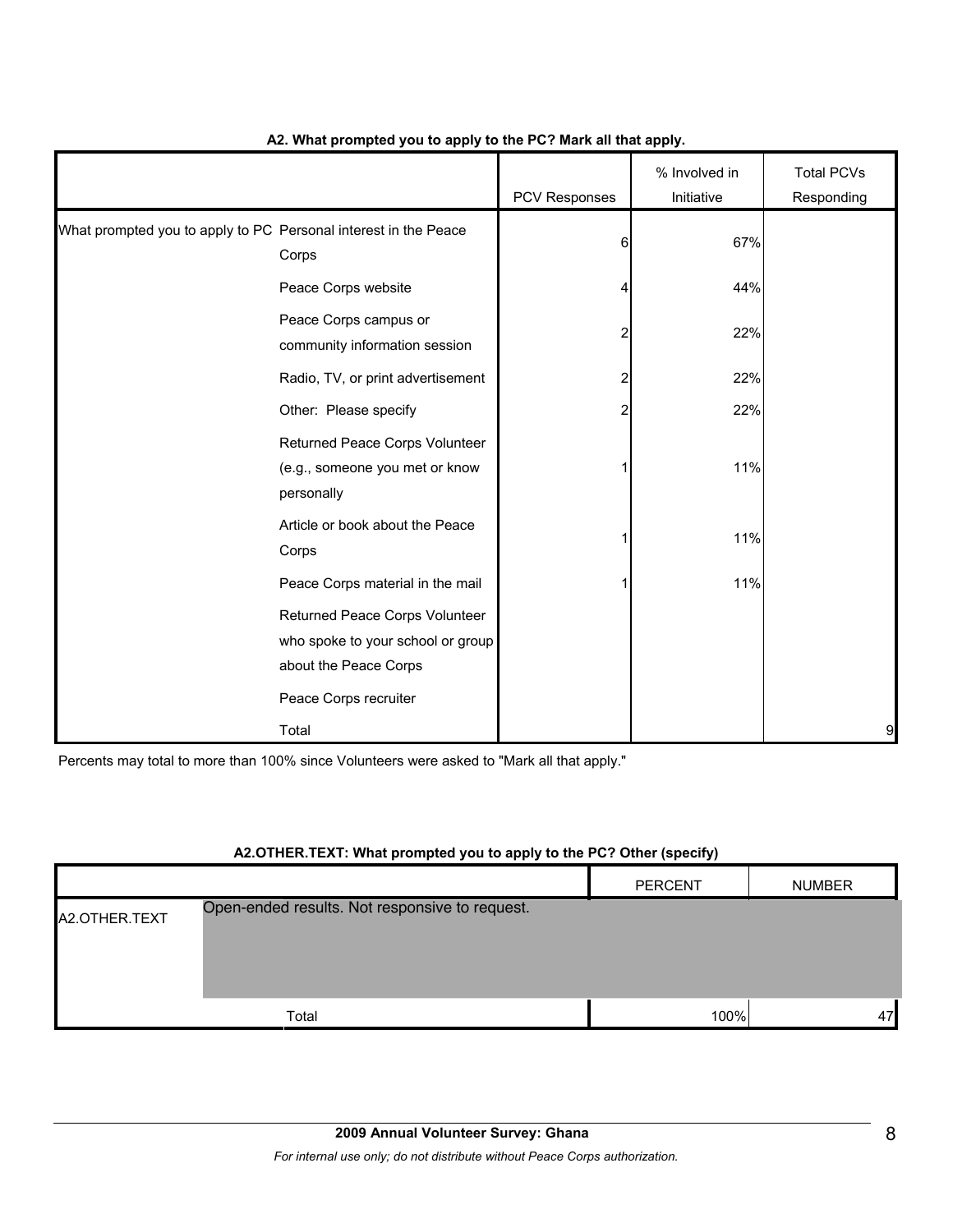**A2. What prompted you to apply to the PC? Mark all that apply.**

| | | PCV Responses | % Involved in Initiative | Total PCVs Responding |
|---|---|---|---|---|
| What prompted you to apply to PC | Personal interest in the Peace Corps | 6 | 67% | |
| | Peace Corps website | 4 | 44% | |
| | Peace Corps campus or community information session | 2 | 22% | |
| | Radio, TV, or print advertisement | 2 | 22% | |
| | Other: Please specify | 2 | 22% | |
| | Returned Peace Corps Volunteer (e.g., someone you met or know personally | 1 | 11% | |
| | Article or book about the Peace Corps | 1 | 11% | |
| | Peace Corps material in the mail | 1 | 11% | |
| | Returned Peace Corps Volunteer who spoke to your school or group about the Peace Corps | | | |
| | Peace Corps recruiter | | | |
| | Total | | | 9 |

Percents may total to more than 100% since Volunteers were asked to "Mark all that apply."

**A2.OTHER.TEXT: What prompted you to apply to the PC? Other (specify)**

| | | PERCENT | NUMBER |
|---|---|---|---|
| A2.OTHER.TEXT | Open-ended results. Not responsive to request. | | |
| | Total | 100% | 47 |

**2009 Annual Volunteer Survey: Ghana**

*For internal use only; do not distribute without Peace Corps authorization.*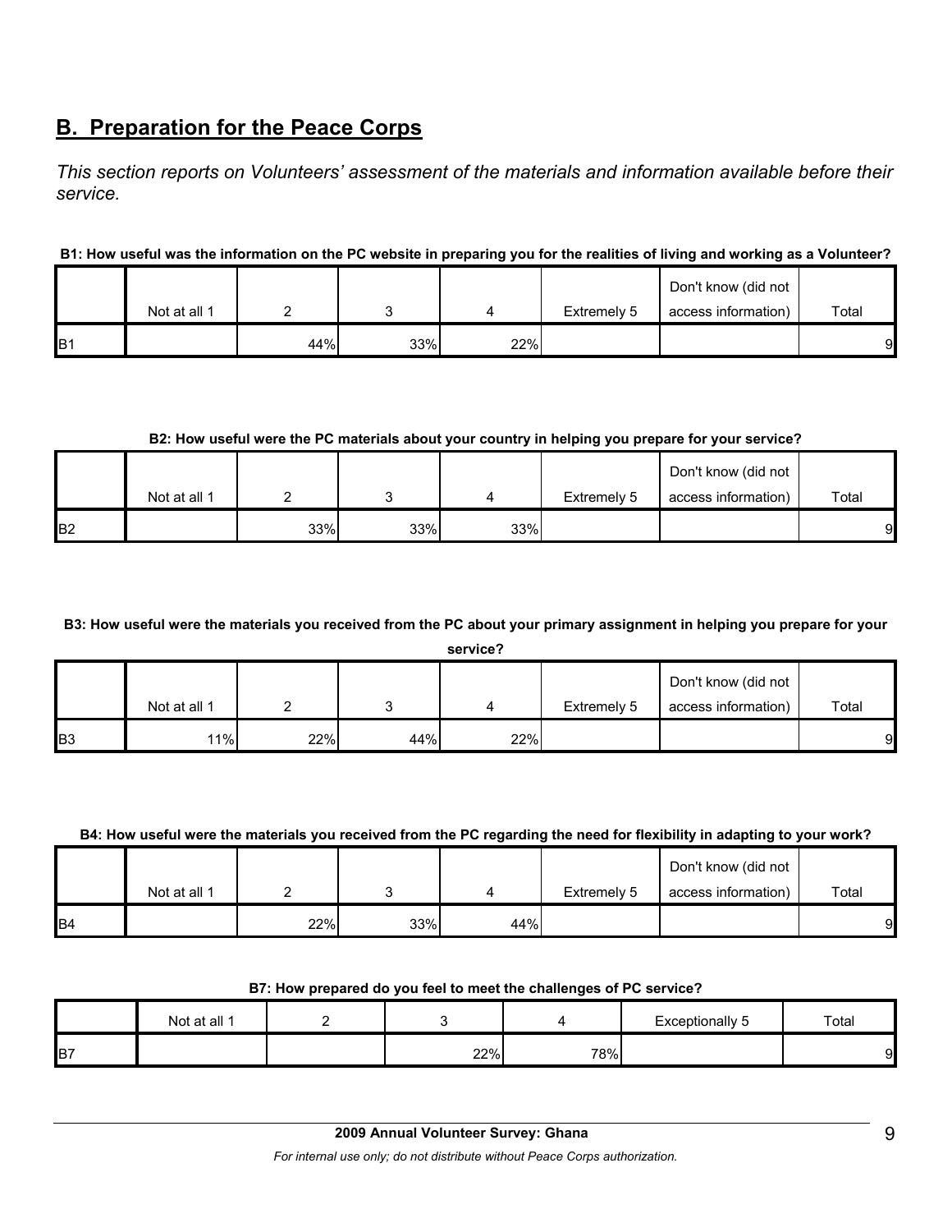## B. Preparation for the Peace Corps

*This section reports on Volunteers' assessment of the materials and information available before their service.*

**B1: How useful was the information on the PC website in preparing you for the realities of living and working as a Volunteer?**

| | Not at all 1 | 2 | 3 | 4 | Extremely 5 | Don't know (did not access information) | Total |
|---|---|---|---|---|---|---|---|
| B1 | | 44% | 33% | 22% | | | 9 |

**B2: How useful were the PC materials about your country in helping you prepare for your service?**

| | Not at all 1 | 2 | 3 | 4 | Extremely 5 | Don't know (did not access information) | Total |
|---|---|---|---|---|---|---|---|
| B2 | | 33% | 33% | 33% | | | 9 |

**B3: How useful were the materials you received from the PC about your primary assignment in helping you prepare for your service?**

| | Not at all 1 | 2 | 3 | 4 | Extremely 5 | Don't know (did not access information) | Total |
|---|---|---|---|---|---|---|---|
| B3 | 11% | 22% | 44% | 22% | | | 9 |

**B4: How useful were the materials you received from the PC regarding the need for flexibility in adapting to your work?**

| | Not at all 1 | 2 | 3 | 4 | Extremely 5 | Don't know (did not access information) | Total |
|---|---|---|---|---|---|---|---|
| B4 | | 22% | 33% | 44% | | | 9 |

**B7: How prepared do you feel to meet the challenges of PC service?**

| | Not at all 1 | 2 | 3 | 4 | Exceptionally 5 | Total |
|---|---|---|---|---|---|---|
| B7 | | | 22% | 78% | | 9 |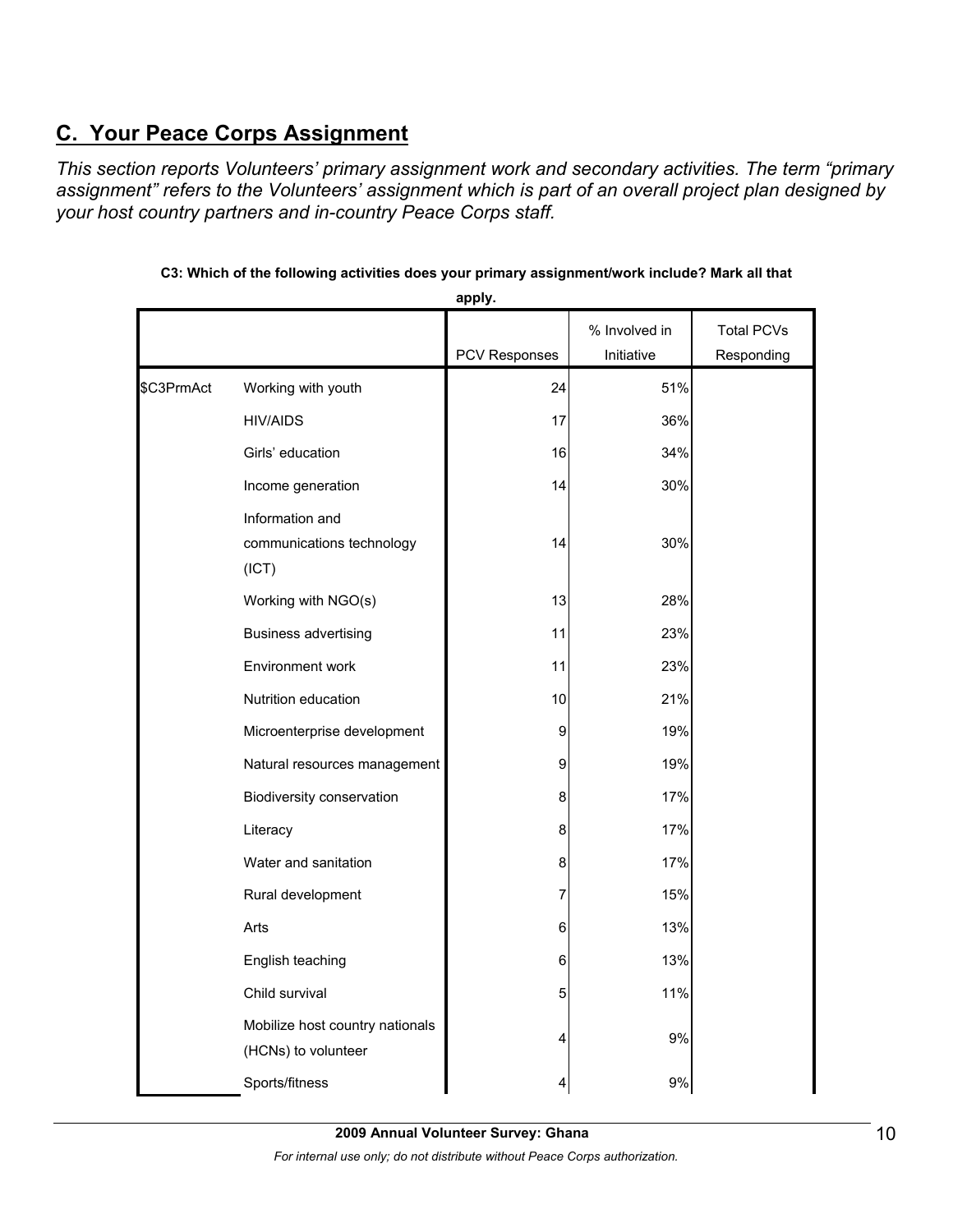## C. Your Peace Corps Assignment

*This section reports Volunteers' primary assignment work and secondary activities. The term "primary assignment" refers to the Volunteers' assignment which is part of an overall project plan designed by your host country partners and in-country Peace Corps staff.*

**C3: Which of the following activities does your primary assignment/work include? Mark all that apply.**

| | | PCV Responses | % Involved in Initiative | Total PCVs Responding |
|---|---|---|---|---|
| $C3PrmAct | Working with youth | 24 | 51% | |
| | HIV/AIDS | 17 | 36% | |
| | Girls' education | 16 | 34% | |
| | Income generation | 14 | 30% | |
| | Information and communications technology (ICT) | 14 | 30% | |
| | Working with NGO(s) | 13 | 28% | |
| | Business advertising | 11 | 23% | |
| | Environment work | 11 | 23% | |
| | Nutrition education | 10 | 21% | |
| | Microenterprise development | 9 | 19% | |
| | Natural resources management | 9 | 19% | |
| | Biodiversity conservation | 8 | 17% | |
| | Literacy | 8 | 17% | |
| | Water and sanitation | 8 | 17% | |
| | Rural development | 7 | 15% | |
| | Arts | 6 | 13% | |
| | English teaching | 6 | 13% | |
| | Child survival | 5 | 11% | |
| | Mobilize host country nationals (HCNs) to volunteer | 4 | 9% | |
| | Sports/fitness | 4 | 9% | |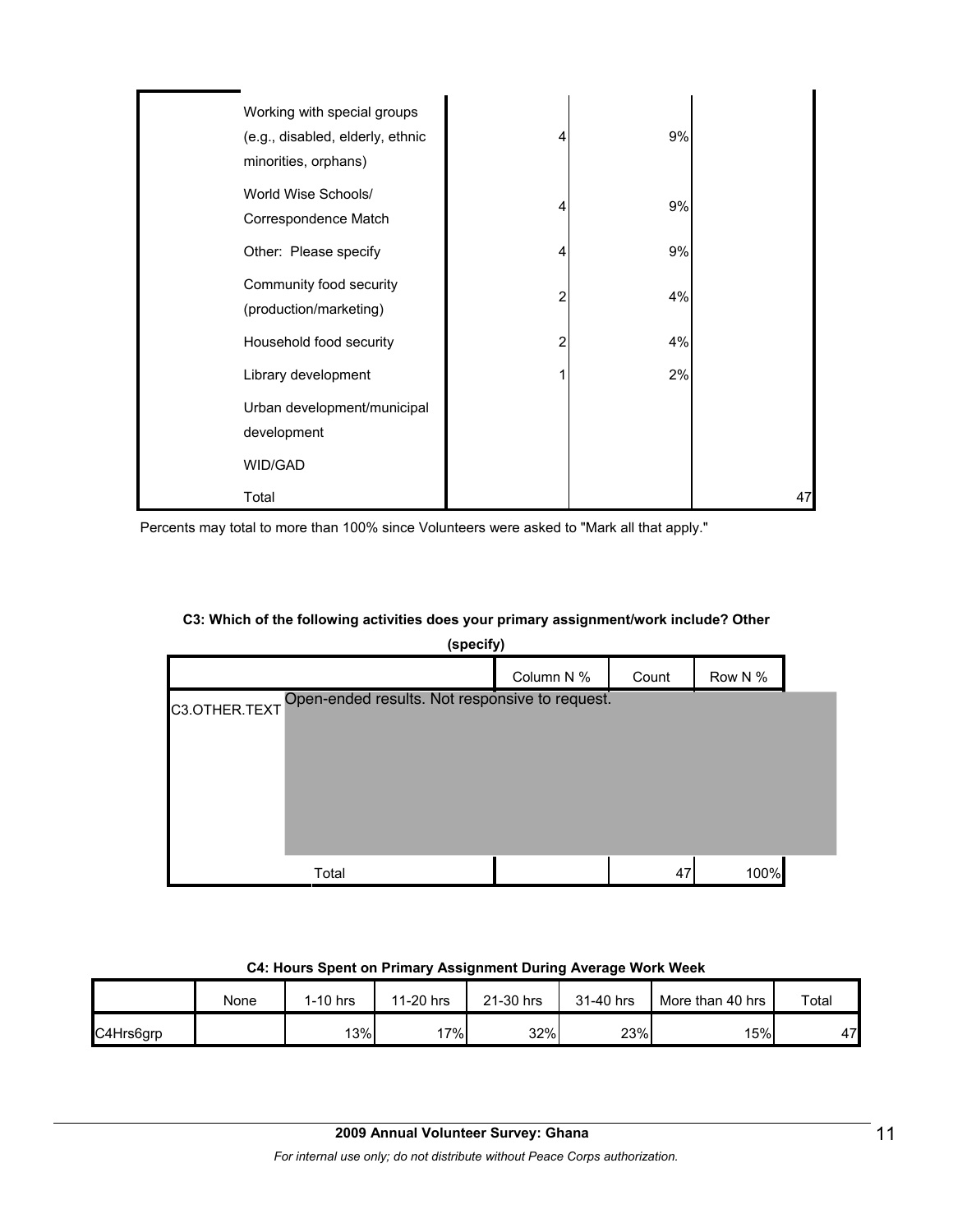| | | | | |
|---|---|---|---|---|
| | Working with special groups (e.g., disabled, elderly, ethnic minorities, orphans) | 4 | 9% | |
| | World Wise Schools/ Correspondence Match | 4 | 9% | |
| | Other: Please specify | 4 | 9% | |
| | Community food security (production/marketing) | 2 | 4% | |
| | Household food security | 2 | 4% | |
| | Library development | 1 | 2% | |
| | Urban development/municipal development | | | |
| | WID/GAD | | | |
| | Total | | | 47 |

Percents may total to more than 100% since Volunteers were asked to "Mark all that apply."

**C3: Which of the following activities does your primary assignment/work include? Other (specify)**

| | | Column N % | Count | Row N % |
|---|---|---|---|---|
| C3.OTHER.TEXT | Open-ended results. Not responsive to request. | | | |
| | Total | | 47 | 100% |

**C4: Hours Spent on Primary Assignment During Average Work Week**

| | None | 1-10 hrs | 11-20 hrs | 21-30 hrs | 31-40 hrs | More than 40 hrs | Total |
|---|---|---|---|---|---|---|---|
| C4Hrs6grp | | 13% | 17% | 32% | 23% | 15% | 47 |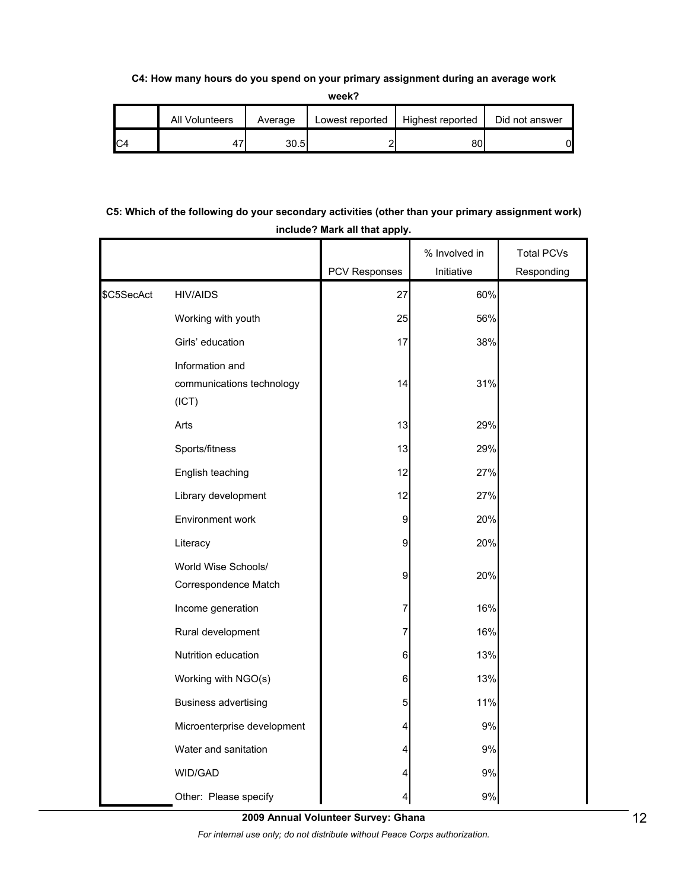**C4: How many hours do you spend on your primary assignment during an average work week?**

| | All Volunteers | Average | Lowest reported | Highest reported | Did not answer |
|---|---|---|---|---|---|
| C4 | 47 | 30.5 | 2 | 80 | 0 |

**C5: Which of the following do your secondary activities (other than your primary assignment work) include? Mark all that apply.**

| | | PCV Responses | % Involved in Initiative | Total PCVs Responding |
|---|---|---|---|---|
| $C5SecAct | HIV/AIDS | 27 | 60% | |
| | Working with youth | 25 | 56% | |
| | Girls' education | 17 | 38% | |
| | Information and communications technology (ICT) | 14 | 31% | |
| | Arts | 13 | 29% | |
| | Sports/fitness | 13 | 29% | |
| | English teaching | 12 | 27% | |
| | Library development | 12 | 27% | |
| | Environment work | 9 | 20% | |
| | Literacy | 9 | 20% | |
| | World Wise Schools/ Correspondence Match | 9 | 20% | |
| | Income generation | 7 | 16% | |
| | Rural development | 7 | 16% | |
| | Nutrition education | 6 | 13% | |
| | Working with NGO(s) | 6 | 13% | |
| | Business advertising | 5 | 11% | |
| | Microenterprise development | 4 | 9% | |
| | Water and sanitation | 4 | 9% | |
| | WID/GAD | 4 | 9% | |
| | Other: Please specify | 4 | 9% | |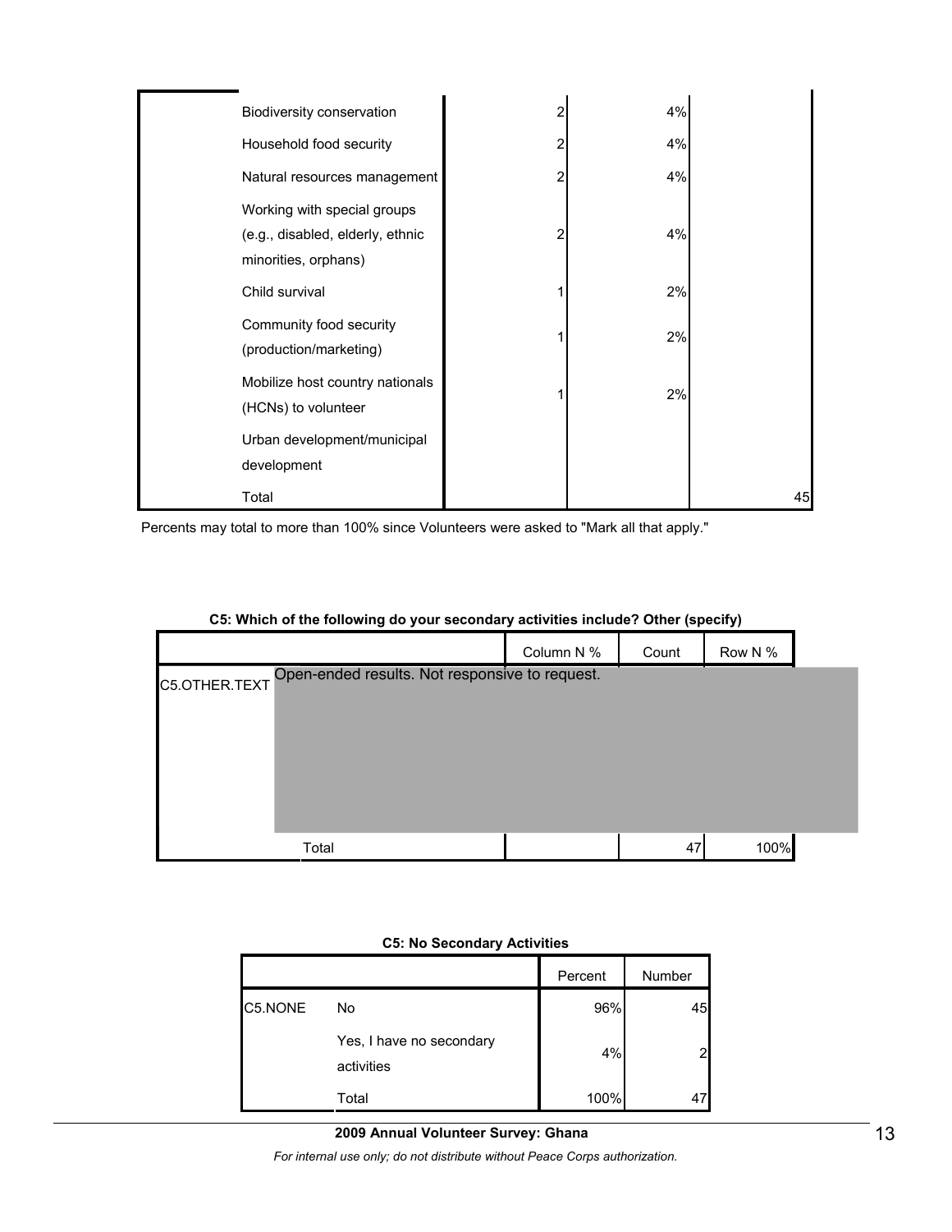| | | | | |
|---|---|---|---|---|
| | Biodiversity conservation | 2 | 4% | |
| | Household food security | 2 | 4% | |
| | Natural resources management | 2 | 4% | |
| | Working with special groups (e.g., disabled, elderly, ethnic minorities, orphans) | 2 | 4% | |
| | Child survival | 1 | 2% | |
| | Community food security (production/marketing) | 1 | 2% | |
| | Mobilize host country nationals (HCNs) to volunteer | 1 | 2% | |
| | Urban development/municipal development | | | |
| | Total | | | 45 |

Percents may total to more than 100% since Volunteers were asked to "Mark all that apply."

**C5: Which of the following do your secondary activities include? Other (specify)**

| | | Column N % | Count | Row N % |
|---|---|---|---|---|
| C5.OTHER.TEXT | Open-ended results. Not responsive to request. | | | |
| | Total | | 47 | 100% |

**C5: No Secondary Activities**

| | | Percent | Number |
|---|---|---|---|
| C5.NONE | No | 96% | 45 |
| | Yes, I have no secondary activities | 4% | 2 |
| | Total | 100% | 47 |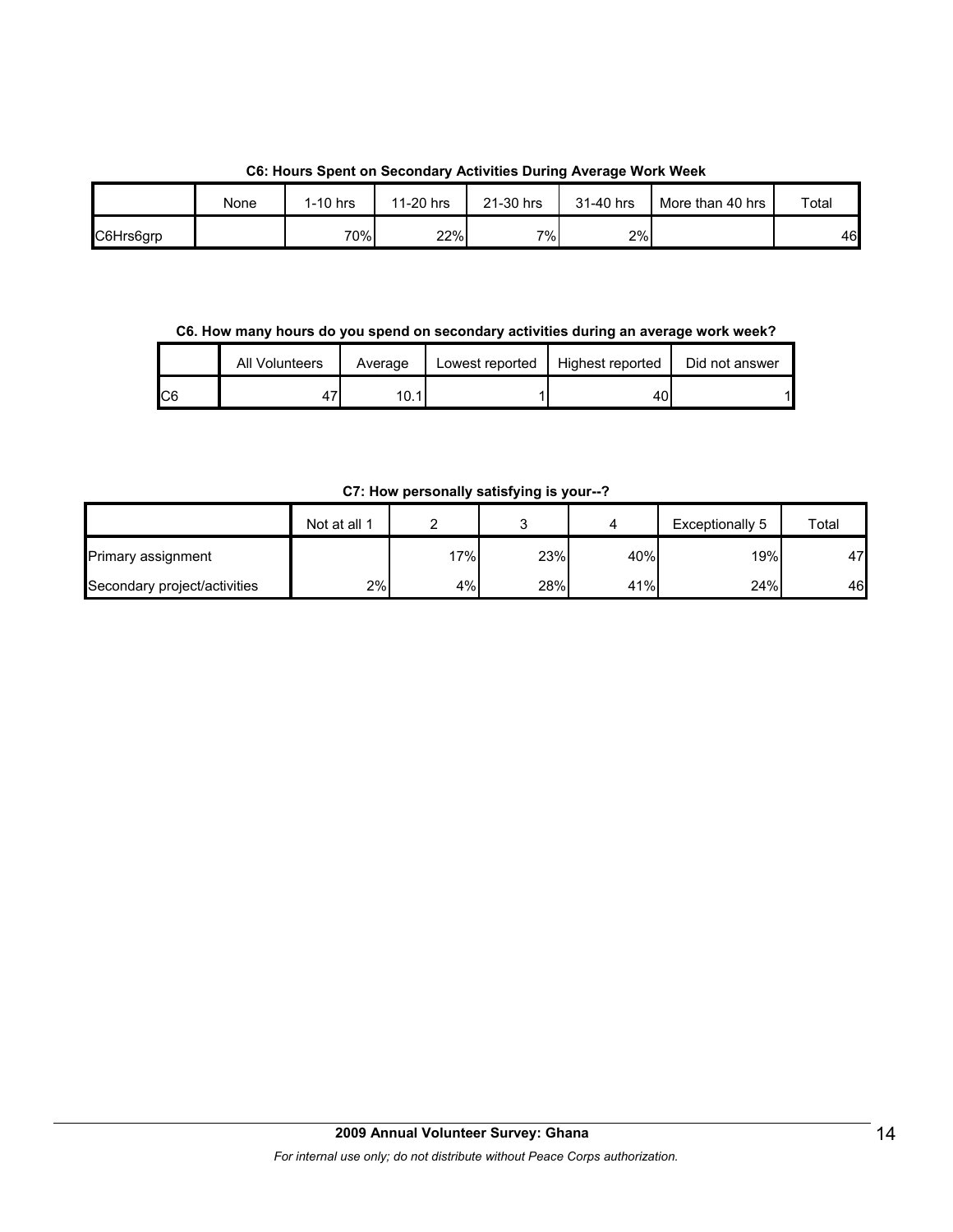**C6: Hours Spent on Secondary Activities During Average Work Week**

| | None | 1-10 hrs | 11-20 hrs | 21-30 hrs | 31-40 hrs | More than 40 hrs | Total |
|---|---|---|---|---|---|---|---|
| C6Hrs6grp | | 70% | 22% | 7% | 2% | | 46 |

**C6. How many hours do you spend on secondary activities during an average work week?**

| | All Volunteers | Average | Lowest reported | Highest reported | Did not answer |
|---|---|---|---|---|---|
| C6 | 47 | 10.1 | 1 | 40 | 1 |

**C7: How personally satisfying is your--?**

| | Not at all 1 | 2 | 3 | 4 | Exceptionally 5 | Total |
|---|---|---|---|---|---|---|
| Primary assignment | | 17% | 23% | 40% | 19% | 47 |
| Secondary project/activities | 2% | 4% | 28% | 41% | 24% | 46 |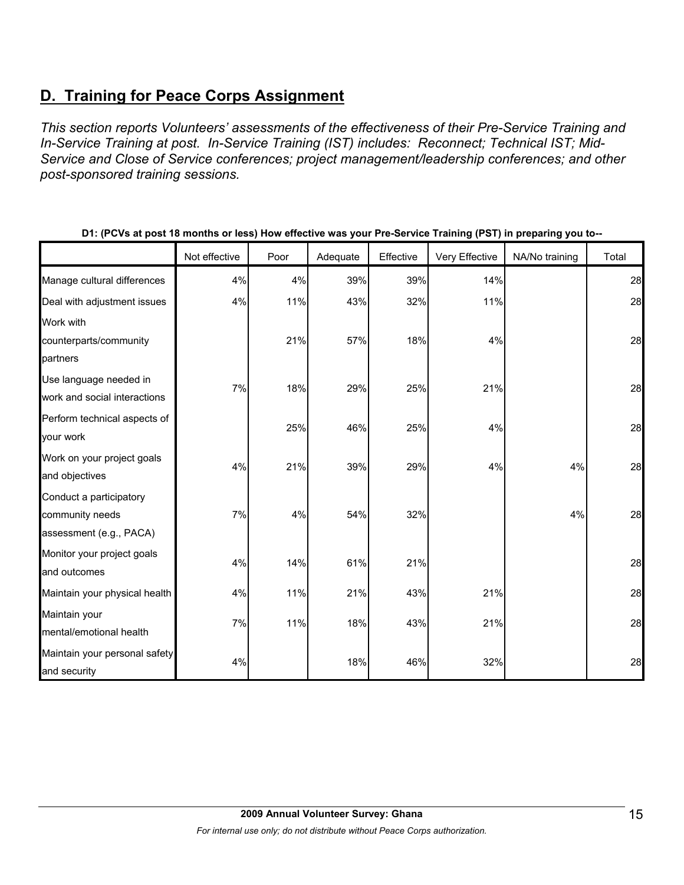## D. Training for Peace Corps Assignment

*This section reports Volunteers' assessments of the effectiveness of their Pre-Service Training and In-Service Training at post. In-Service Training (IST) includes: Reconnect; Technical IST; Mid-Service and Close of Service conferences; project management/leadership conferences; and other post-sponsored training sessions.*

**D1: (PCVs at post 18 months or less) How effective was your Pre-Service Training (PST) in preparing you to--**

| | Not effective | Poor | Adequate | Effective | Very Effective | NA/No training | Total |
|---|---|---|---|---|---|---|---|
| Manage cultural differences | 4% | 4% | 39% | 39% | 14% | | 28 |
| Deal with adjustment issues | 4% | 11% | 43% | 32% | 11% | | 28 |
| Work with counterparts/community partners | | 21% | 57% | 18% | 4% | | 28 |
| Use language needed in work and social interactions | 7% | 18% | 29% | 25% | 21% | | 28 |
| Perform technical aspects of your work | | 25% | 46% | 25% | 4% | | 28 |
| Work on your project goals and objectives | 4% | 21% | 39% | 29% | 4% | 4% | 28 |
| Conduct a participatory community needs assessment (e.g., PACA) | 7% | 4% | 54% | 32% | | 4% | 28 |
| Monitor your project goals and outcomes | 4% | 14% | 61% | 21% | | | 28 |
| Maintain your physical health | 4% | 11% | 21% | 43% | 21% | | 28 |
| Maintain your mental/emotional health | 7% | 11% | 18% | 43% | 21% | | 28 |
| Maintain your personal safety and security | 4% | | 18% | 46% | 32% | | 28 |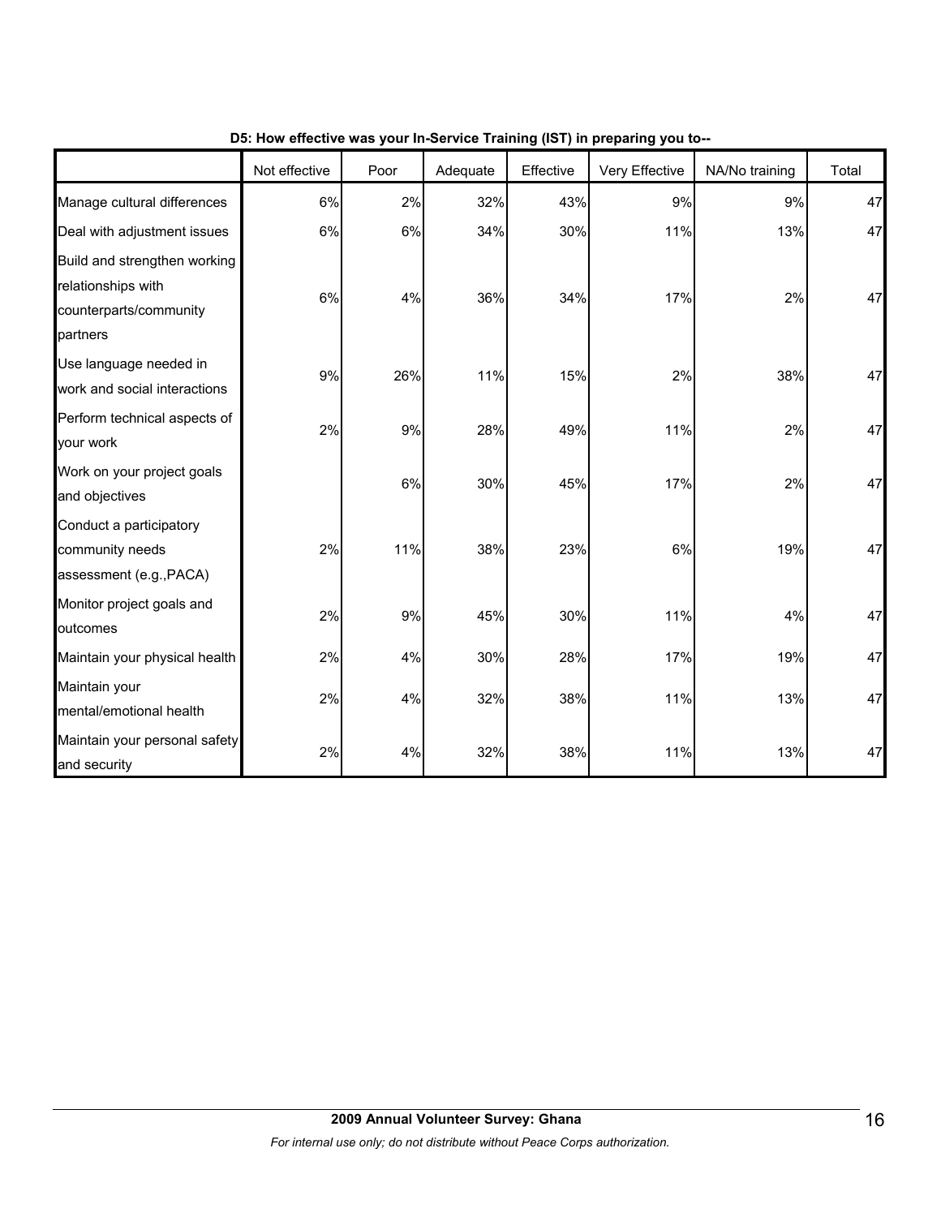**D5: How effective was your In-Service Training (IST) in preparing you to--**

| | Not effective | Poor | Adequate | Effective | Very Effective | NA/No training | Total |
|---|---|---|---|---|---|---|---|
| Manage cultural differences | 6% | 2% | 32% | 43% | 9% | 9% | 47 |
| Deal with adjustment issues | 6% | 6% | 34% | 30% | 11% | 13% | 47 |
| Build and strengthen working relationships with counterparts/community partners | 6% | 4% | 36% | 34% | 17% | 2% | 47 |
| Use language needed in work and social interactions | 9% | 26% | 11% | 15% | 2% | 38% | 47 |
| Perform technical aspects of your work | 2% | 9% | 28% | 49% | 11% | 2% | 47 |
| Work on your project goals and objectives | | 6% | 30% | 45% | 17% | 2% | 47 |
| Conduct a participatory community needs assessment (e.g.,PACA) | 2% | 11% | 38% | 23% | 6% | 19% | 47 |
| Monitor project goals and outcomes | 2% | 9% | 45% | 30% | 11% | 4% | 47 |
| Maintain your physical health | 2% | 4% | 30% | 28% | 17% | 19% | 47 |
| Maintain your mental/emotional health | 2% | 4% | 32% | 38% | 11% | 13% | 47 |
| Maintain your personal safety and security | 2% | 4% | 32% | 38% | 11% | 13% | 47 |

**2009 Annual Volunteer Survey: Ghana**

*For internal use only; do not distribute without Peace Corps authorization.*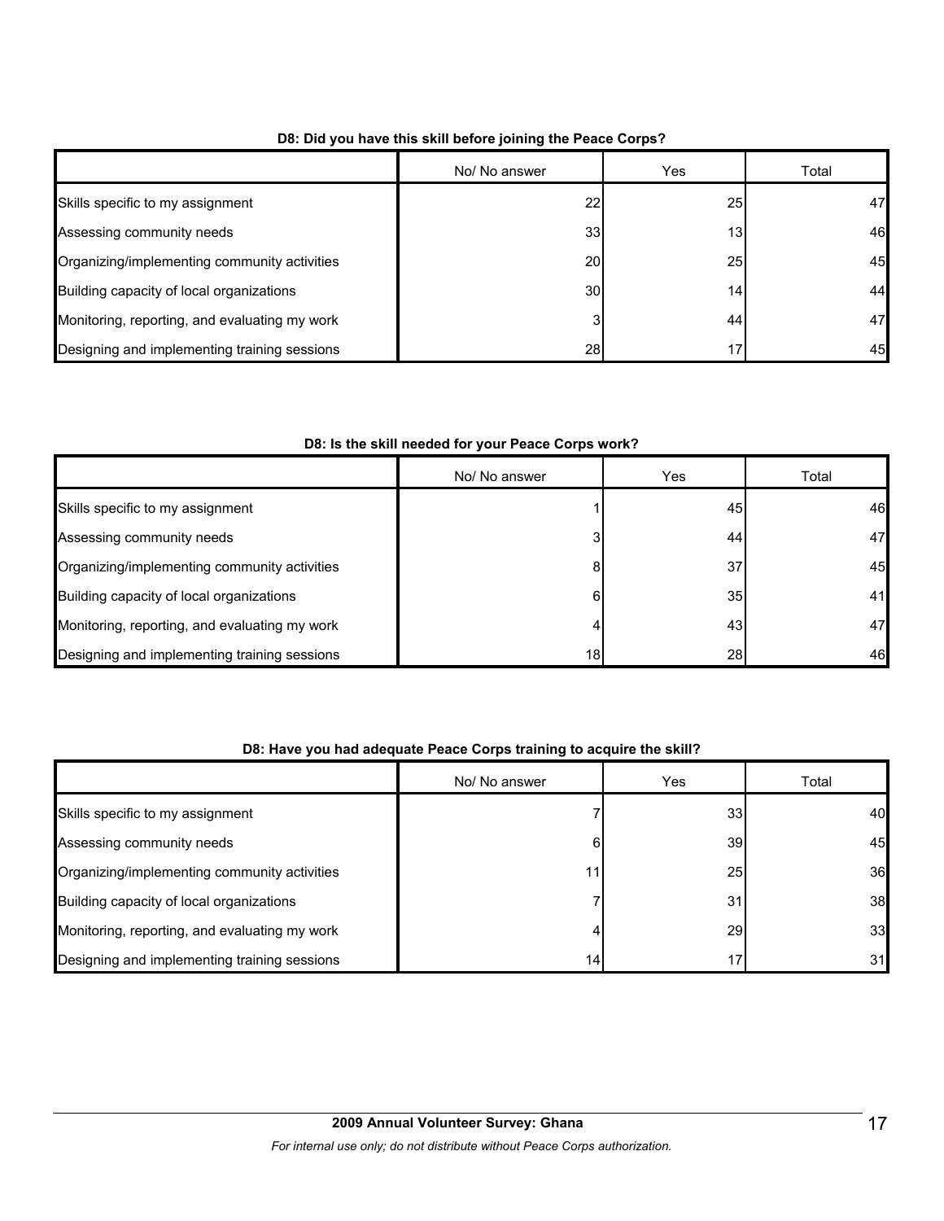**D8: Did you have this skill before joining the Peace Corps?**

| | No/ No answer | Yes | Total |
|---|---|---|---|
| Skills specific to my assignment | 22 | 25 | 47 |
| Assessing community needs | 33 | 13 | 46 |
| Organizing/implementing community activities | 20 | 25 | 45 |
| Building capacity of local organizations | 30 | 14 | 44 |
| Monitoring, reporting, and evaluating my work | 3 | 44 | 47 |
| Designing and implementing training sessions | 28 | 17 | 45 |

**D8: Is the skill needed for your Peace Corps work?**

| | No/ No answer | Yes | Total |
|---|---|---|---|
| Skills specific to my assignment | 1 | 45 | 46 |
| Assessing community needs | 3 | 44 | 47 |
| Organizing/implementing community activities | 8 | 37 | 45 |
| Building capacity of local organizations | 6 | 35 | 41 |
| Monitoring, reporting, and evaluating my work | 4 | 43 | 47 |
| Designing and implementing training sessions | 18 | 28 | 46 |

**D8: Have you had adequate Peace Corps training to acquire the skill?**

| | No/ No answer | Yes | Total |
|---|---|---|---|
| Skills specific to my assignment | 7 | 33 | 40 |
| Assessing community needs | 6 | 39 | 45 |
| Organizing/implementing community activities | 11 | 25 | 36 |
| Building capacity of local organizations | 7 | 31 | 38 |
| Monitoring, reporting, and evaluating my work | 4 | 29 | 33 |
| Designing and implementing training sessions | 14 | 17 | 31 |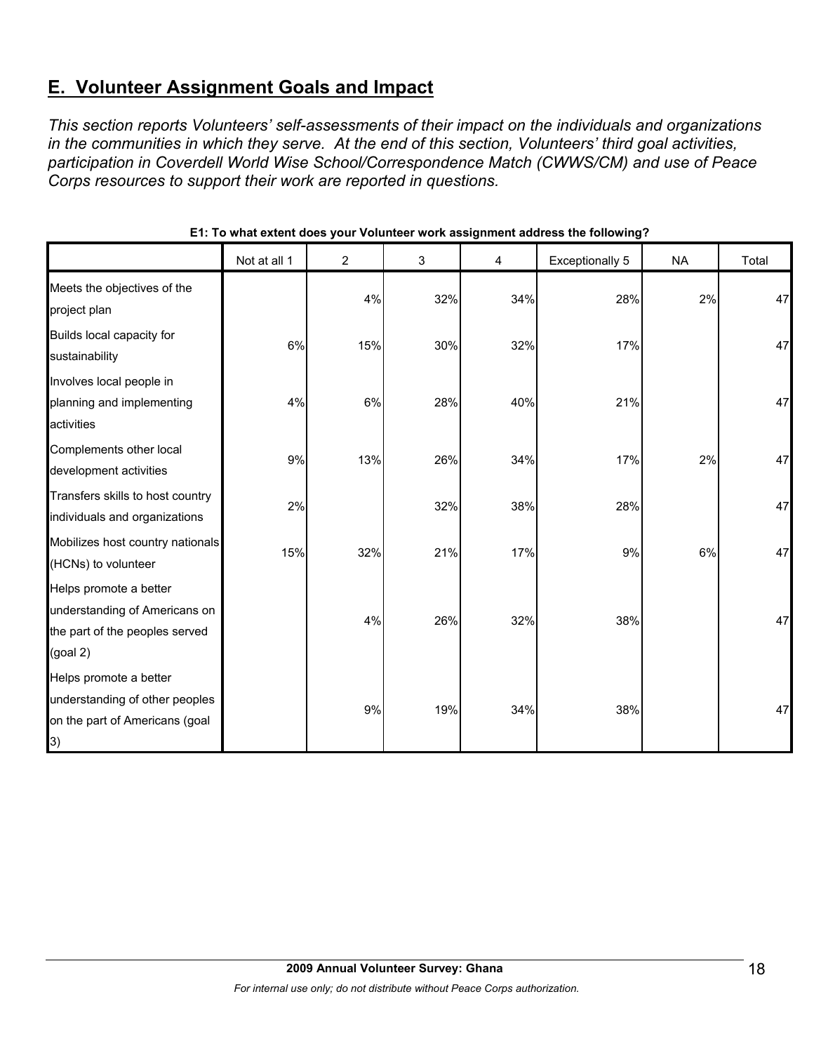## E. Volunteer Assignment Goals and Impact

*This section reports Volunteers' self-assessments of their impact on the individuals and organizations in the communities in which they serve. At the end of this section, Volunteers' third goal activities, participation in Coverdell World Wise School/Correspondence Match (CWWS/CM) and use of Peace Corps resources to support their work are reported in questions.*

**E1: To what extent does your Volunteer work assignment address the following?**

| | Not at all 1 | 2 | 3 | 4 | Exceptionally 5 | NA | Total |
|---|---|---|---|---|---|---|---|
| Meets the objectives of the project plan | | 4% | 32% | 34% | 28% | 2% | 47 |
| Builds local capacity for sustainability | 6% | 15% | 30% | 32% | 17% | | 47 |
| Involves local people in planning and implementing activities | 4% | 6% | 28% | 40% | 21% | | 47 |
| Complements other local development activities | 9% | 13% | 26% | 34% | 17% | 2% | 47 |
| Transfers skills to host country individuals and organizations | 2% | | 32% | 38% | 28% | | 47 |
| Mobilizes host country nationals (HCNs) to volunteer | 15% | 32% | 21% | 17% | 9% | 6% | 47 |
| Helps promote a better understanding of Americans on the part of the peoples served (goal 2) | | 4% | 26% | 32% | 38% | | 47 |
| Helps promote a better understanding of other peoples on the part of Americans (goal 3) | | 9% | 19% | 34% | 38% | | 47 |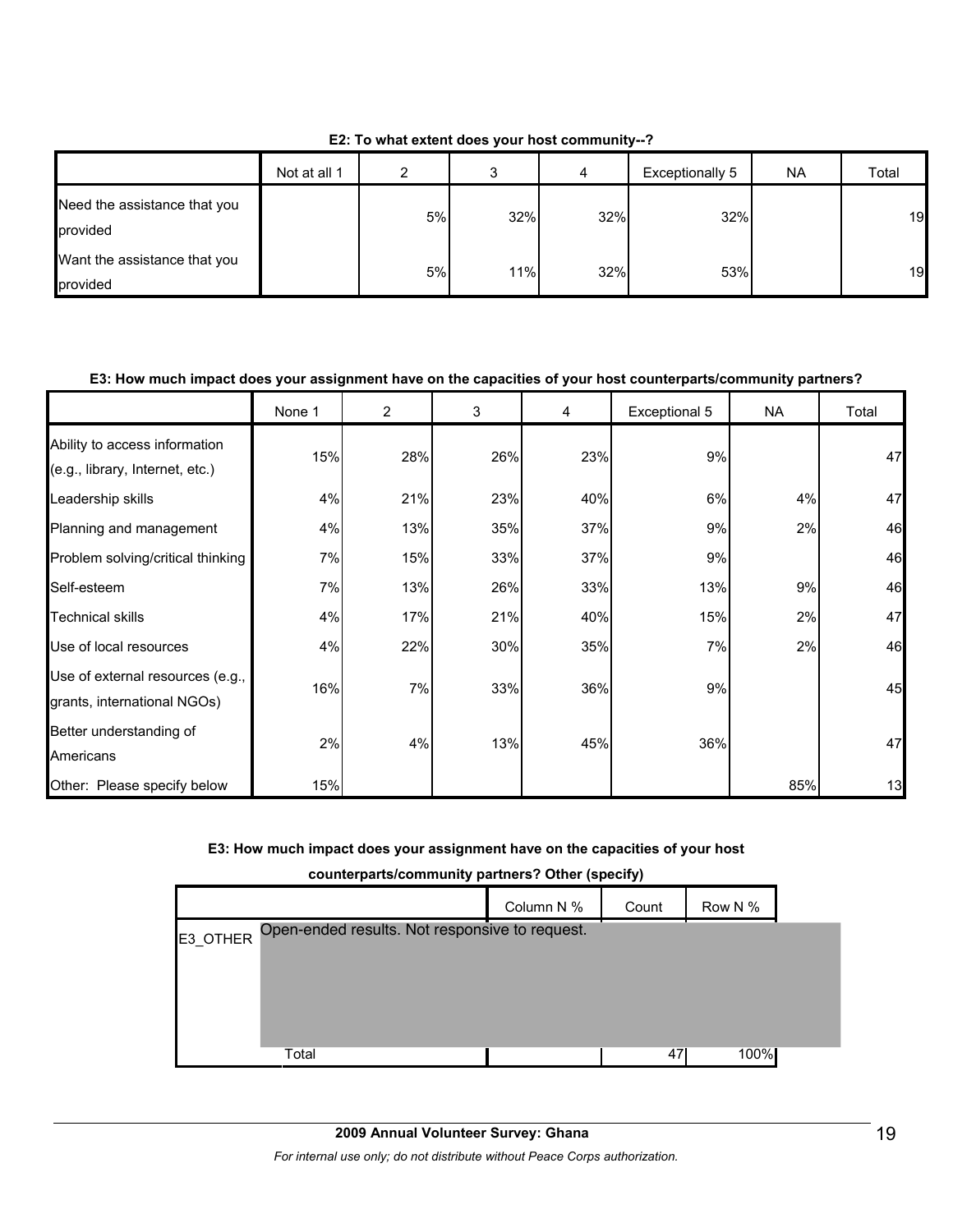**E2: To what extent does your host community--?**

| | Not at all 1 | 2 | 3 | 4 | Exceptionally 5 | NA | Total |
|---|---|---|---|---|---|---|---|
| Need the assistance that you provided | | 5% | 32% | 32% | 32% | | 19 |
| Want the assistance that you provided | | 5% | 11% | 32% | 53% | | 19 |

**E3: How much impact does your assignment have on the capacities of your host counterparts/community partners?**

| | None 1 | 2 | 3 | 4 | Exceptional 5 | NA | Total |
|---|---|---|---|---|---|---|---|
| Ability to access information (e.g., library, Internet, etc.) | 15% | 28% | 26% | 23% | 9% | | 47 |
| Leadership skills | 4% | 21% | 23% | 40% | 6% | 4% | 47 |
| Planning and management | 4% | 13% | 35% | 37% | 9% | 2% | 46 |
| Problem solving/critical thinking | 7% | 15% | 33% | 37% | 9% | | 46 |
| Self-esteem | 7% | 13% | 26% | 33% | 13% | 9% | 46 |
| Technical skills | 4% | 17% | 21% | 40% | 15% | 2% | 47 |
| Use of local resources | 4% | 22% | 30% | 35% | 7% | 2% | 46 |
| Use of external resources (e.g., grants, international NGOs) | 16% | 7% | 33% | 36% | 9% | | 45 |
| Better understanding of Americans | 2% | 4% | 13% | 45% | 36% | | 47 |
| Other: Please specify below | 15% | | | | | 85% | 13 |

**E3: How much impact does your assignment have on the capacities of your host counterparts/community partners? Other (specify)**

| | | Column N % | Count | Row N % |
|---|---|---|---|---|
| E3_OTHER | Open-ended results. Not responsive to request. | | | |
| | Total | | 47 | 100% |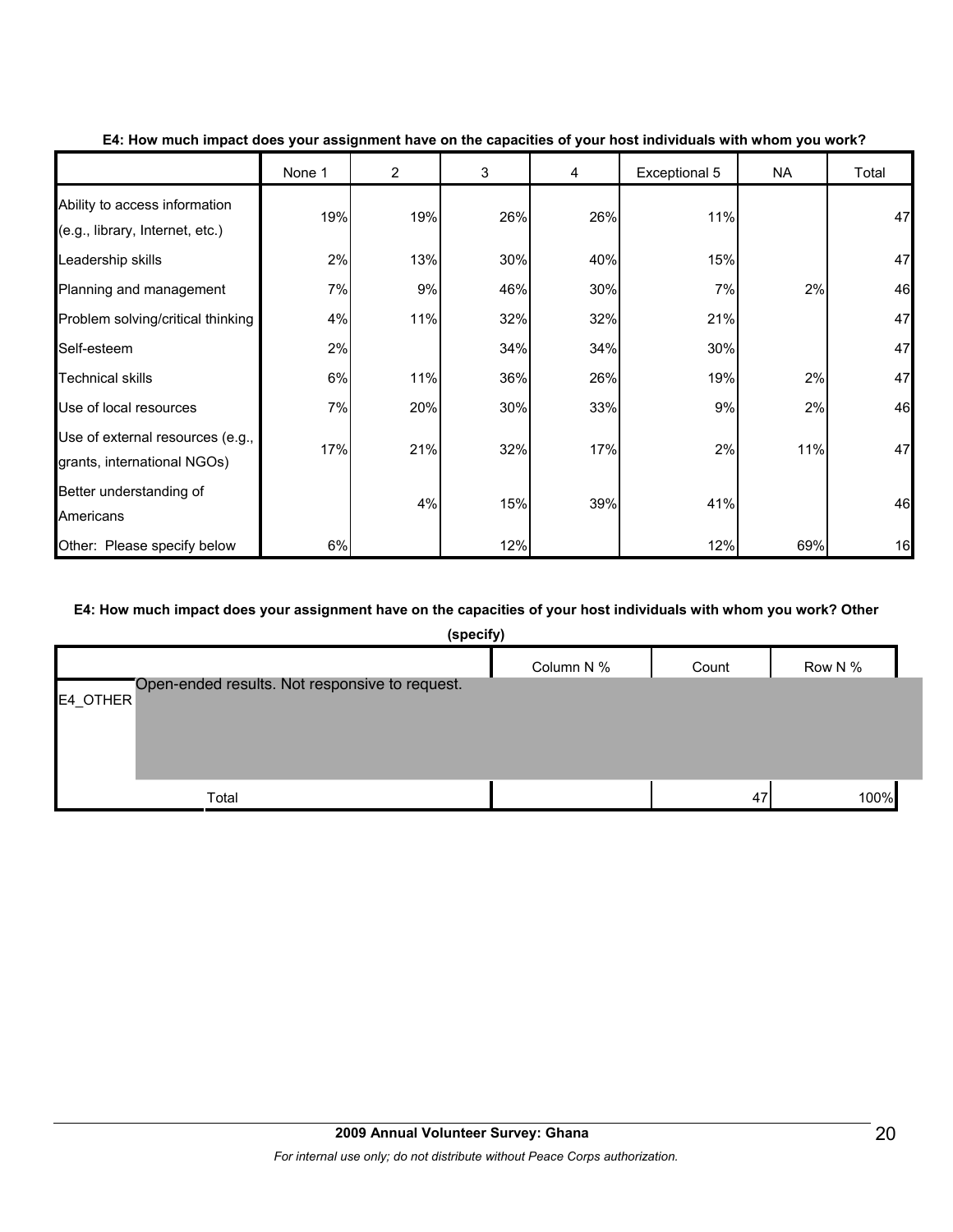**E4: How much impact does your assignment have on the capacities of your host individuals with whom you work?**

| | None 1 | 2 | 3 | 4 | Exceptional 5 | NA | Total |
|---|---|---|---|---|---|---|---|
| Ability to access information (e.g., library, Internet, etc.) | 19% | 19% | 26% | 26% | 11% | | 47 |
| Leadership skills | 2% | 13% | 30% | 40% | 15% | | 47 |
| Planning and management | 7% | 9% | 46% | 30% | 7% | 2% | 46 |
| Problem solving/critical thinking | 4% | 11% | 32% | 32% | 21% | | 47 |
| Self-esteem | 2% | | 34% | 34% | 30% | | 47 |
| Technical skills | 6% | 11% | 36% | 26% | 19% | 2% | 47 |
| Use of local resources | 7% | 20% | 30% | 33% | 9% | 2% | 46 |
| Use of external resources (e.g., grants, international NGOs) | 17% | 21% | 32% | 17% | 2% | 11% | 47 |
| Better understanding of Americans | | 4% | 15% | 39% | 41% | | 46 |
| Other: Please specify below | 6% | | 12% | | 12% | 69% | 16 |

**E4: How much impact does your assignment have on the capacities of your host individuals with whom you work? Other (specify)**

| | | Column N % | Count | Row N % |
|---|---|---|---|---|
| E4_OTHER | Open-ended results. Not responsive to request. | | | |
| Total | | | 47 | 100% |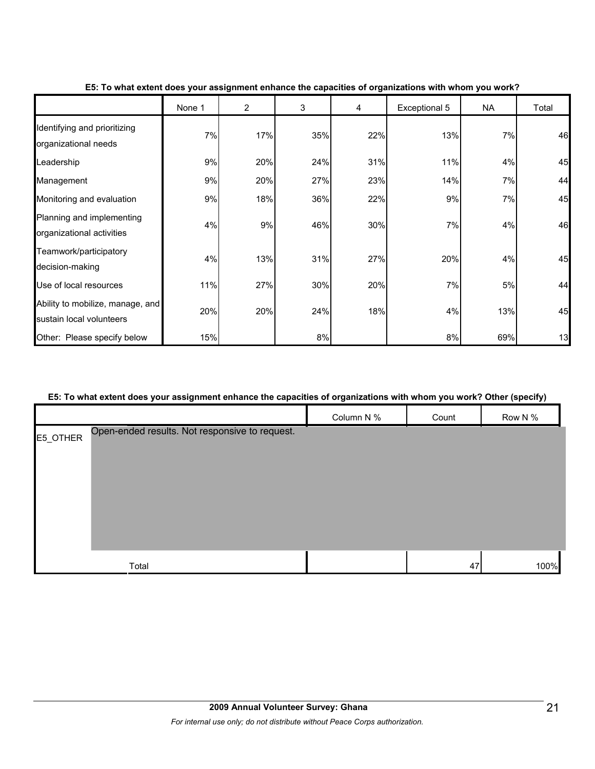**E5: To what extent does your assignment enhance the capacities of organizations with whom you work?**

| | None 1 | 2 | 3 | 4 | Exceptional 5 | NA | Total |
|---|---|---|---|---|---|---|---|
| Identifying and prioritizing organizational needs | 7% | 17% | 35% | 22% | 13% | 7% | 46 |
| Leadership | 9% | 20% | 24% | 31% | 11% | 4% | 45 |
| Management | 9% | 20% | 27% | 23% | 14% | 7% | 44 |
| Monitoring and evaluation | 9% | 18% | 36% | 22% | 9% | 7% | 45 |
| Planning and implementing organizational activities | 4% | 9% | 46% | 30% | 7% | 4% | 46 |
| Teamwork/participatory decision-making | 4% | 13% | 31% | 27% | 20% | 4% | 45 |
| Use of local resources | 11% | 27% | 30% | 20% | 7% | 5% | 44 |
| Ability to mobilize, manage, and sustain local volunteers | 20% | 20% | 24% | 18% | 4% | 13% | 45 |
| Other: Please specify below | 15% | | 8% | | 8% | 69% | 13 |

**E5: To what extent does your assignment enhance the capacities of organizations with whom you work? Other (specify)**

| | | Column N % | Count | Row N % |
|---|---|---|---|---|
| E5_OTHER | Open-ended results. Not responsive to request. | | | |
| | Total | | 47 | 100% |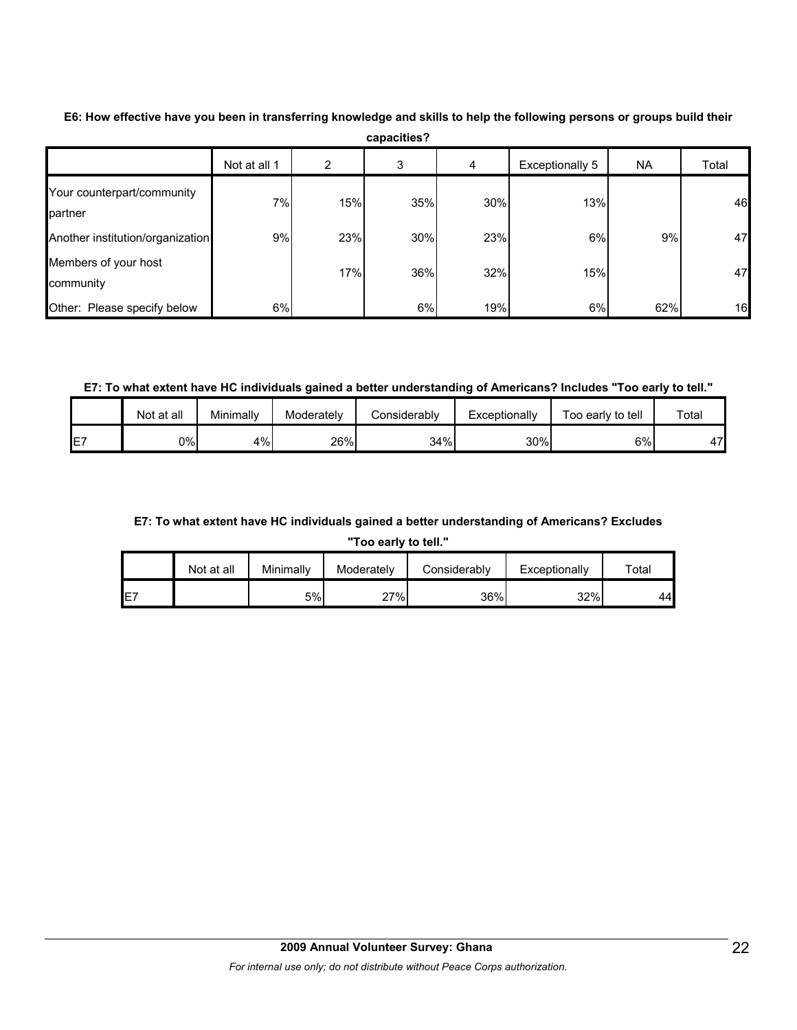**E6: How effective have you been in transferring knowledge and skills to help the following persons or groups build their capacities?**

| | Not at all 1 | 2 | 3 | 4 | Exceptionally 5 | NA | Total |
|---|---|---|---|---|---|---|---|
| Your counterpart/community partner | 7% | 15% | 35% | 30% | 13% | | 46 |
| Another institution/organization | 9% | 23% | 30% | 23% | 6% | 9% | 47 |
| Members of your host community | | 17% | 36% | 32% | 15% | | 47 |
| Other: Please specify below | 6% | | 6% | 19% | 6% | 62% | 16 |

**E7: To what extent have HC individuals gained a better understanding of Americans? Includes "Too early to tell."**

| | Not at all | Minimally | Moderately | Considerably | Exceptionally | Too early to tell | Total |
|---|---|---|---|---|---|---|---|
| E7 | 0% | 4% | 26% | 34% | 30% | 6% | 47 |

**E7: To what extent have HC individuals gained a better understanding of Americans? Excludes "Too early to tell."**

| | Not at all | Minimally | Moderately | Considerably | Exceptionally | Total |
|---|---|---|---|---|---|---|
| E7 | | 5% | 27% | 36% | 32% | 44 |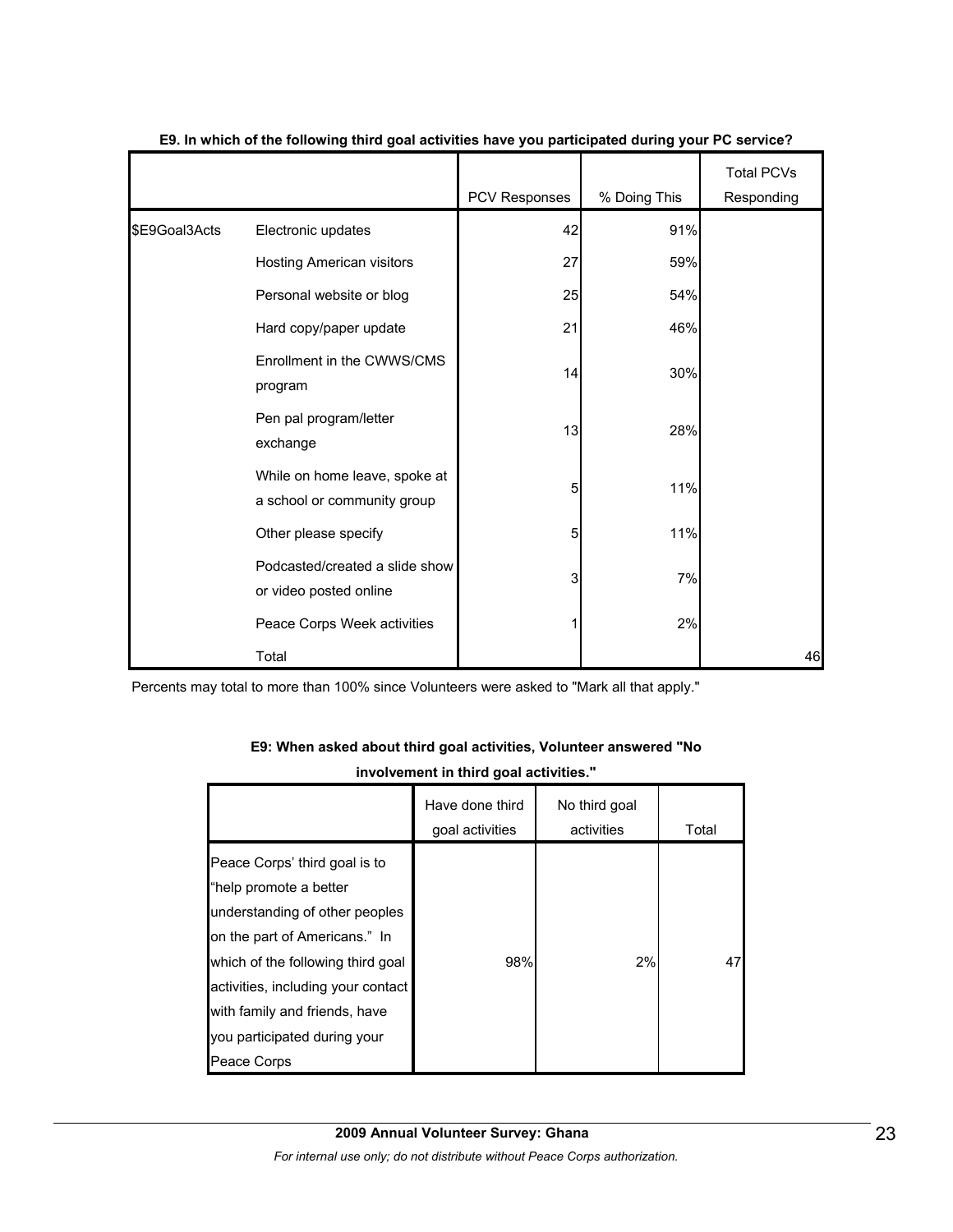**E9. In which of the following third goal activities have you participated during your PC service?**

| | | PCV Responses | % Doing This | Total PCVs Responding |
|---|---|---|---|---|
| $E9Goal3Acts | Electronic updates | 42 | 91% | |
| | Hosting American visitors | 27 | 59% | |
| | Personal website or blog | 25 | 54% | |
| | Hard copy/paper update | 21 | 46% | |
| | Enrollment in the CWWS/CMS program | 14 | 30% | |
| | Pen pal program/letter exchange | 13 | 28% | |
| | While on home leave, spoke at a school or community group | 5 | 11% | |
| | Other please specify | 5 | 11% | |
| | Podcasted/created a slide show or video posted online | 3 | 7% | |
| | Peace Corps Week activities | 1 | 2% | |
| | Total | | | 46 |

Percents may total to more than 100% since Volunteers were asked to "Mark all that apply."

**E9: When asked about third goal activities, Volunteer answered "No involvement in third goal activities."**

| | Have done third goal activities | No third goal activities | Total |
|---|---|---|---|
| Peace Corps' third goal is to "help promote a better understanding of other peoples on the part of Americans." In which of the following third goal activities, including your contact with family and friends, have you participated during your Peace Corps | 98% | 2% | 47 |

**2009 Annual Volunteer Survey: Ghana**

*For internal use only; do not distribute without Peace Corps authorization.*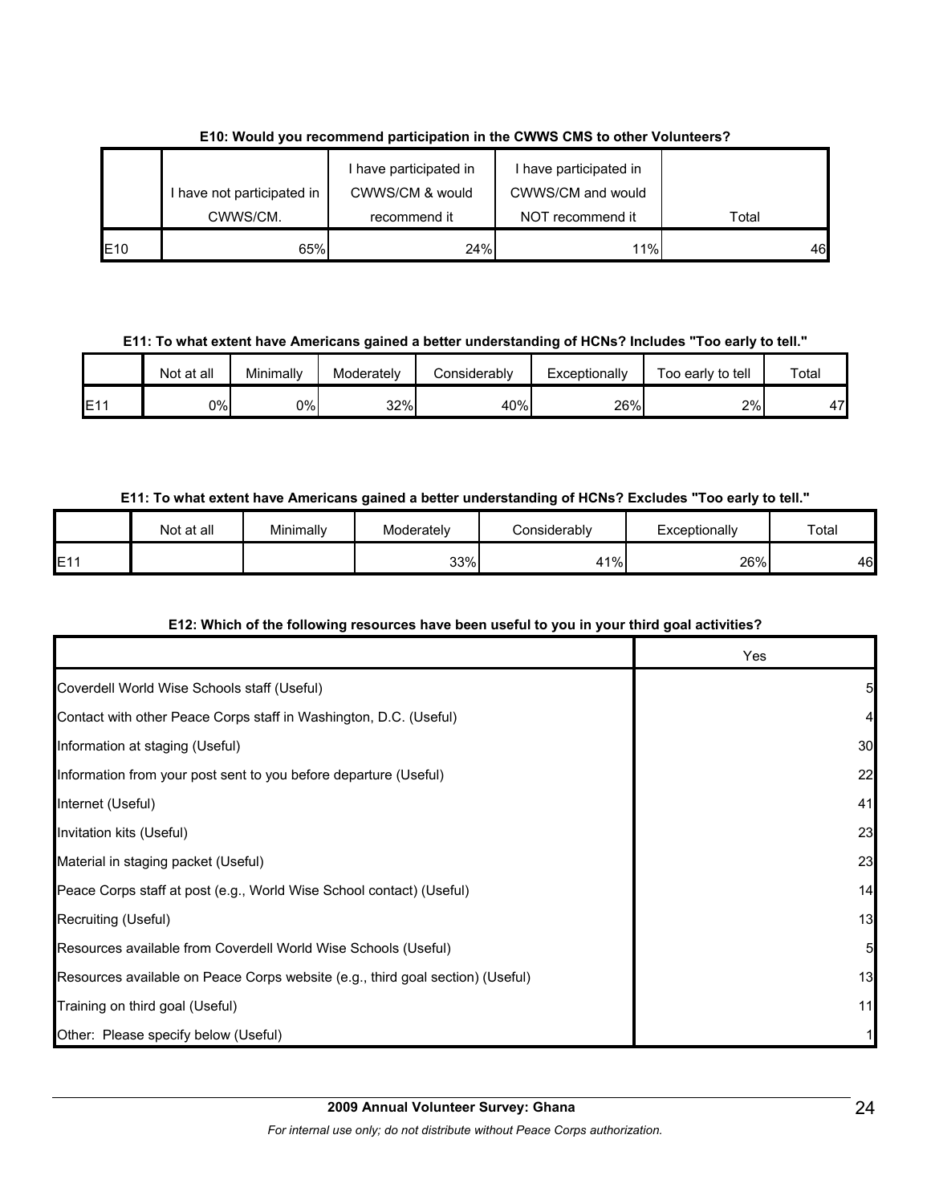**E10: Would you recommend participation in the CWWS CMS to other Volunteers?**

| | I have not participated in CWWS/CM. | I have participated in CWWS/CM & would recommend it | I have participated in CWWS/CM and would NOT recommend it | Total |
|---|---|---|---|---|
| E10 | 65% | 24% | 11% | 46 |

**E11: To what extent have Americans gained a better understanding of HCNs? Includes "Too early to tell."**

| | Not at all | Minimally | Moderately | Considerably | Exceptionally | Too early to tell | Total |
|---|---|---|---|---|---|---|---|
| E11 | 0% | 0% | 32% | 40% | 26% | 2% | 47 |

**E11: To what extent have Americans gained a better understanding of HCNs? Excludes "Too early to tell."**

| | Not at all | Minimally | Moderately | Considerably | Exceptionally | Total |
|---|---|---|---|---|---|---|
| E11 | | | 33% | 41% | 26% | 46 |

**E12: Which of the following resources have been useful to you in your third goal activities?**

| | Yes |
|---|---|
| Coverdell World Wise Schools staff (Useful) | 5 |
| Contact with other Peace Corps staff in Washington, D.C. (Useful) | 4 |
| Information at staging (Useful) | 30 |
| Information from your post sent to you before departure (Useful) | 22 |
| Internet (Useful) | 41 |
| Invitation kits (Useful) | 23 |
| Material in staging packet (Useful) | 23 |
| Peace Corps staff at post (e.g., World Wise School contact) (Useful) | 14 |
| Recruiting (Useful) | 13 |
| Resources available from Coverdell World Wise Schools (Useful) | 5 |
| Resources available on Peace Corps website (e.g., third goal section) (Useful) | 13 |
| Training on third goal (Useful) | 11 |
| Other: Please specify below (Useful) | 1 |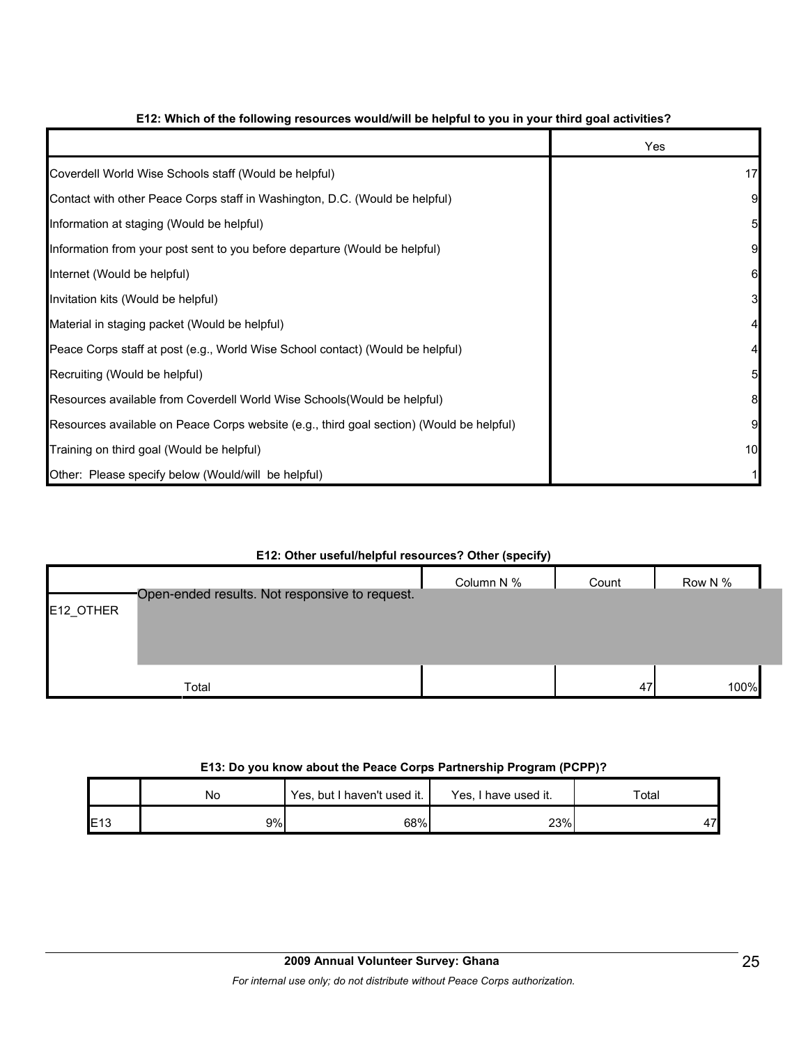**E12: Which of the following resources would/will be helpful to you in your third goal activities?**

| | Yes |
|---|---|
| Coverdell World Wise Schools staff (Would be helpful) | 17 |
| Contact with other Peace Corps staff in Washington, D.C. (Would be helpful) | 9 |
| Information at staging (Would be helpful) | 5 |
| Information from your post sent to you before departure (Would be helpful) | 9 |
| Internet (Would be helpful) | 6 |
| Invitation kits (Would be helpful) | 3 |
| Material in staging packet (Would be helpful) | 4 |
| Peace Corps staff at post (e.g., World Wise School contact) (Would be helpful) | 4 |
| Recruiting (Would be helpful) | 5 |
| Resources available from Coverdell World Wise Schools(Would be helpful) | 8 |
| Resources available on Peace Corps website (e.g., third goal section) (Would be helpful) | 9 |
| Training on third goal (Would be helpful) | 10 |
| Other: Please specify below (Would/will be helpful) | 1 |

**E12: Other useful/helpful resources? Other (specify)**

| | | Column N % | Count | Row N % |
|---|---|---|---|---|
| E12_OTHER | Open-ended results. Not responsive to request. | | | |
| | Total | | 47 | 100% |

**E13: Do you know about the Peace Corps Partnership Program (PCPP)?**

| | No | Yes, but I haven't used it. | Yes, I have used it. | Total |
|---|---|---|---|---|
| E13 | 9% | 68% | 23% | 47 |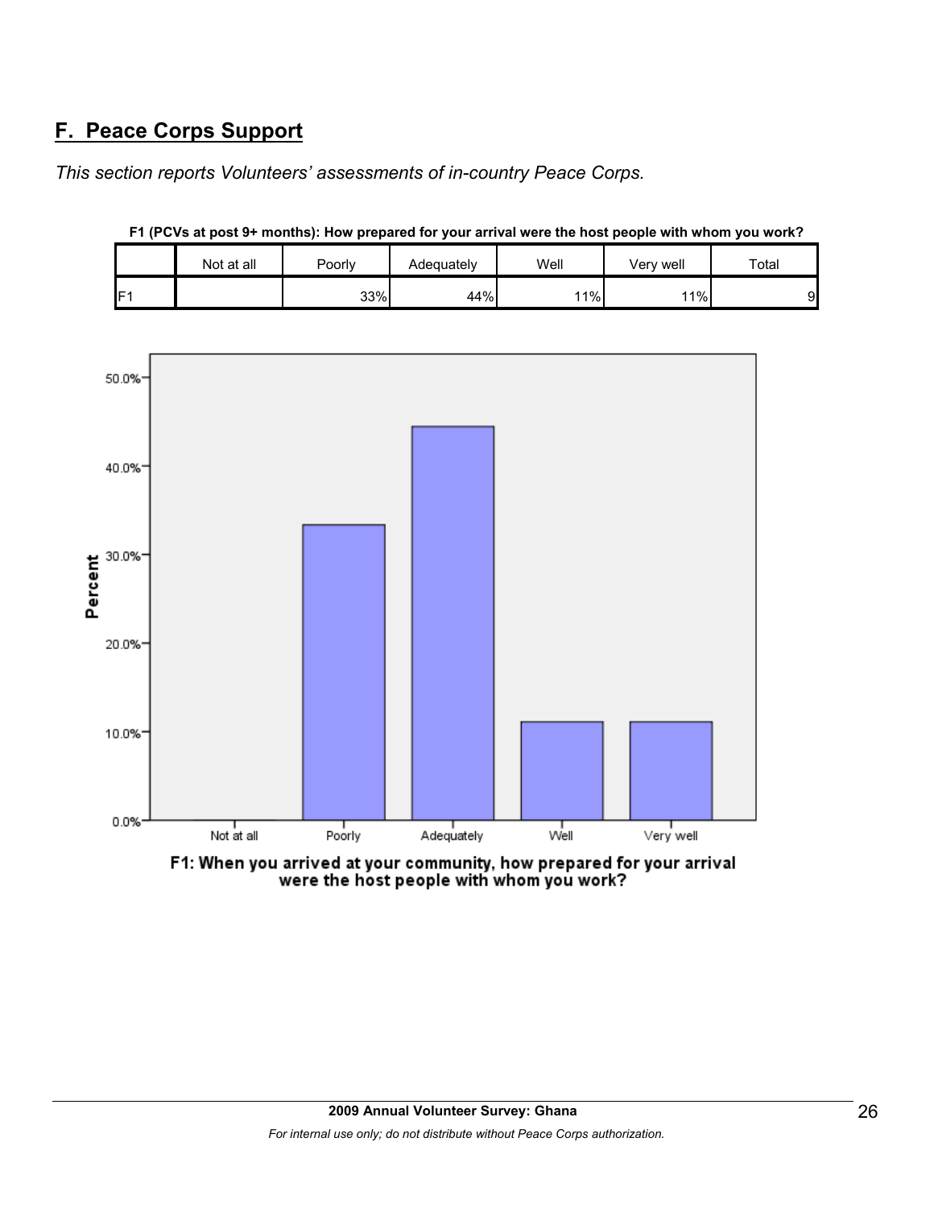## F. Peace Corps Support

*This section reports Volunteers' assessments of in-country Peace Corps.*

**F1 (PCVs at post 9+ months): How prepared for your arrival were the host people with whom you work?**

| | Not at all | Poorly | Adequately | Well | Very well | Total |
|---|---|---|---|---|---|---|
| F1 | | 33% | 44% | 11% | 11% | 9 |

F1: When you arrived at your community, how prepared for your arrival were the host people with whom you work?

2009 Annual Volunteer Survey: Ghana

*For internal use only; do not distribute without Peace Corps authorization.*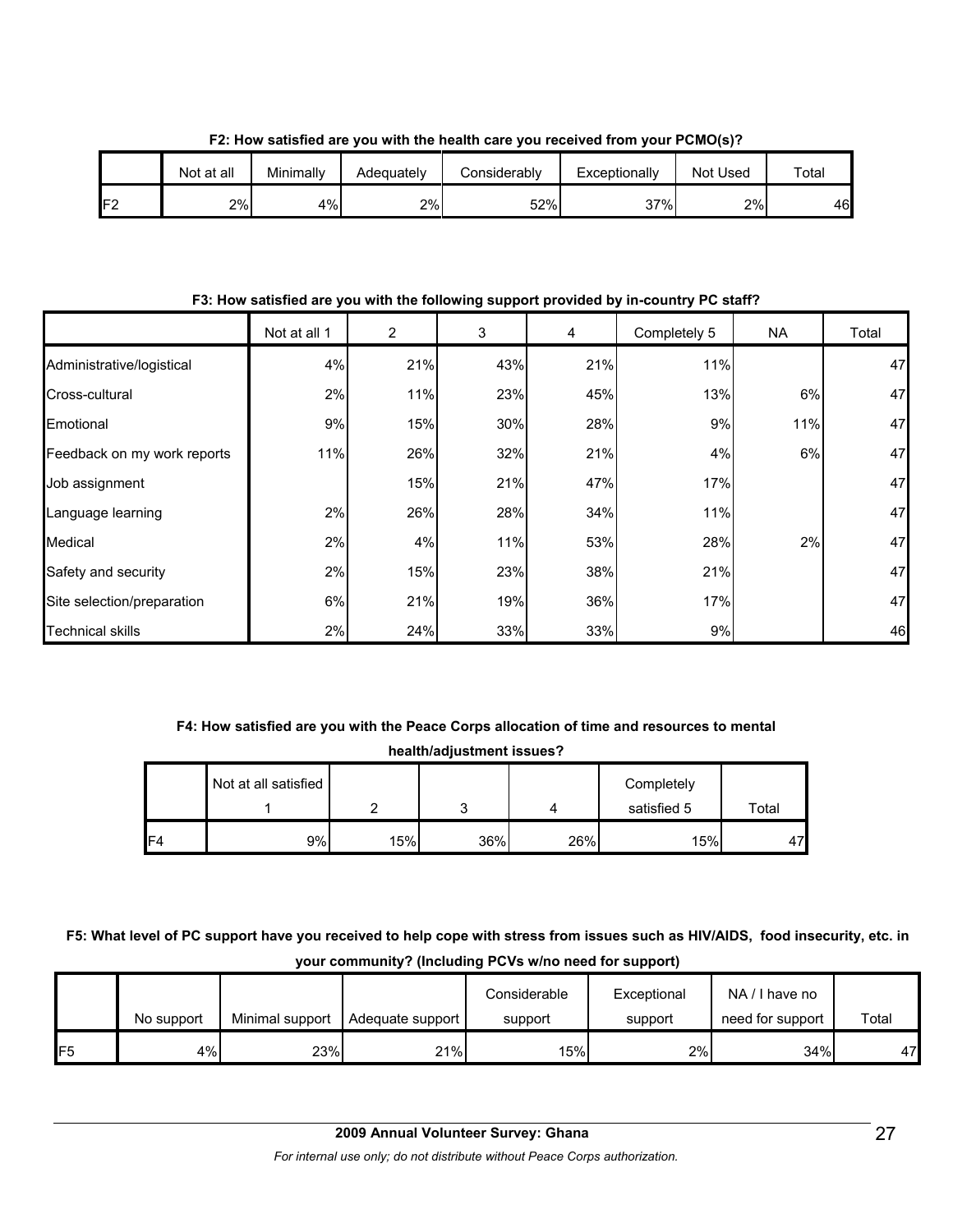**F2: How satisfied are you with the health care you received from your PCMO(s)?**

| | Not at all | Minimally | Adequately | Considerably | Exceptionally | Not Used | Total |
|---|---|---|---|---|---|---|---|
| F2 | 2% | 4% | 2% | 52% | 37% | 2% | 46 |

**F3: How satisfied are you with the following support provided by in-country PC staff?**

| | Not at all 1 | 2 | 3 | 4 | Completely 5 | NA | Total |
|---|---|---|---|---|---|---|---|
| Administrative/logistical | 4% | 21% | 43% | 21% | 11% | | 47 |
| Cross-cultural | 2% | 11% | 23% | 45% | 13% | 6% | 47 |
| Emotional | 9% | 15% | 30% | 28% | 9% | 11% | 47 |
| Feedback on my work reports | 11% | 26% | 32% | 21% | 4% | 6% | 47 |
| Job assignment | | 15% | 21% | 47% | 17% | | 47 |
| Language learning | 2% | 26% | 28% | 34% | 11% | | 47 |
| Medical | 2% | 4% | 11% | 53% | 28% | 2% | 47 |
| Safety and security | 2% | 15% | 23% | 38% | 21% | | 47 |
| Site selection/preparation | 6% | 21% | 19% | 36% | 17% | | 47 |
| Technical skills | 2% | 24% | 33% | 33% | 9% | | 46 |

**F4: How satisfied are you with the Peace Corps allocation of time and resources to mental health/adjustment issues?**

| | Not at all satisfied 1 | 2 | 3 | 4 | Completely satisfied 5 | Total |
|---|---|---|---|---|---|---|
| F4 | 9% | 15% | 36% | 26% | 15% | 47 |

**F5: What level of PC support have you received to help cope with stress from issues such as HIV/AIDS, food insecurity, etc. in your community? (Including PCVs w/no need for support)**

| | No support | Minimal support | Adequate support | Considerable support | Exceptional support | NA / I have no need for support | Total |
|---|---|---|---|---|---|---|---|
| F5 | 4% | 23% | 21% | 15% | 2% | 34% | 47 |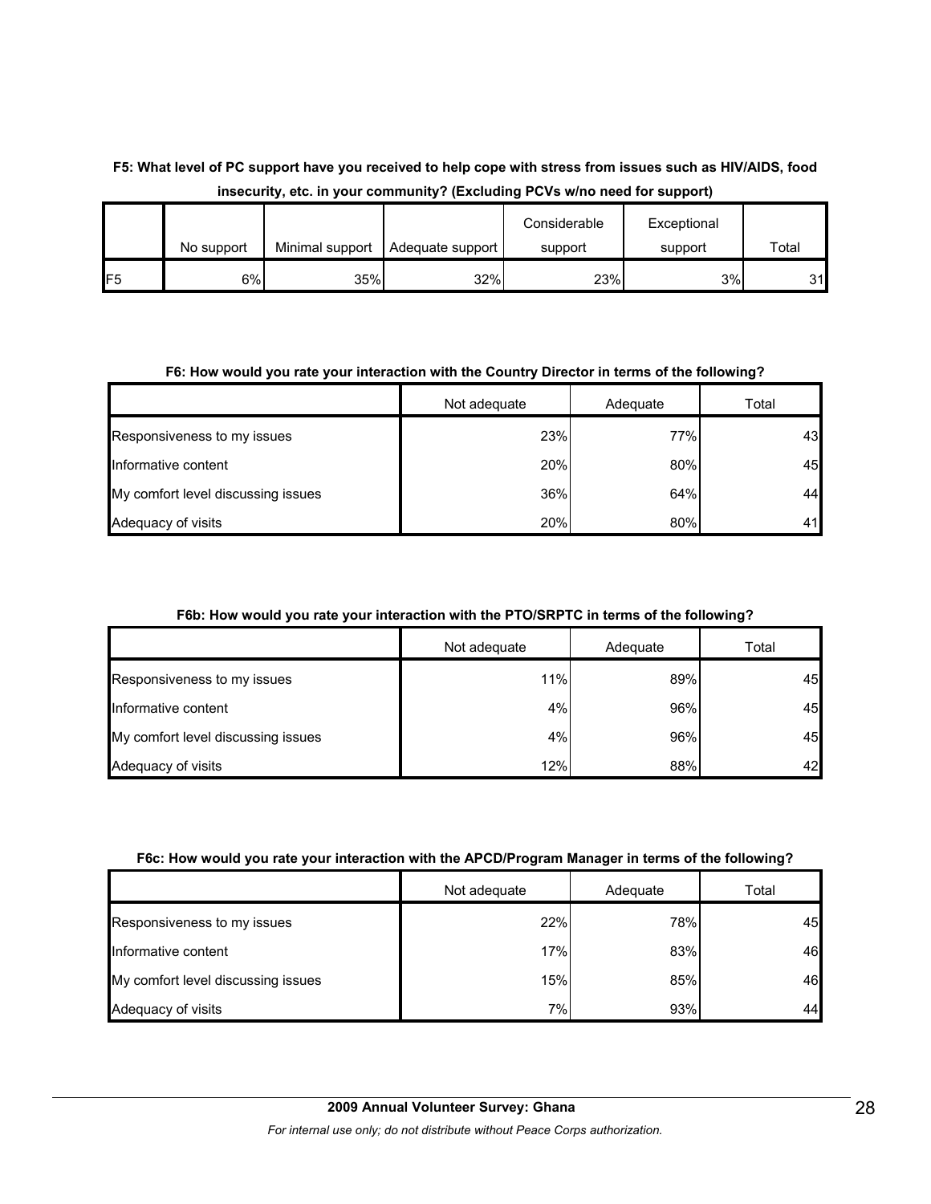**F5: What level of PC support have you received to help cope with stress from issues such as HIV/AIDS, food insecurity, etc. in your community? (Excluding PCVs w/no need for support)**

| | No support | Minimal support | Adequate support | Considerable support | Exceptional support | Total |
|---|---|---|---|---|---|---|
| F5 | 6% | 35% | 32% | 23% | 3% | 31 |

**F6: How would you rate your interaction with the Country Director in terms of the following?**

| | Not adequate | Adequate | Total |
|---|---|---|---|
| Responsiveness to my issues | 23% | 77% | 43 |
| Informative content | 20% | 80% | 45 |
| My comfort level discussing issues | 36% | 64% | 44 |
| Adequacy of visits | 20% | 80% | 41 |

**F6b: How would you rate your interaction with the PTO/SRPTC in terms of the following?**

| | Not adequate | Adequate | Total |
|---|---|---|---|
| Responsiveness to my issues | 11% | 89% | 45 |
| Informative content | 4% | 96% | 45 |
| My comfort level discussing issues | 4% | 96% | 45 |
| Adequacy of visits | 12% | 88% | 42 |

**F6c: How would you rate your interaction with the APCD/Program Manager in terms of the following?**

| | Not adequate | Adequate | Total |
|---|---|---|---|
| Responsiveness to my issues | 22% | 78% | 45 |
| Informative content | 17% | 83% | 46 |
| My comfort level discussing issues | 15% | 85% | 46 |
| Adequacy of visits | 7% | 93% | 44 |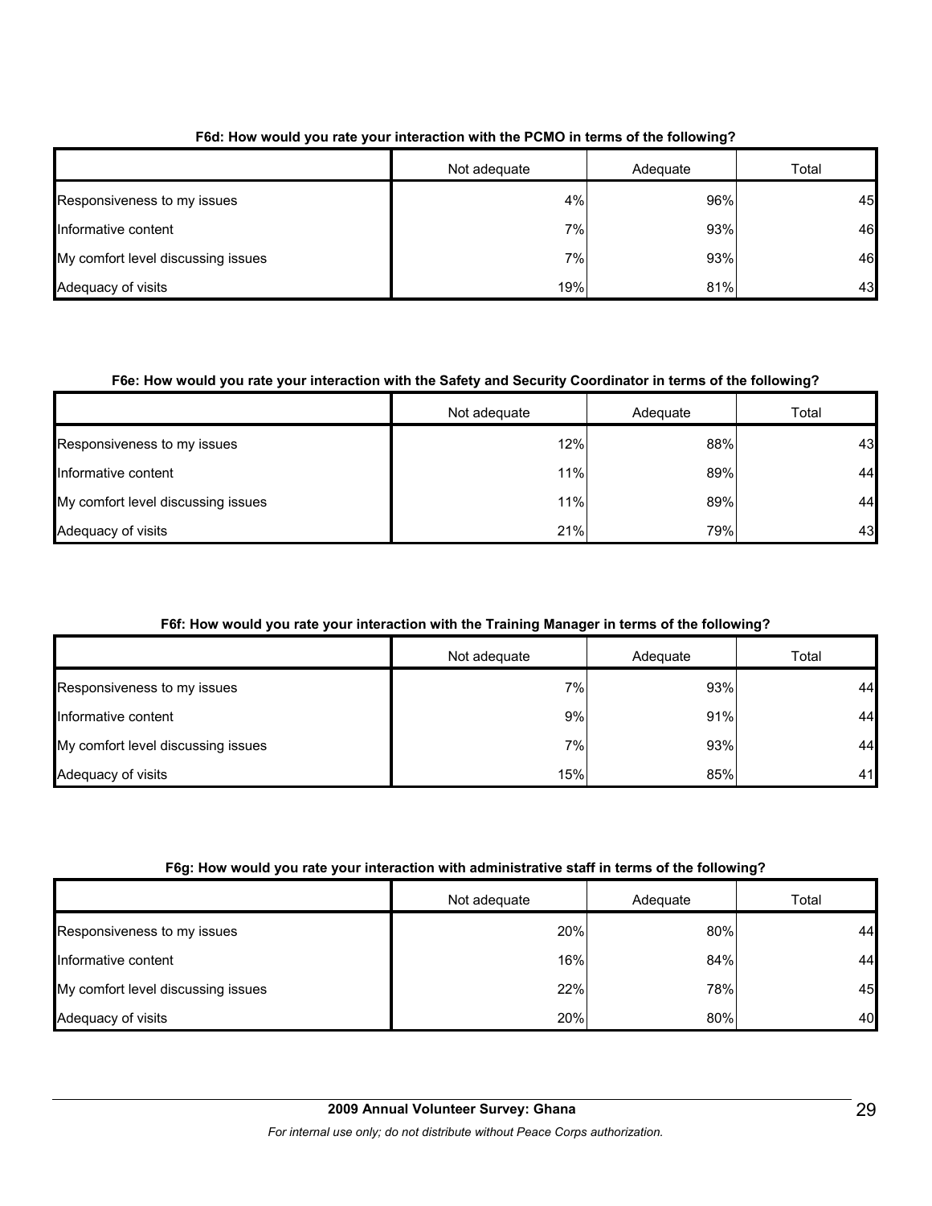**F6d: How would you rate your interaction with the PCMO in terms of the following?**

| | Not adequate | Adequate | Total |
|---|---|---|---|
| Responsiveness to my issues | 4% | 96% | 45 |
| Informative content | 7% | 93% | 46 |
| My comfort level discussing issues | 7% | 93% | 46 |
| Adequacy of visits | 19% | 81% | 43 |

**F6e: How would you rate your interaction with the Safety and Security Coordinator in terms of the following?**

| | Not adequate | Adequate | Total |
|---|---|---|---|
| Responsiveness to my issues | 12% | 88% | 43 |
| Informative content | 11% | 89% | 44 |
| My comfort level discussing issues | 11% | 89% | 44 |
| Adequacy of visits | 21% | 79% | 43 |

**F6f: How would you rate your interaction with the Training Manager in terms of the following?**

| | Not adequate | Adequate | Total |
|---|---|---|---|
| Responsiveness to my issues | 7% | 93% | 44 |
| Informative content | 9% | 91% | 44 |
| My comfort level discussing issues | 7% | 93% | 44 |
| Adequacy of visits | 15% | 85% | 41 |

**F6g: How would you rate your interaction with administrative staff in terms of the following?**

| | Not adequate | Adequate | Total |
|---|---|---|---|
| Responsiveness to my issues | 20% | 80% | 44 |
| Informative content | 16% | 84% | 44 |
| My comfort level discussing issues | 22% | 78% | 45 |
| Adequacy of visits | 20% | 80% | 40 |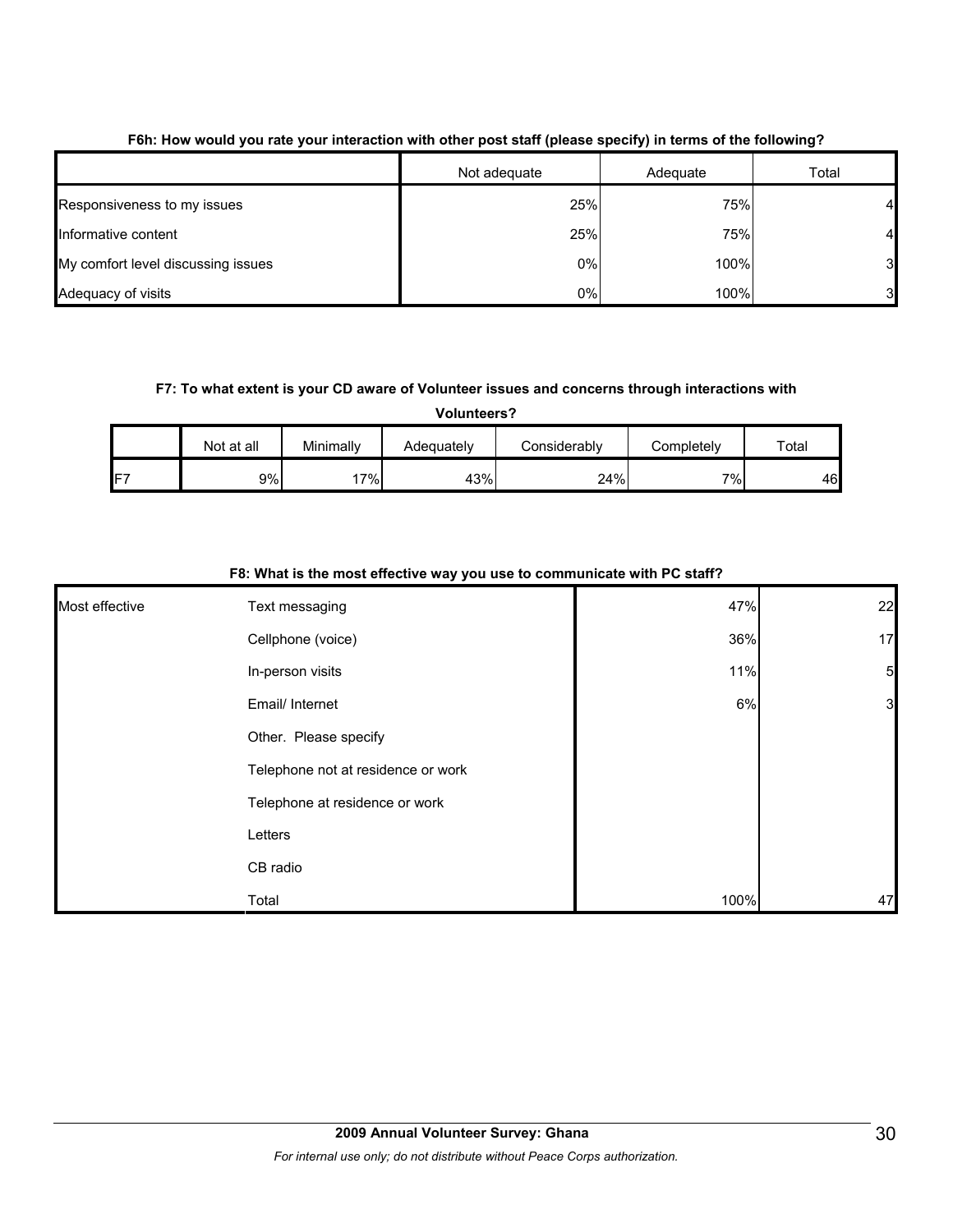**F6h: How would you rate your interaction with other post staff (please specify) in terms of the following?**

| | Not adequate | Adequate | Total |
|---|---|---|---|
| Responsiveness to my issues | 25% | 75% | 4 |
| Informative content | 25% | 75% | 4 |
| My comfort level discussing issues | 0% | 100% | 3 |
| Adequacy of visits | 0% | 100% | 3 |

**F7: To what extent is your CD aware of Volunteer issues and concerns through interactions with Volunteers?**

| | Not at all | Minimally | Adequately | Considerably | Completely | Total |
|---|---|---|---|---|---|---|
| F7 | 9% | 17% | 43% | 24% | 7% | 46 |

**F8: What is the most effective way you use to communicate with PC staff?**

| | | | |
|---|---|---|---|
| Most effective | Text messaging | 47% | 22 |
| | Cellphone (voice) | 36% | 17 |
| | In-person visits | 11% | 5 |
| | Email/ Internet | 6% | 3 |
| | Other. Please specify | | |
| | Telephone not at residence or work | | |
| | Telephone at residence or work | | |
| | Letters | | |
| | CB radio | | |
| | Total | 100% | 47 |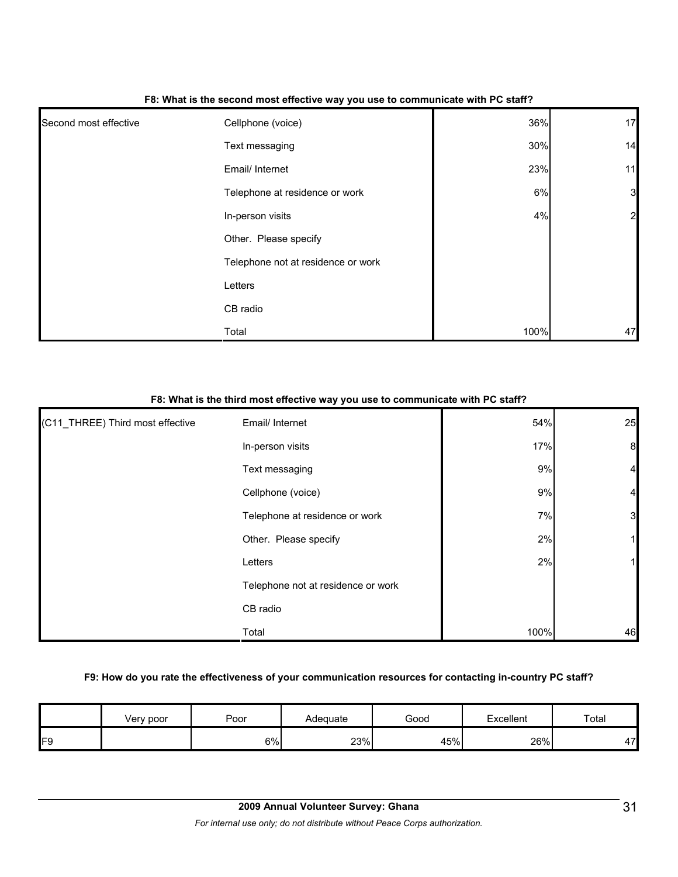**F8: What is the second most effective way you use to communicate with PC staff?**

| | | | |
|---|---|---|---|
| Second most effective | Cellphone (voice) | 36% | 17 |
| | Text messaging | 30% | 14 |
| | Email/ Internet | 23% | 11 |
| | Telephone at residence or work | 6% | 3 |
| | In-person visits | 4% | 2 |
| | Other. Please specify | | |
| | Telephone not at residence or work | | |
| | Letters | | |
| | CB radio | | |
| | Total | 100% | 47 |

**F8: What is the third most effective way you use to communicate with PC staff?**

| | | | |
|---|---|---|---|
| (C11_THREE) Third most effective | Email/ Internet | 54% | 25 |
| | In-person visits | 17% | 8 |
| | Text messaging | 9% | 4 |
| | Cellphone (voice) | 9% | 4 |
| | Telephone at residence or work | 7% | 3 |
| | Other. Please specify | 2% | 1 |
| | Letters | 2% | 1 |
| | Telephone not at residence or work | | |
| | CB radio | | |
| | Total | 100% | 46 |

**F9: How do you rate the effectiveness of your communication resources for contacting in-country PC staff?**

| | Very poor | Poor | Adequate | Good | Excellent | Total |
|---|---|---|---|---|---|---|
| F9 | | 6% | 23% | 45% | 26% | 47 |

**2009 Annual Volunteer Survey: Ghana**

*For internal use only; do not distribute without Peace Corps authorization.*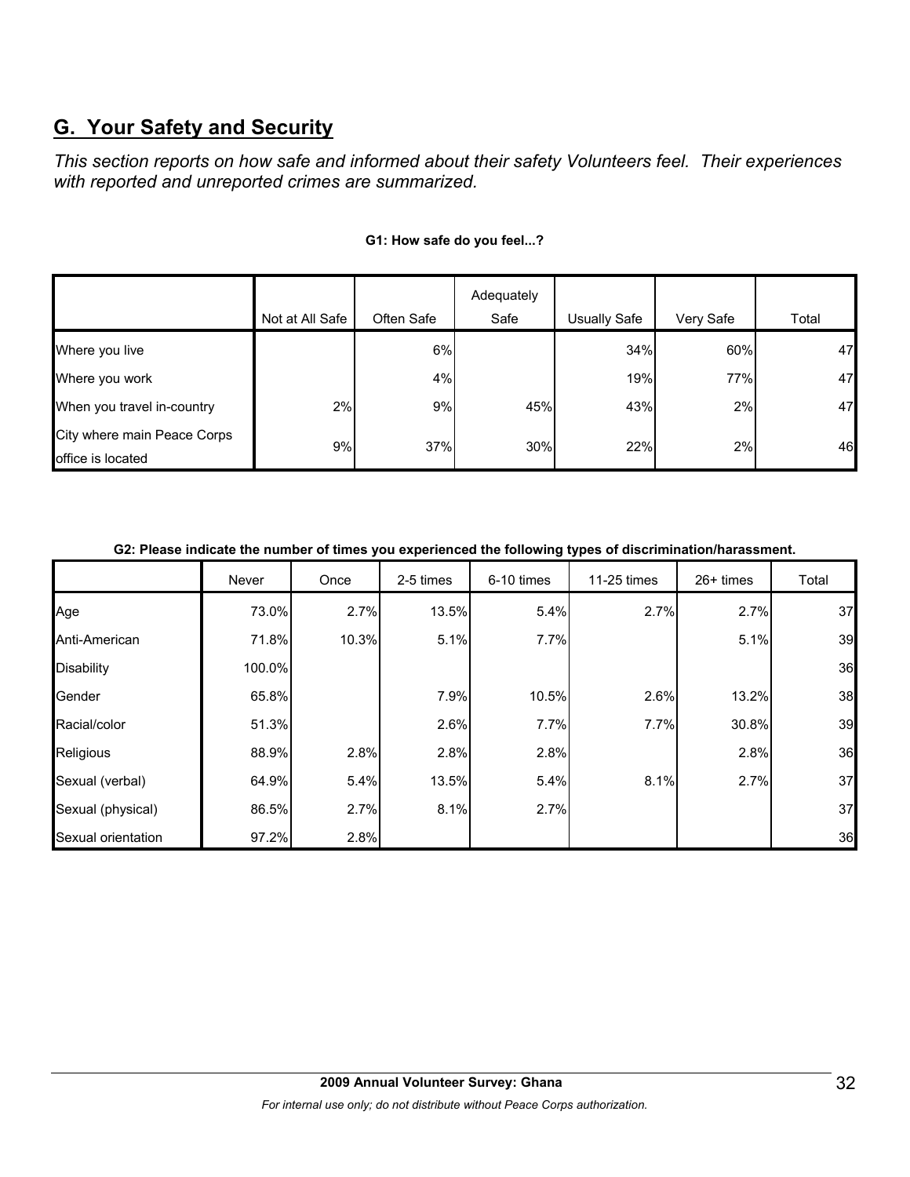## G. Your Safety and Security

*This section reports on how safe and informed about their safety Volunteers feel. Their experiences with reported and unreported crimes are summarized.*

**G1: How safe do you feel...?**

| | Not at All Safe | Often Safe | Adequately Safe | Usually Safe | Very Safe | Total |
|---|---|---|---|---|---|---|
| Where you live | | 6% | | 34% | 60% | 47 |
| Where you work | | 4% | | 19% | 77% | 47 |
| When you travel in-country | 2% | 9% | 45% | 43% | 2% | 47 |
| City where main Peace Corps office is located | 9% | 37% | 30% | 22% | 2% | 46 |

**G2: Please indicate the number of times you experienced the following types of discrimination/harassment.**

| | Never | Once | 2-5 times | 6-10 times | 11-25 times | 26+ times | Total |
|---|---|---|---|---|---|---|---|
| Age | 73.0% | 2.7% | 13.5% | 5.4% | 2.7% | 2.7% | 37 |
| Anti-American | 71.8% | 10.3% | 5.1% | 7.7% | | 5.1% | 39 |
| Disability | 100.0% | | | | | | 36 |
| Gender | 65.8% | | 7.9% | 10.5% | 2.6% | 13.2% | 38 |
| Racial/color | 51.3% | | 2.6% | 7.7% | 7.7% | 30.8% | 39 |
| Religious | 88.9% | 2.8% | 2.8% | 2.8% | | 2.8% | 36 |
| Sexual (verbal) | 64.9% | 5.4% | 13.5% | 5.4% | 8.1% | 2.7% | 37 |
| Sexual (physical) | 86.5% | 2.7% | 8.1% | 2.7% | | | 37 |
| Sexual orientation | 97.2% | 2.8% | | | | | 36 |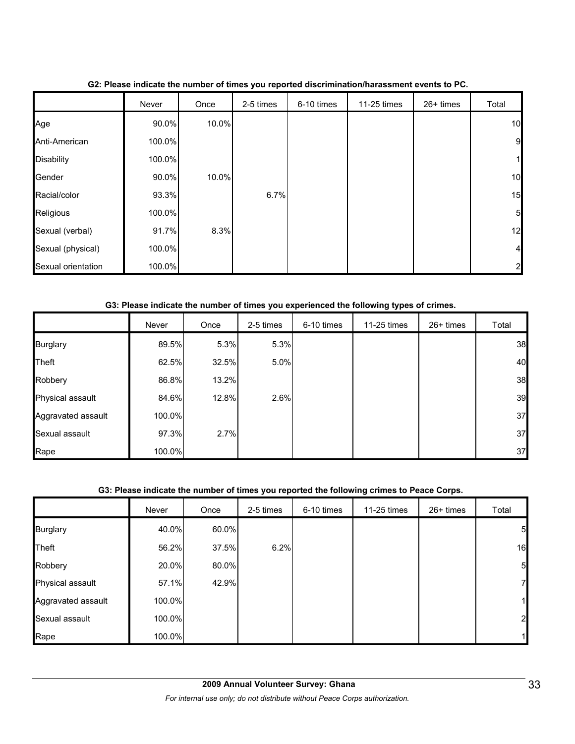**G2: Please indicate the number of times you reported discrimination/harassment events to PC.**

| | Never | Once | 2-5 times | 6-10 times | 11-25 times | 26+ times | Total |
|---|---|---|---|---|---|---|---|
| Age | 90.0% | 10.0% | | | | | 10 |
| Anti-American | 100.0% | | | | | | 9 |
| Disability | 100.0% | | | | | | 1 |
| Gender | 90.0% | 10.0% | | | | | 10 |
| Racial/color | 93.3% | | 6.7% | | | | 15 |
| Religious | 100.0% | | | | | | 5 |
| Sexual (verbal) | 91.7% | 8.3% | | | | | 12 |
| Sexual (physical) | 100.0% | | | | | | 4 |
| Sexual orientation | 100.0% | | | | | | 2 |

**G3: Please indicate the number of times you experienced the following types of crimes.**

| | Never | Once | 2-5 times | 6-10 times | 11-25 times | 26+ times | Total |
|---|---|---|---|---|---|---|---|
| Burglary | 89.5% | 5.3% | 5.3% | | | | 38 |
| Theft | 62.5% | 32.5% | 5.0% | | | | 40 |
| Robbery | 86.8% | 13.2% | | | | | 38 |
| Physical assault | 84.6% | 12.8% | 2.6% | | | | 39 |
| Aggravated assault | 100.0% | | | | | | 37 |
| Sexual assault | 97.3% | 2.7% | | | | | 37 |
| Rape | 100.0% | | | | | | 37 |

**G3: Please indicate the number of times you reported the following crimes to Peace Corps.**

| | Never | Once | 2-5 times | 6-10 times | 11-25 times | 26+ times | Total |
|---|---|---|---|---|---|---|---|
| Burglary | 40.0% | 60.0% | | | | | 5 |
| Theft | 56.2% | 37.5% | 6.2% | | | | 16 |
| Robbery | 20.0% | 80.0% | | | | | 5 |
| Physical assault | 57.1% | 42.9% | | | | | 7 |
| Aggravated assault | 100.0% | | | | | | 1 |
| Sexual assault | 100.0% | | | | | | 2 |
| Rape | 100.0% | | | | | | 1 |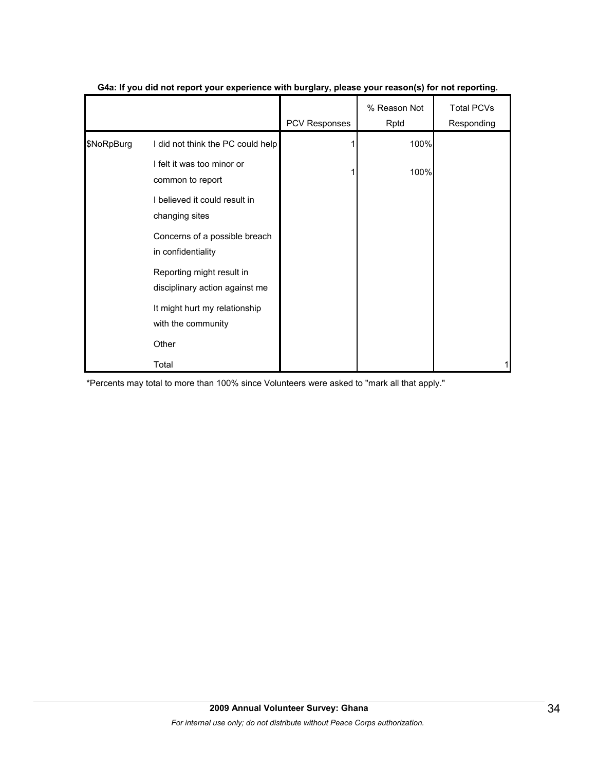**G4a: If you did not report your experience with burglary, please your reason(s) for not reporting.**

| | | PCV Responses | % Reason Not Rptd | Total PCVs Responding |
|---|---|---|---|---|
| $NoRpBurg | I did not think the PC could help | 1 | 100% | |
| | I felt it was too minor or common to report | 1 | 100% | |
| | I believed it could result in changing sites | | | |
| | Concerns of a possible breach in confidentiality | | | |
| | Reporting might result in disciplinary action against me | | | |
| | It might hurt my relationship with the community | | | |
| | Other | | | |
| | Total | | | 1 |

*Percents may total to more than 100% since Volunteers were asked to "mark all that apply."

**2009 Annual Volunteer Survey: Ghana**

*For internal use only; do not distribute without Peace Corps authorization.*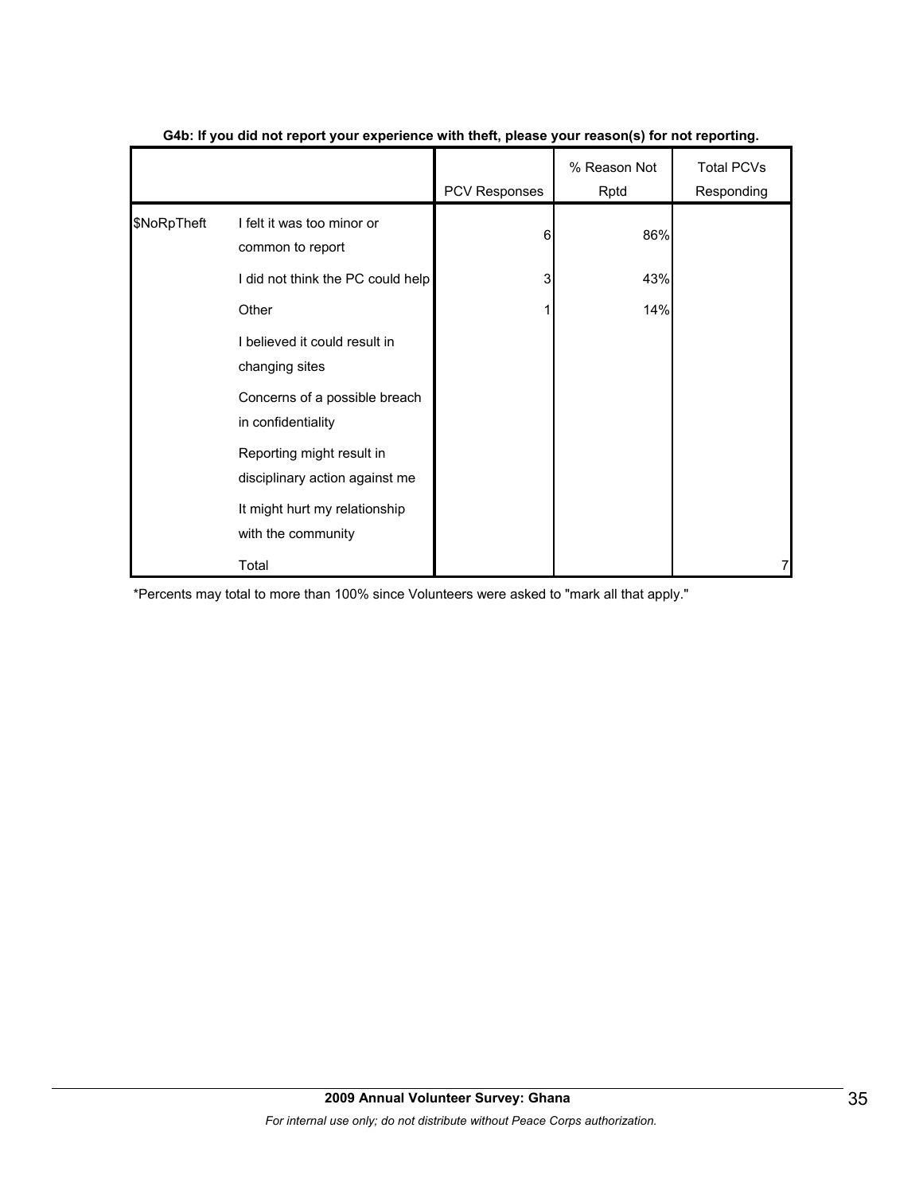**G4b: If you did not report your experience with theft, please your reason(s) for not reporting.**

| | | PCV Responses | % Reason Not Rptd | Total PCVs Responding |
|---|---|---|---|---|
| $NoRpTheft | I felt it was too minor or common to report | 6 | 86% | |
| | I did not think the PC could help | 3 | 43% | |
| | Other | 1 | 14% | |
| | I believed it could result in changing sites | | | |
| | Concerns of a possible breach in confidentiality | | | |
| | Reporting might result in disciplinary action against me | | | |
| | It might hurt my relationship with the community | | | |
| | Total | | | 7 |

*Percents may total to more than 100% since Volunteers were asked to "mark all that apply."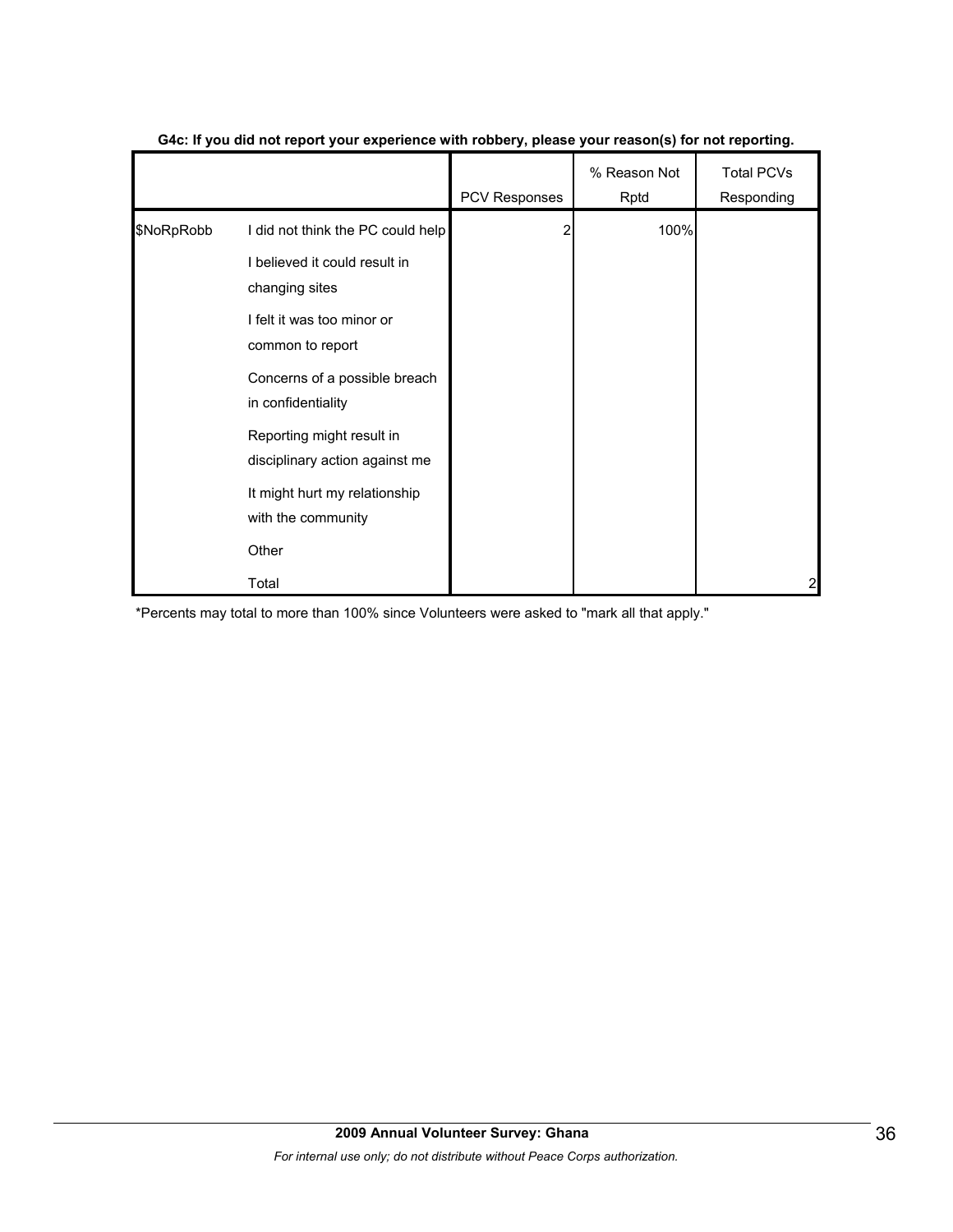**G4c: If you did not report your experience with robbery, please your reason(s) for not reporting.**

| | | PCV Responses | % Reason Not Rptd | Total PCVs Responding |
|---|---|---|---|---|
| $NoRpRobb | I did not think the PC could help | 2 | 100% | |
| | I believed it could result in changing sites | | | |
| | I felt it was too minor or common to report | | | |
| | Concerns of a possible breach in confidentiality | | | |
| | Reporting might result in disciplinary action against me | | | |
| | It might hurt my relationship with the community | | | |
| | Other | | | |
| | Total | | | 2 |

*Percents may total to more than 100% since Volunteers were asked to "mark all that apply."

**2009 Annual Volunteer Survey: Ghana**

*For internal use only; do not distribute without Peace Corps authorization.*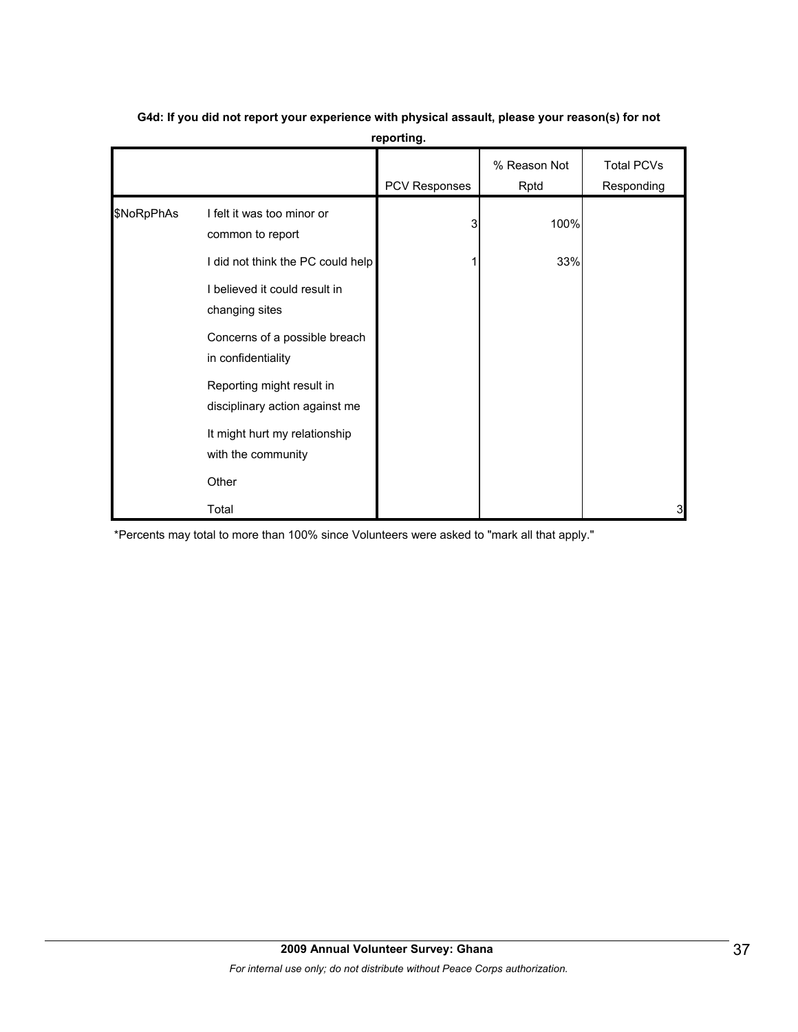**G4d: If you did not report your experience with physical assault, please your reason(s) for not reporting.**

| | | PCV Responses | % Reason Not Rptd | Total PCVs Responding |
|---|---|---|---|---|
| $NoRpPhAs | I felt it was too minor or common to report | 3 | 100% | |
| | I did not think the PC could help | 1 | 33% | |
| | I believed it could result in changing sites | | | |
| | Concerns of a possible breach in confidentiality | | | |
| | Reporting might result in disciplinary action against me | | | |
| | It might hurt my relationship with the community | | | |
| | Other | | | |
| | Total | | | 3 |

*Percents may total to more than 100% since Volunteers were asked to "mark all that apply."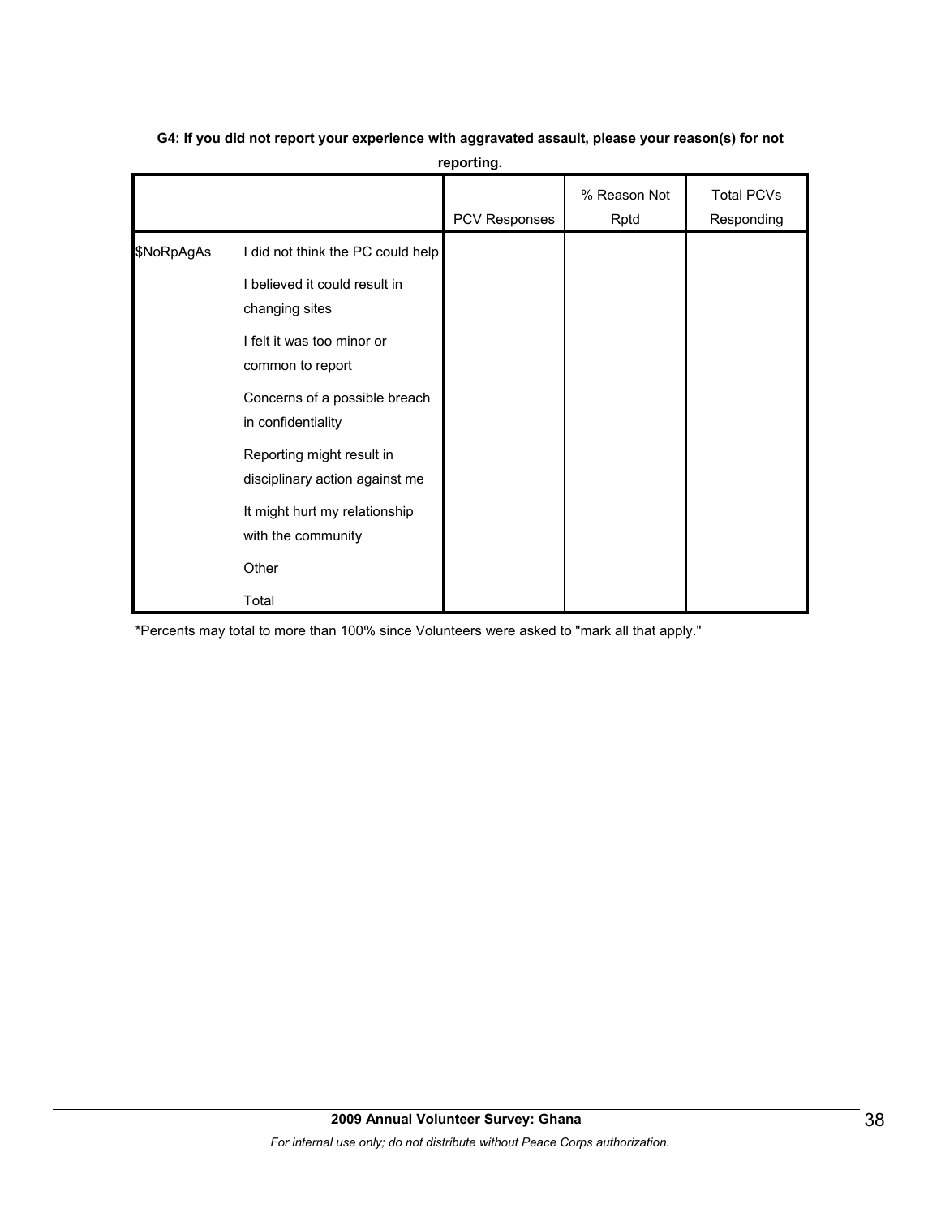**G4: If you did not report your experience with aggravated assault, please your reason(s) for not reporting.**

| | | PCV Responses | % Reason Not Rptd | Total PCVs Responding |
|---|---|---|---|---|
| $NoRpAgAs | I did not think the PC could help | | | |
| | I believed it could result in changing sites | | | |
| | I felt it was too minor or common to report | | | |
| | Concerns of a possible breach in confidentiality | | | |
| | Reporting might result in disciplinary action against me | | | |
| | It might hurt my relationship with the community | | | |
| | Other | | | |
| | Total | | | |

*Percents may total to more than 100% since Volunteers were asked to "mark all that apply."

**2009 Annual Volunteer Survey: Ghana**

*For internal use only; do not distribute without Peace Corps authorization.*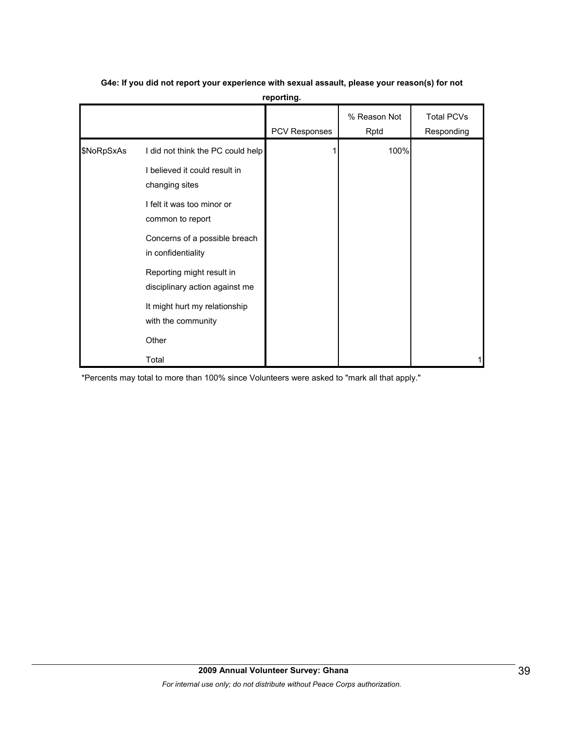**G4e: If you did not report your experience with sexual assault, please your reason(s) for not reporting.**

| | | PCV Responses | % Reason Not Rptd | Total PCVs Responding |
|---|---|---|---|---|
| $NoRpSxAs | I did not think the PC could help | 1 | 100% | |
| | I believed it could result in changing sites | | | |
| | I felt it was too minor or common to report | | | |
| | Concerns of a possible breach in confidentiality | | | |
| | Reporting might result in disciplinary action against me | | | |
| | It might hurt my relationship with the community | | | |
| | Other | | | |
| | Total | | | 1 |

*Percents may total to more than 100% since Volunteers were asked to "mark all that apply."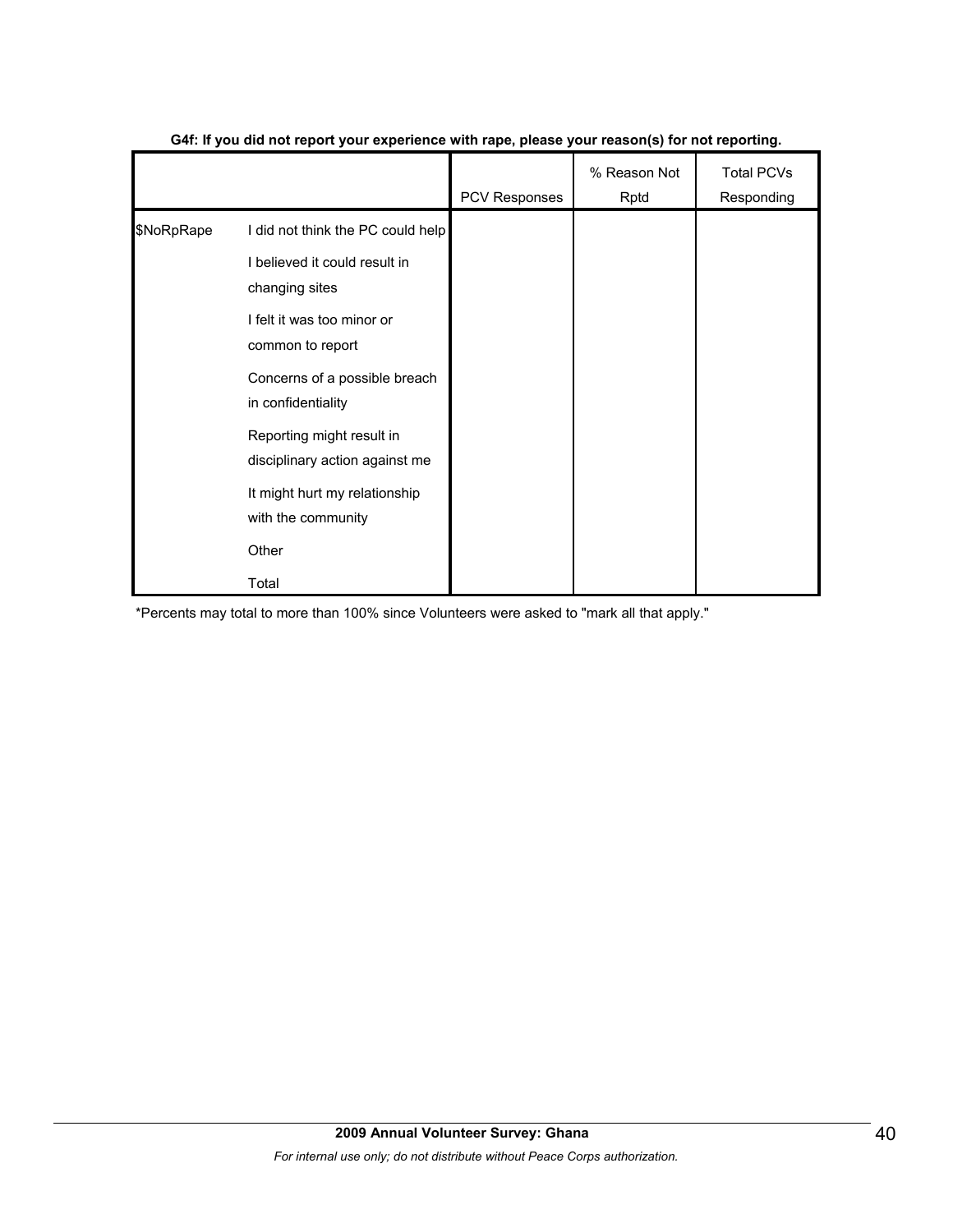**G4f: If you did not report your experience with rape, please your reason(s) for not reporting.**

| | | PCV Responses | % Reason Not Rptd | Total PCVs Responding |
|---|---|---|---|---|
| $NoRpRape | I did not think the PC could help | | | |
| | I believed it could result in changing sites | | | |
| | I felt it was too minor or common to report | | | |
| | Concerns of a possible breach in confidentiality | | | |
| | Reporting might result in disciplinary action against me | | | |
| | It might hurt my relationship with the community | | | |
| | Other | | | |
| | Total | | | |

*Percents may total to more than 100% since Volunteers were asked to "mark all that apply."

**2009 Annual Volunteer Survey: Ghana**

*For internal use only; do not distribute without Peace Corps authorization.*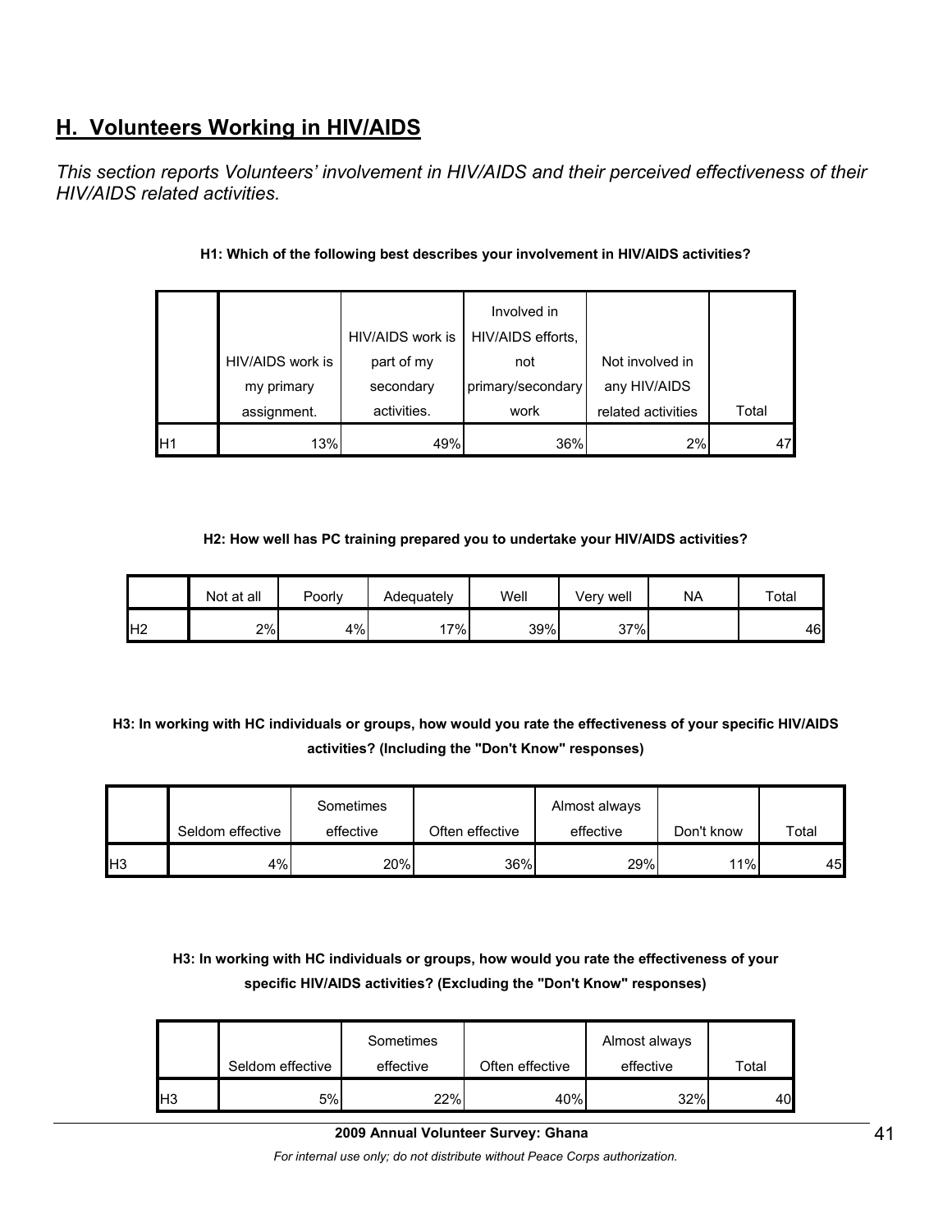## H. Volunteers Working in HIV/AIDS

*This section reports Volunteers' involvement in HIV/AIDS and their perceived effectiveness of their HIV/AIDS related activities.*

**H1: Which of the following best describes your involvement in HIV/AIDS activities?**

| | HIV/AIDS work is my primary assignment. | HIV/AIDS work is part of my secondary activities. | Involved in HIV/AIDS efforts, not primary/secondary work | Not involved in any HIV/AIDS related activities | Total |
|---|---|---|---|---|---|
| H1 | 13% | 49% | 36% | 2% | 47 |

**H2: How well has PC training prepared you to undertake your HIV/AIDS activities?**

| | Not at all | Poorly | Adequately | Well | Very well | NA | Total |
|---|---|---|---|---|---|---|---|
| H2 | 2% | 4% | 17% | 39% | 37% | | 46 |

**H3: In working with HC individuals or groups, how would you rate the effectiveness of your specific HIV/AIDS activities? (Including the "Don't Know" responses)**

| | Seldom effective | Sometimes effective | Often effective | Almost always effective | Don't know | Total |
|---|---|---|---|---|---|---|
| H3 | 4% | 20% | 36% | 29% | 11% | 45 |

**H3: In working with HC individuals or groups, how would you rate the effectiveness of your specific HIV/AIDS activities? (Excluding the "Don't Know" responses)**

| | Seldom effective | Sometimes effective | Often effective | Almost always effective | Total |
|---|---|---|---|---|---|
| H3 | 5% | 22% | 40% | 32% | 40 |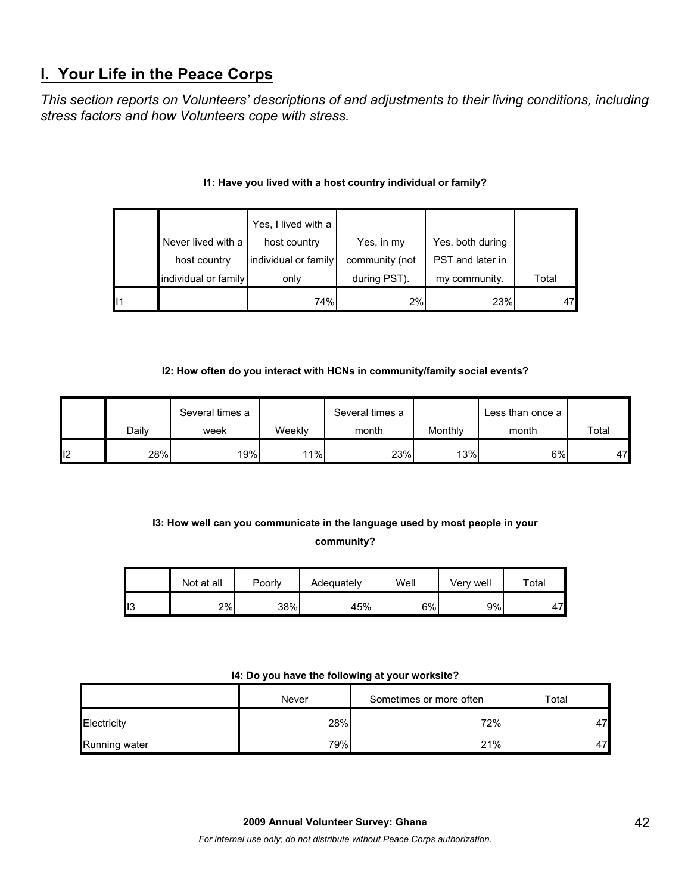## I. Your Life in the Peace Corps

*This section reports on Volunteers' descriptions of and adjustments to their living conditions, including stress factors and how Volunteers cope with stress.*

**I1: Have you lived with a host country individual or family?**

| | Never lived with a host country individual or family | Yes, I lived with a host country individual or family only | Yes, in my community (not during PST). | Yes, both during PST and later in my community. | Total |
|---|---|---|---|---|---|
| I1 | | 74% | 2% | 23% | 47 |

**I2: How often do you interact with HCNs in community/family social events?**

| | Daily | Several times a week | Weekly | Several times a month | Monthly | Less than once a month | Total |
|---|---|---|---|---|---|---|---|
| I2 | 28% | 19% | 11% | 23% | 13% | 6% | 47 |

**I3: How well can you communicate in the language used by most people in your community?**

| | Not at all | Poorly | Adequately | Well | Very well | Total |
|---|---|---|---|---|---|---|
| I3 | 2% | 38% | 45% | 6% | 9% | 47 |

**I4: Do you have the following at your worksite?**

| | Never | Sometimes or more often | Total |
|---|---|---|---|
| Electricity | 28% | 72% | 47 |
| Running water | 79% | 21% | 47 |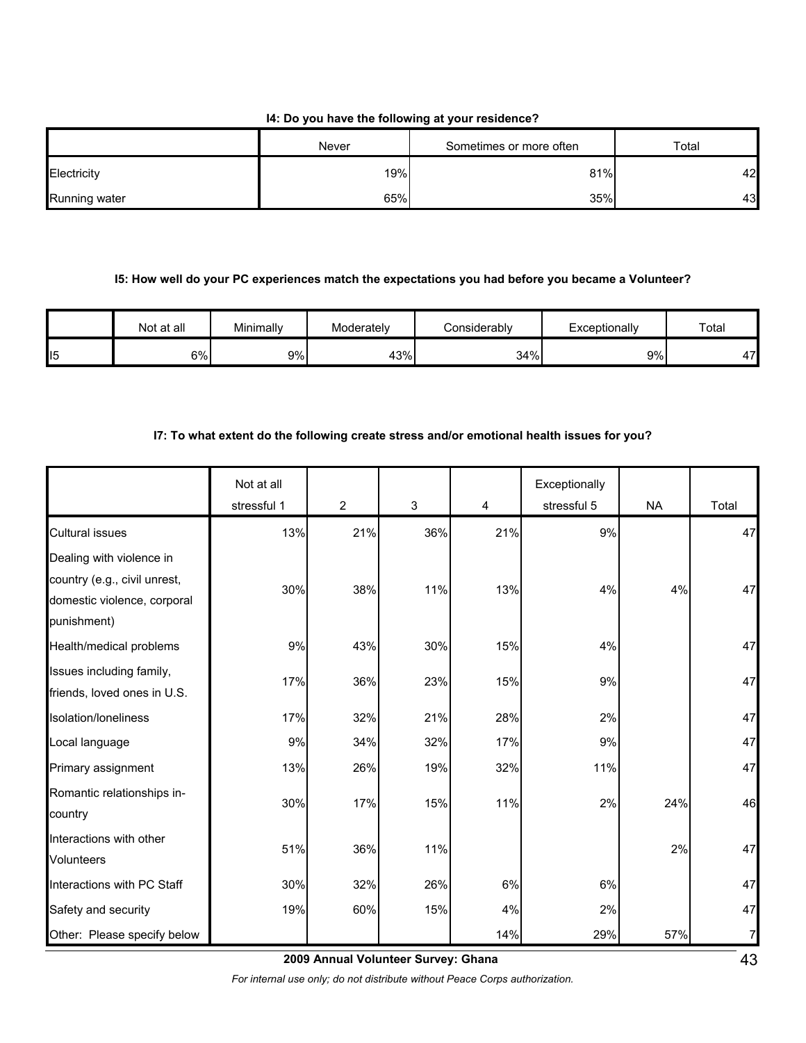**I4: Do you have the following at your residence?**

| | Never | Sometimes or more often | Total |
|---|---|---|---|
| Electricity | 19% | 81% | 42 |
| Running water | 65% | 35% | 43 |

**I5: How well do your PC experiences match the expectations you had before you became a Volunteer?**

| | Not at all | Minimally | Moderately | Considerably | Exceptionally | Total |
|---|---|---|---|---|---|---|
| I5 | 6% | 9% | 43% | 34% | 9% | 47 |

**I7: To what extent do the following create stress and/or emotional health issues for you?**

| | Not at all stressful 1 | 2 | 3 | 4 | Exceptionally stressful 5 | NA | Total |
|---|---|---|---|---|---|---|---|
| Cultural issues | 13% | 21% | 36% | 21% | 9% | | 47 |
| Dealing with violence in country (e.g., civil unrest, domestic violence, corporal punishment) | 30% | 38% | 11% | 13% | 4% | 4% | 47 |
| Health/medical problems | 9% | 43% | 30% | 15% | 4% | | 47 |
| Issues including family, friends, loved ones in U.S. | 17% | 36% | 23% | 15% | 9% | | 47 |
| Isolation/loneliness | 17% | 32% | 21% | 28% | 2% | | 47 |
| Local language | 9% | 34% | 32% | 17% | 9% | | 47 |
| Primary assignment | 13% | 26% | 19% | 32% | 11% | | 47 |
| Romantic relationships in-country | 30% | 17% | 15% | 11% | 2% | 24% | 46 |
| Interactions with other Volunteers | 51% | 36% | 11% | | | 2% | 47 |
| Interactions with PC Staff | 30% | 32% | 26% | 6% | 6% | | 47 |
| Safety and security | 19% | 60% | 15% | 4% | 2% | | 47 |
| Other: Please specify below | | | | 14% | 29% | 57% | 7 |

**2009 Annual Volunteer Survey: Ghana**

*For internal use only; do not distribute without Peace Corps authorization.*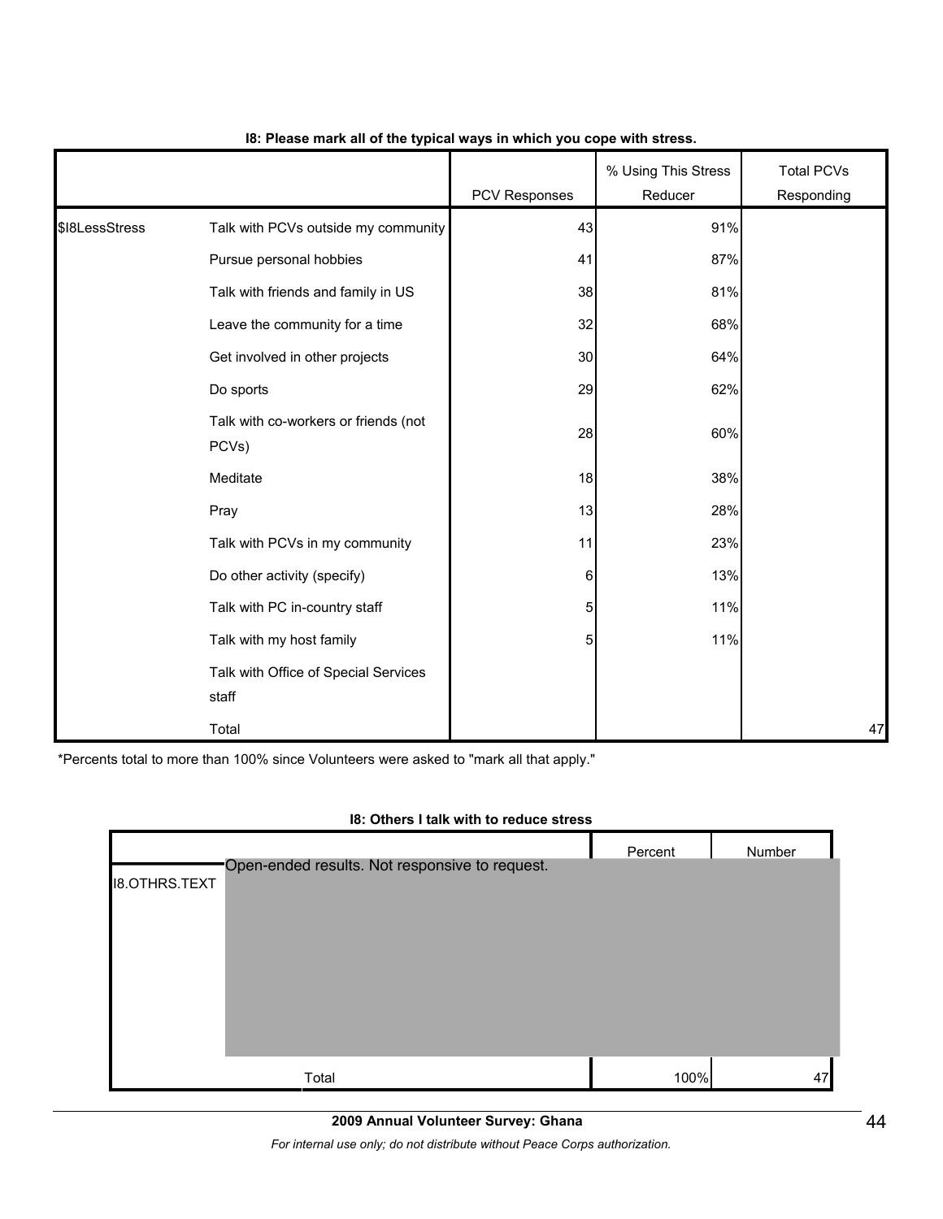**I8: Please mark all of the typical ways in which you cope with stress.**

| | | PCV Responses | % Using This Stress Reducer | Total PCVs Responding |
|---|---|---|---|---|
| $I8LessStress | Talk with PCVs outside my community | 43 | 91% | |
| | Pursue personal hobbies | 41 | 87% | |
| | Talk with friends and family in US | 38 | 81% | |
| | Leave the community for a time | 32 | 68% | |
| | Get involved in other projects | 30 | 64% | |
| | Do sports | 29 | 62% | |
| | Talk with co-workers or friends (not PCVs) | 28 | 60% | |
| | Meditate | 18 | 38% | |
| | Pray | 13 | 28% | |
| | Talk with PCVs in my community | 11 | 23% | |
| | Do other activity (specify) | 6 | 13% | |
| | Talk with PC in-country staff | 5 | 11% | |
| | Talk with my host family | 5 | 11% | |
| | Talk with Office of Special Services staff | | | |
| | Total | | | 47 |

*Percents total to more than 100% since Volunteers were asked to "mark all that apply."

**I8: Others I talk with to reduce stress**

| | | Percent | Number |
|---|---|---|---|
| I8.OTHRS.TEXT | Open-ended results. Not responsive to request. | | |
| | Total | 100% | 47 |

**2009 Annual Volunteer Survey: Ghana**

*For internal use only; do not distribute without Peace Corps authorization.*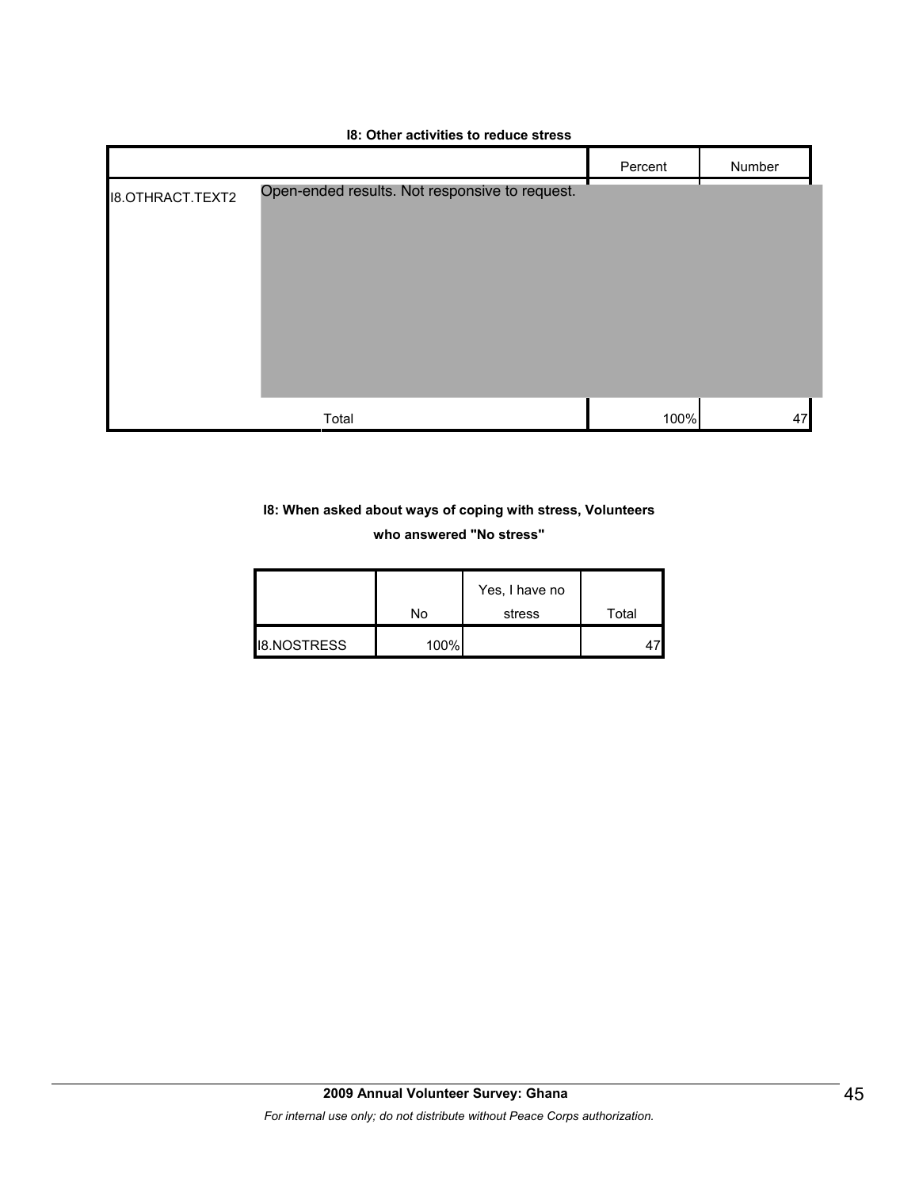**I8: Other activities to reduce stress**

| | | Percent | Number |
|---|---|---|---|
| I8.OTHRACT.TEXT2 | Open-ended results. Not responsive to request. | | |
| | Total | 100% | 47 |

**I8: When asked about ways of coping with stress, Volunteers who answered "No stress"**

| | No | Yes, I have no stress | Total |
|---|---|---|---|
| I8.NOSTRESS | 100% | | 47 |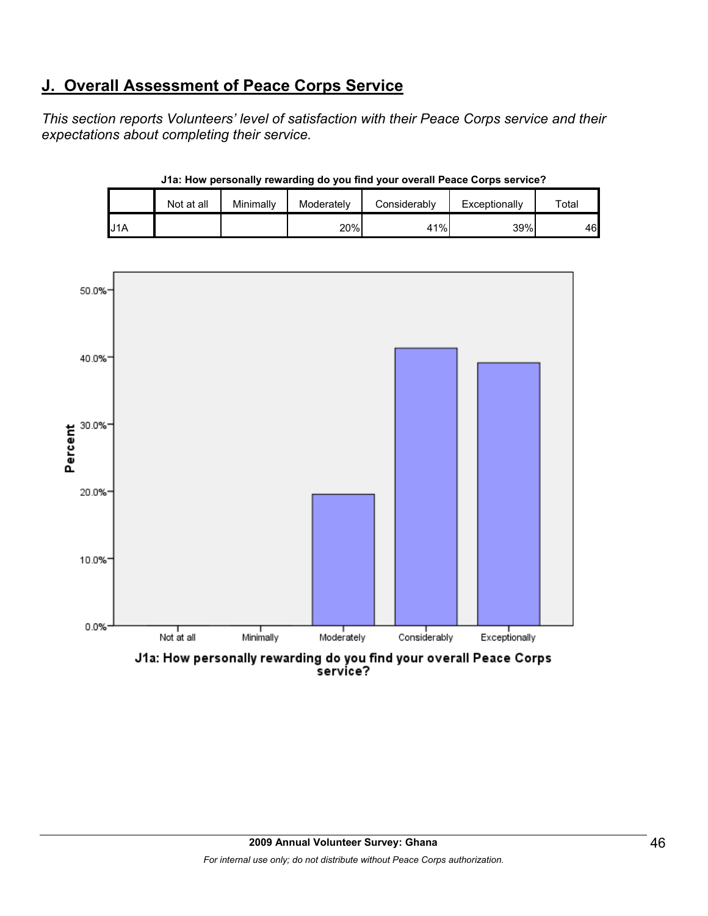## J. Overall Assessment of Peace Corps Service

*This section reports Volunteers' level of satisfaction with their Peace Corps service and their expectations about completing their service.*

**J1a: How personally rewarding do you find your overall Peace Corps service?**

| | Not at all | Minimally | Moderately | Considerably | Exceptionally | Total |
|---|---|---|---|---|---|---|
| J1A | | | 20% | 41% | 39% | 46 |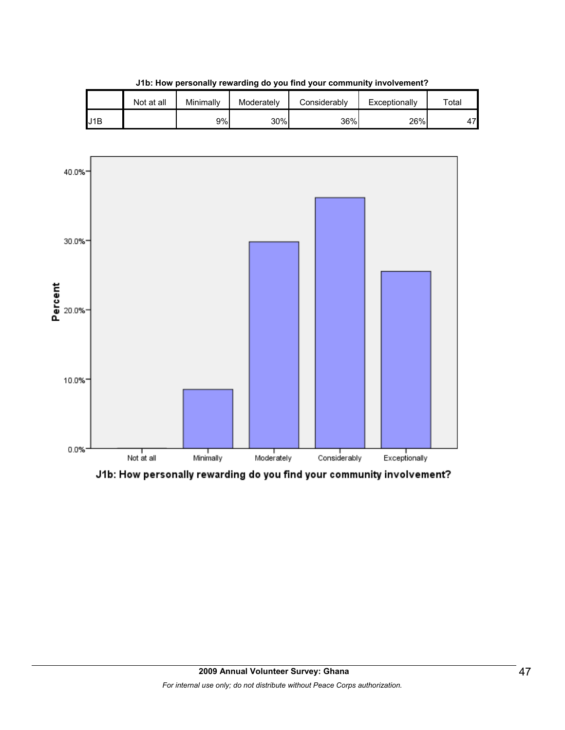**J1b: How personally rewarding do you find your community involvement?**

| | Not at all | Minimally | Moderately | Considerably | Exceptionally | Total |
|---|---|---|---|---|---|---|
| J1B | | 9% | 30% | 36% | 26% | 47 |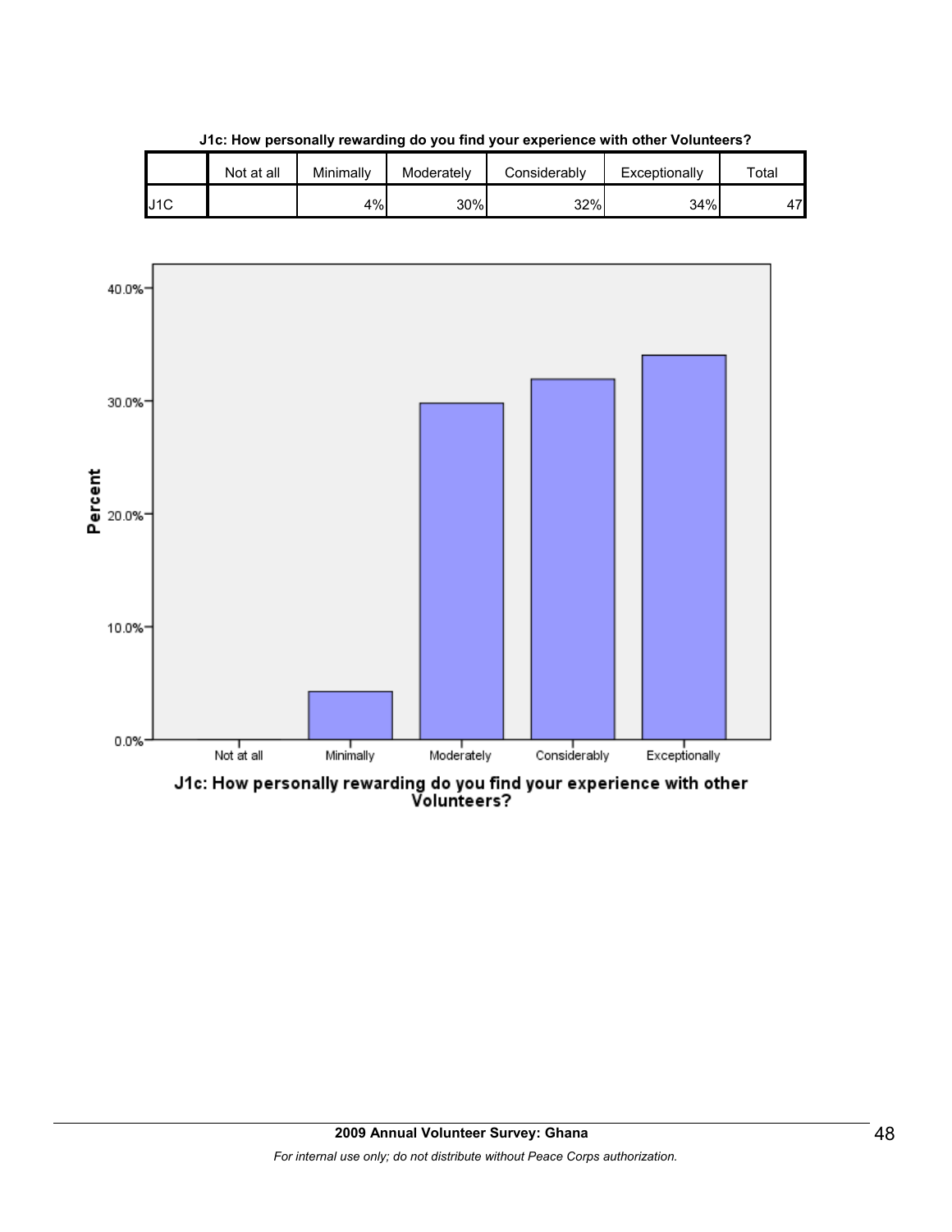**J1c: How personally rewarding do you find your experience with other Volunteers?**

| | Not at all | Minimally | Moderately | Considerably | Exceptionally | Total |
|---|---|---|---|---|---|---|
| J1C | | 4% | 30% | 32% | 34% | 47 |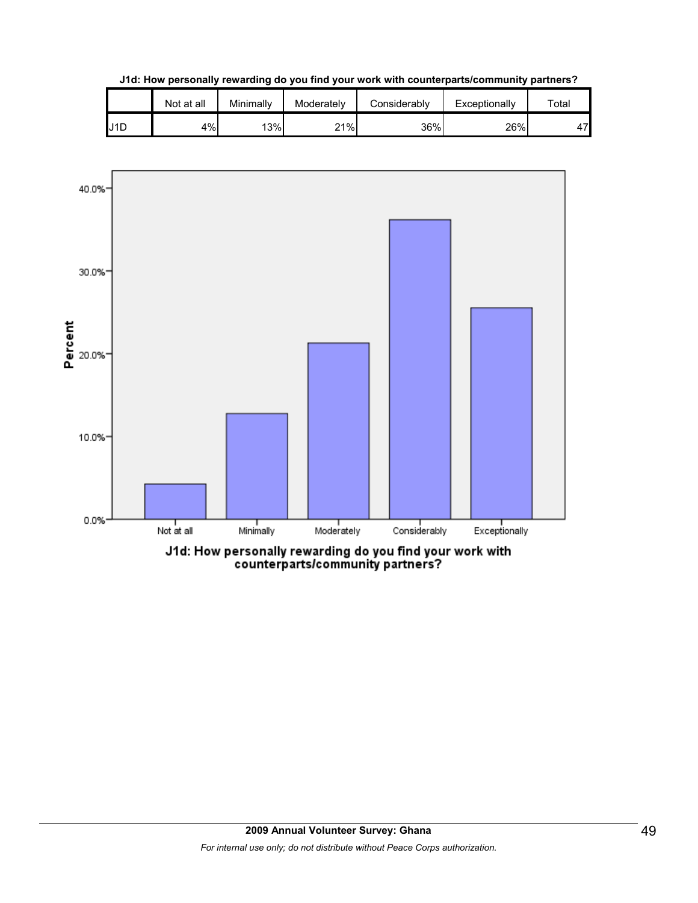**J1d: How personally rewarding do you find your work with counterparts/community partners?**

| | Not at all | Minimally | Moderately | Considerably | Exceptionally | Total |
|---|---|---|---|---|---|---|
| J1D | 4% | 13% | 21% | 36% | 26% | 47 |

J1d: How personally rewarding do you find your work with counterparts/community partners?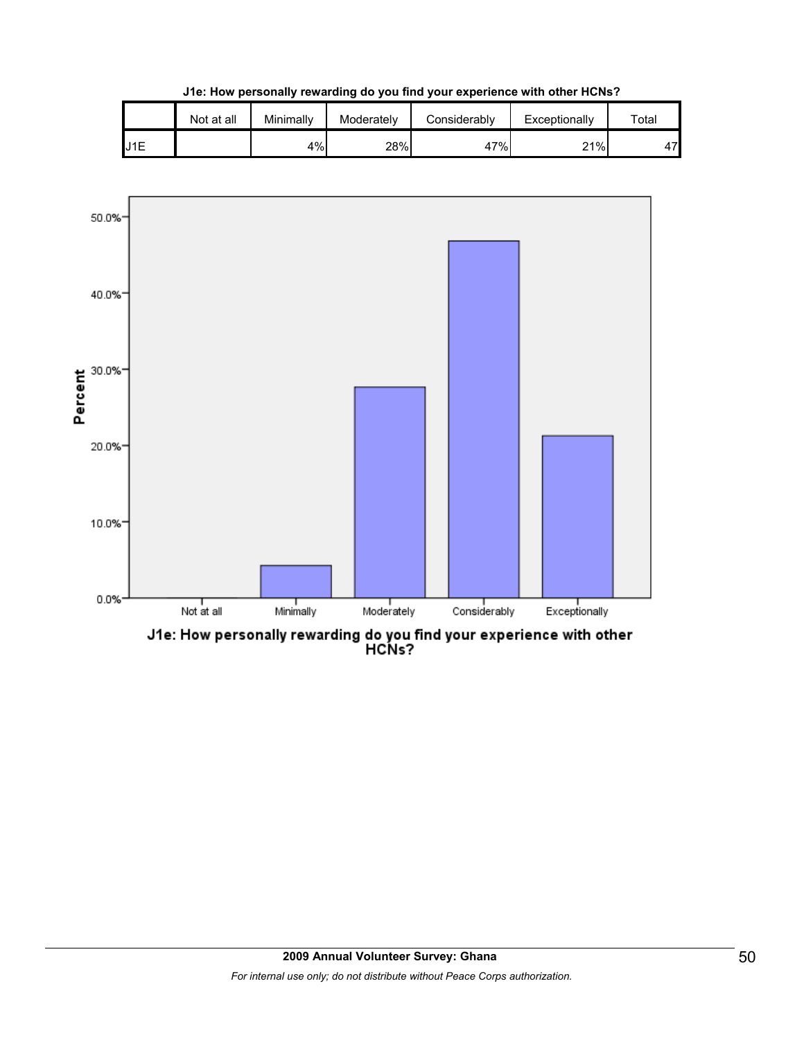**J1e: How personally rewarding do you find your experience with other HCNs?**

| | Not at all | Minimally | Moderately | Considerably | Exceptionally | Total |
|---|---|---|---|---|---|---|
| J1E | | 4% | 28% | 47% | 21% | 47 |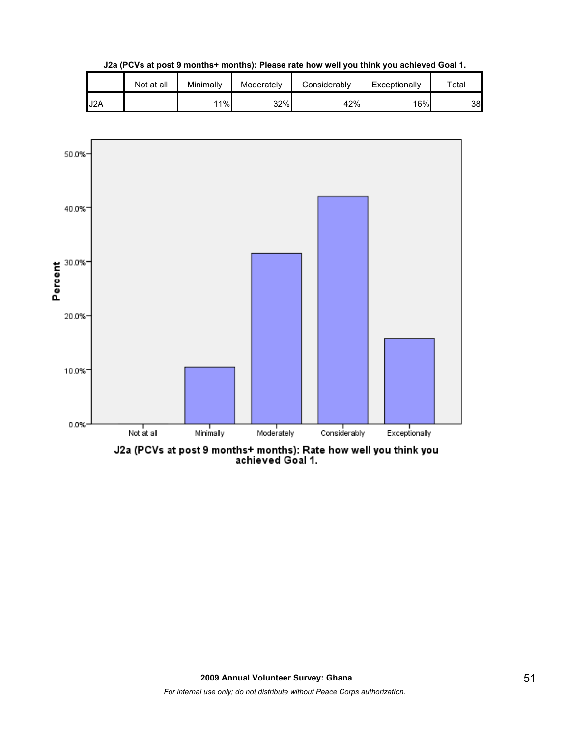**J2a (PCVs at post 9 months+ months): Please rate how well you think you achieved Goal 1.**

| | Not at all | Minimally | Moderately | Considerably | Exceptionally | Total |
|---|---|---|---|---|---|---|
| J2A | | 11% | 32% | 42% | 16% | 38 |

J2a (PCVs at post 9 months+ months): Rate how well you think you achieved Goal 1.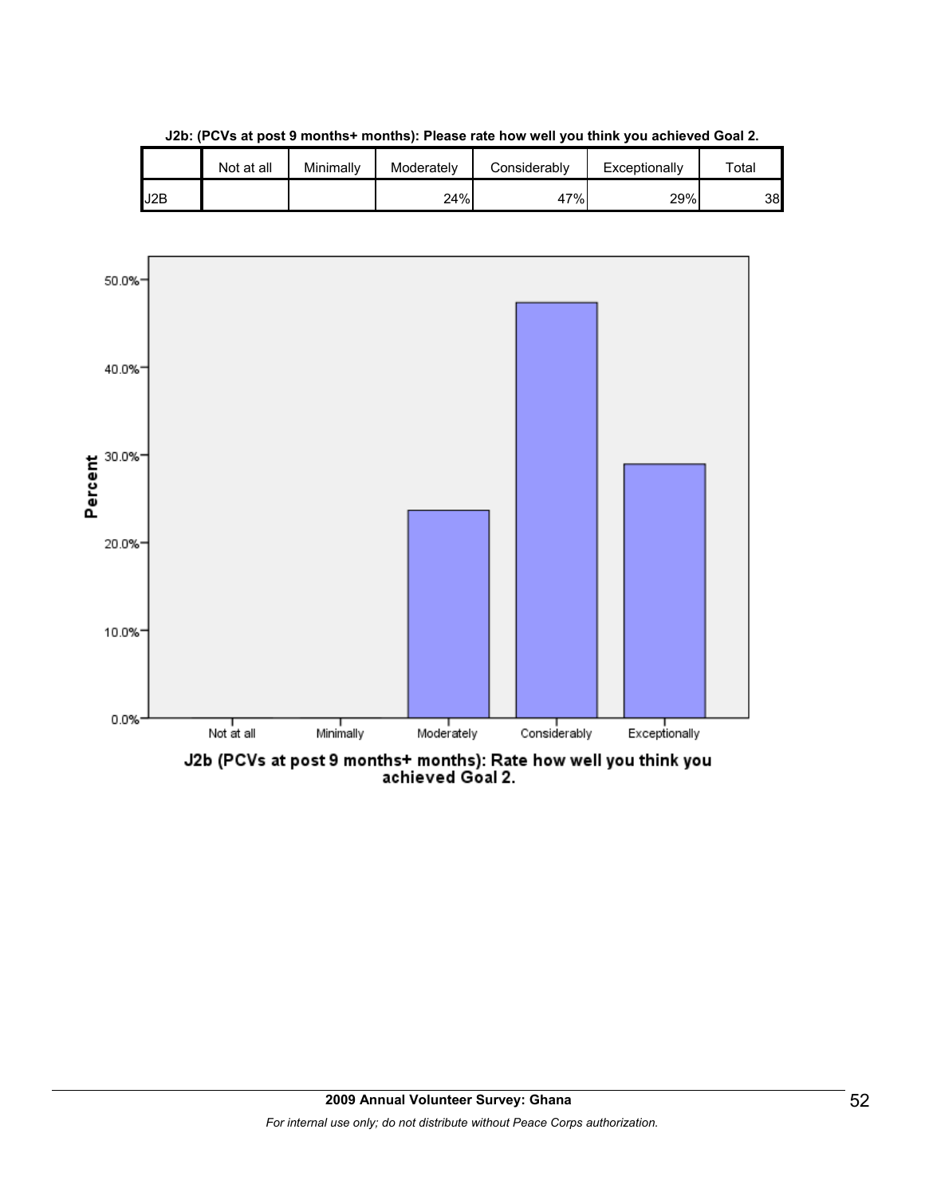**J2b: (PCVs at post 9 months+ months): Please rate how well you think you achieved Goal 2.**

| | Not at all | Minimally | Moderately | Considerably | Exceptionally | Total |
|---|---|---|---|---|---|---|
| J2B | | | 24% | 47% | 29% | 38 |

J2b (PCVs at post 9 months+ months): Rate how well you think you achieved Goal 2.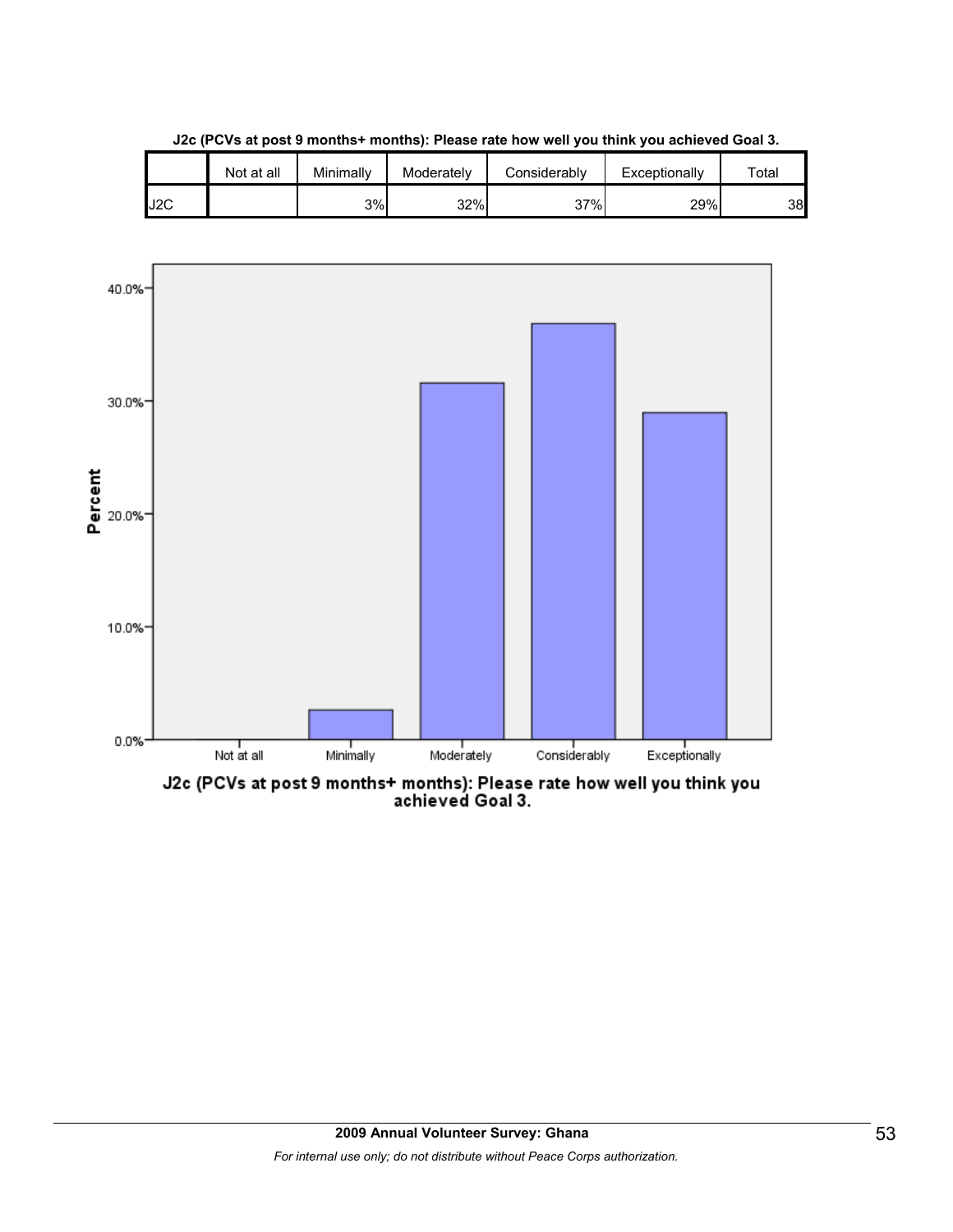**J2c (PCVs at post 9 months+ months): Please rate how well you think you achieved Goal 3.**

| | Not at all | Minimally | Moderately | Considerably | Exceptionally | Total |
|---|---|---|---|---|---|---|
| J2C | | 3% | 32% | 37% | 29% | 38 |

J2c (PCVs at post 9 months+ months): Please rate how well you think you achieved Goal 3.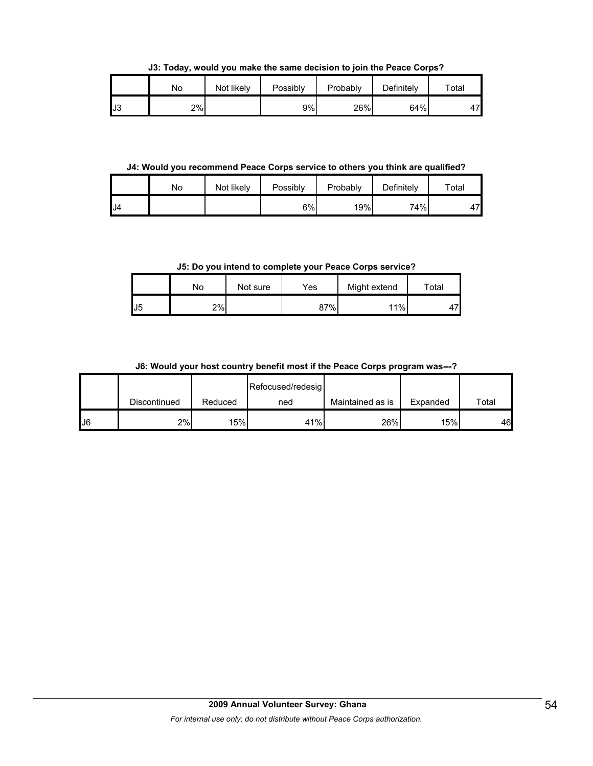**J3: Today, would you make the same decision to join the Peace Corps?**

| | No | Not likely | Possibly | Probably | Definitely | Total |
|---|---|---|---|---|---|---|
| J3 | 2% | | 9% | 26% | 64% | 47 |

**J4: Would you recommend Peace Corps service to others you think are qualified?**

| | No | Not likely | Possibly | Probably | Definitely | Total |
|---|---|---|---|---|---|---|
| J4 | | | 6% | 19% | 74% | 47 |

**J5: Do you intend to complete your Peace Corps service?**

| | No | Not sure | Yes | Might extend | Total |
|---|---|---|---|---|---|
| J5 | 2% | | 87% | 11% | 47 |

**J6: Would your host country benefit most if the Peace Corps program was---?**

| | Discontinued | Reduced | Refocused/redesigned | Maintained as is | Expanded | Total |
|---|---|---|---|---|---|---|
| J6 | 2% | 15% | 41% | 26% | 15% | 46 |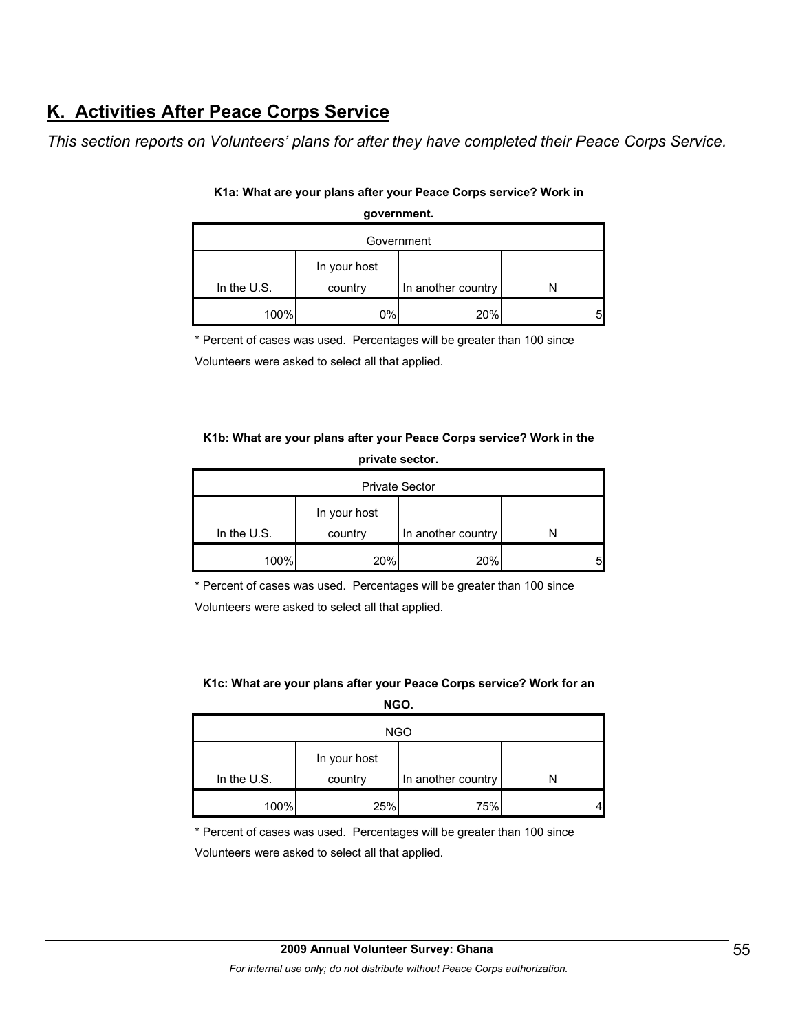## K. Activities After Peace Corps Service

*This section reports on Volunteers' plans for after they have completed their Peace Corps Service.*

**K1a: What are your plans after your Peace Corps service? Work in government.**

| Government | | | |
|---|---|---|---|
| In the U.S. | In your host country | In another country | N |
| 100% | 0% | 20% | 5 |

\* Percent of cases was used. Percentages will be greater than 100 since Volunteers were asked to select all that applied.

**K1b: What are your plans after your Peace Corps service? Work in the private sector.**

| Private Sector | | | |
|---|---|---|---|
| In the U.S. | In your host country | In another country | N |
| 100% | 20% | 20% | 5 |

\* Percent of cases was used. Percentages will be greater than 100 since Volunteers were asked to select all that applied.

**K1c: What are your plans after your Peace Corps service? Work for an NGO.**

| NGO | | | |
|---|---|---|---|
| In the U.S. | In your host country | In another country | N |
| 100% | 25% | 75% | 4 |

\* Percent of cases was used. Percentages will be greater than 100 since Volunteers were asked to select all that applied.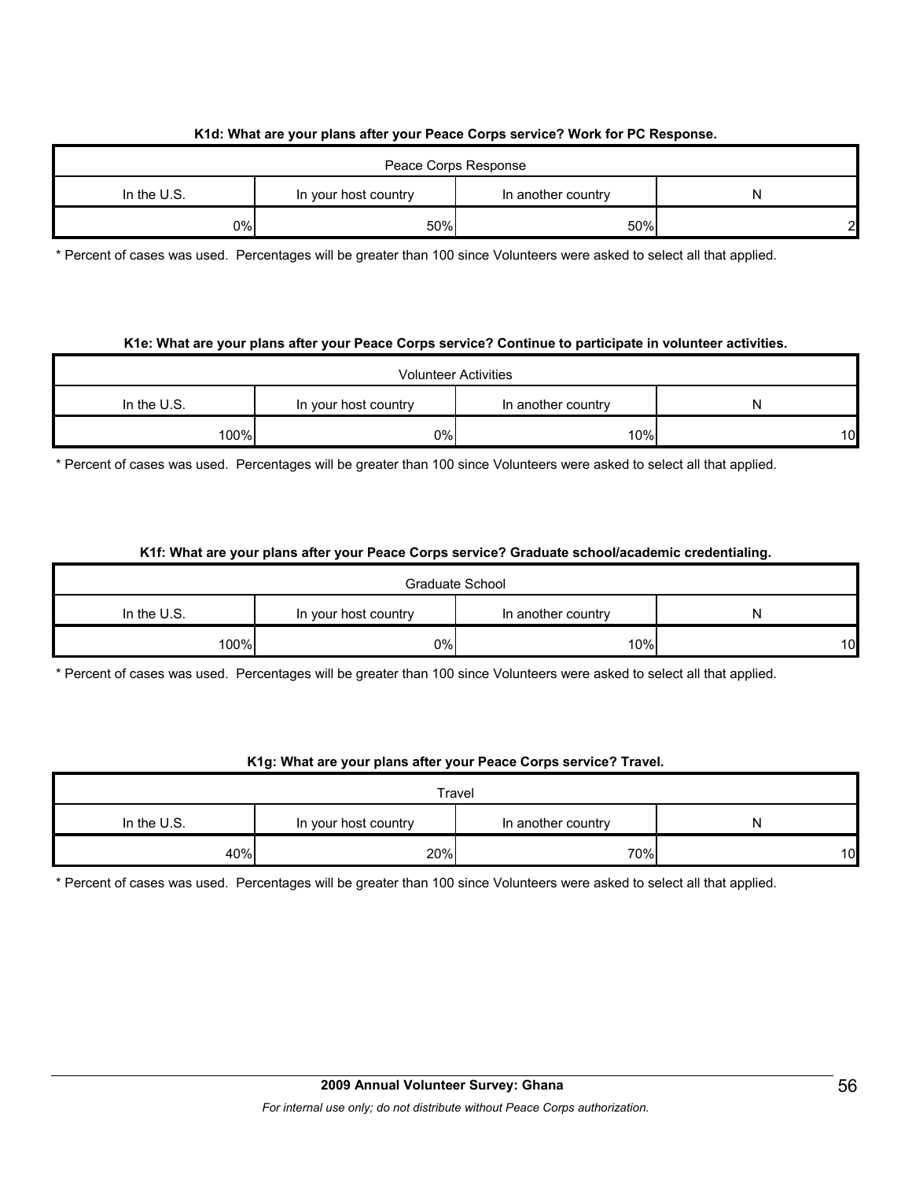**K1d: What are your plans after your Peace Corps service? Work for PC Response.**

| Peace Corps Response | | | |
|---|---|---|---|
| In the U.S. | In your host country | In another country | N |
| 0% | 50% | 50% | 2 |

* Percent of cases was used. Percentages will be greater than 100 since Volunteers were asked to select all that applied.

**K1e: What are your plans after your Peace Corps service? Continue to participate in volunteer activities.**

| Volunteer Activities | | | |
|---|---|---|---|
| In the U.S. | In your host country | In another country | N |
| 100% | 0% | 10% | 10 |

* Percent of cases was used. Percentages will be greater than 100 since Volunteers were asked to select all that applied.

**K1f: What are your plans after your Peace Corps service? Graduate school/academic credentialing.**

| Graduate School | | | |
|---|---|---|---|
| In the U.S. | In your host country | In another country | N |
| 100% | 0% | 10% | 10 |

* Percent of cases was used. Percentages will be greater than 100 since Volunteers were asked to select all that applied.

**K1g: What are your plans after your Peace Corps service? Travel.**

| Travel | | | |
|---|---|---|---|
| In the U.S. | In your host country | In another country | N |
| 40% | 20% | 70% | 10 |

* Percent of cases was used. Percentages will be greater than 100 since Volunteers were asked to select all that applied.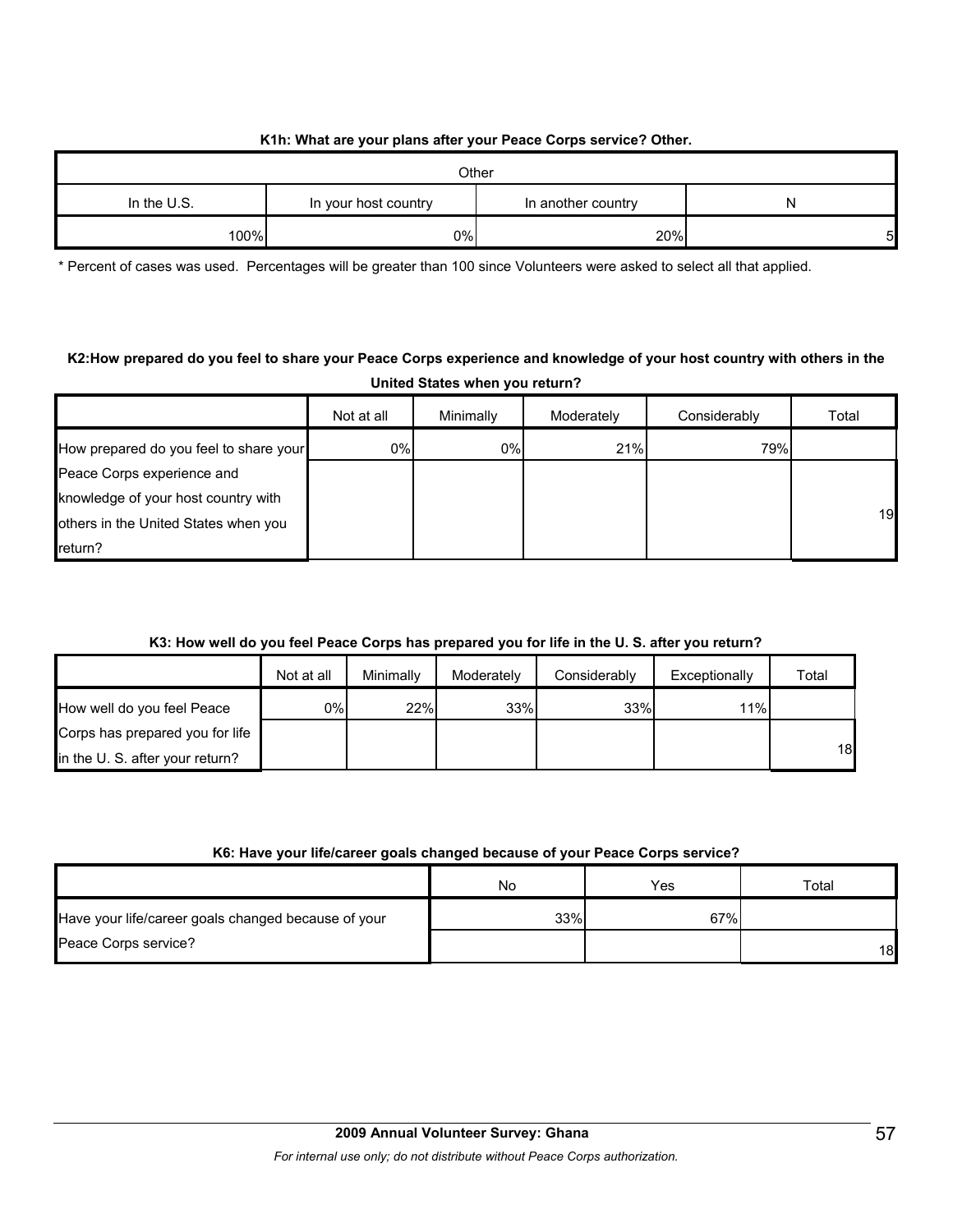**K1h: What are your plans after your Peace Corps service? Other.**

| Other | | | |
|---|---|---|---|
| In the U.S. | In your host country | In another country | N |
| 100% | 0% | 20% | 5 |

\* Percent of cases was used. Percentages will be greater than 100 since Volunteers were asked to select all that applied.

**K2:How prepared do you feel to share your Peace Corps experience and knowledge of your host country with others in the United States when you return?**

| | Not at all | Minimally | Moderately | Considerably | Total |
|---|---|---|---|---|---|
| How prepared do you feel to share your Peace Corps experience and knowledge of your host country with others in the United States when you return? | 0% | 0% | 21% | 79% | 19 |

**K3: How well do you feel Peace Corps has prepared you for life in the U. S. after you return?**

| | Not at all | Minimally | Moderately | Considerably | Exceptionally | Total |
|---|---|---|---|---|---|---|
| How well do you feel Peace Corps has prepared you for life in the U. S. after your return? | 0% | 22% | 33% | 33% | 11% | 18 |

**K6: Have your life/career goals changed because of your Peace Corps service?**

| | No | Yes | Total |
|---|---|---|---|
| Have your life/career goals changed because of your Peace Corps service? | 33% | 67% | 18 |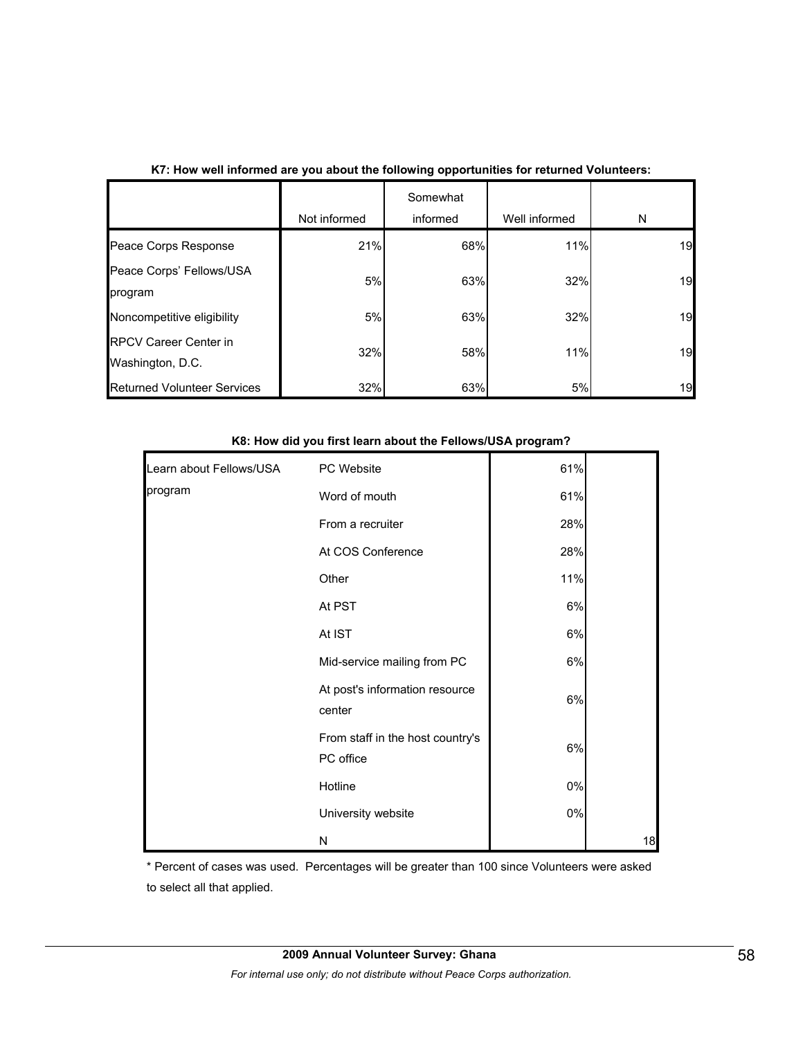**K7: How well informed are you about the following opportunities for returned Volunteers:**

| | Not informed | Somewhat informed | Well informed | N |
|---|---|---|---|---|
| Peace Corps Response | 21% | 68% | 11% | 19 |
| Peace Corps' Fellows/USA program | 5% | 63% | 32% | 19 |
| Noncompetitive eligibility | 5% | 63% | 32% | 19 |
| RPCV Career Center in Washington, D.C. | 32% | 58% | 11% | 19 |
| Returned Volunteer Services | 32% | 63% | 5% | 19 |

**K8: How did you first learn about the Fellows/USA program?**

| | | | |
|---|---|---|---|
| Learn about Fellows/USA program | PC Website | 61% | |
| | Word of mouth | 61% | |
| | From a recruiter | 28% | |
| | At COS Conference | 28% | |
| | Other | 11% | |
| | At PST | 6% | |
| | At IST | 6% | |
| | Mid-service mailing from PC | 6% | |
| | At post's information resource center | 6% | |
| | From staff in the host country's PC office | 6% | |
| | Hotline | 0% | |
| | University website | 0% | |
| | N | | 18 |

* Percent of cases was used. Percentages will be greater than 100 since Volunteers were asked to select all that applied.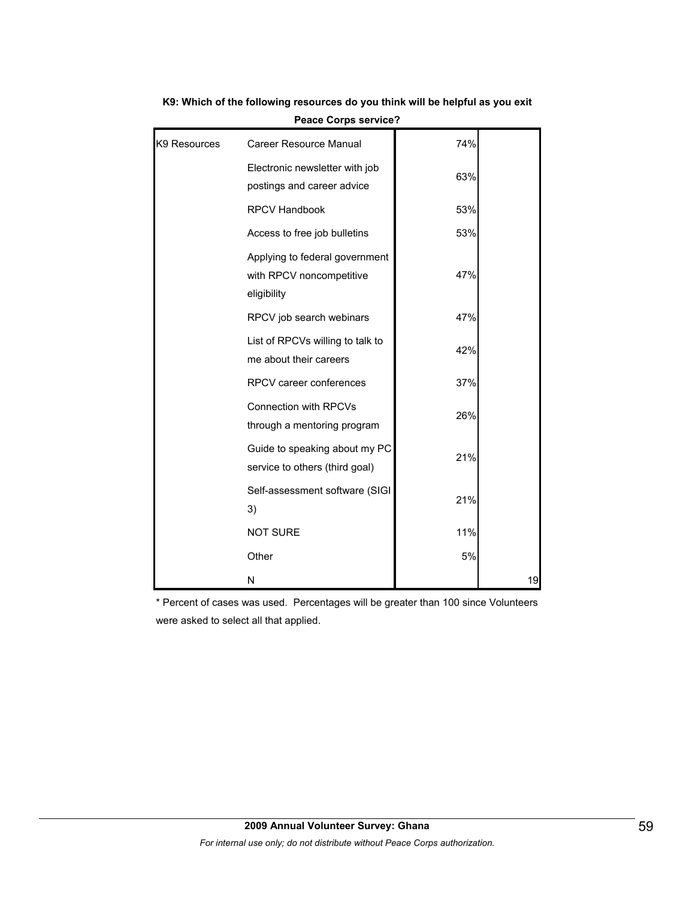**K9: Which of the following resources do you think will be helpful as you exit Peace Corps service?**

| | | | |
|---|---|---|---|
| K9 Resources | Career Resource Manual | 74% | |
| | Electronic newsletter with job postings and career advice | 63% | |
| | RPCV Handbook | 53% | |
| | Access to free job bulletins | 53% | |
| | Applying to federal government with RPCV noncompetitive eligibility | 47% | |
| | RPCV job search webinars | 47% | |
| | List of RPCVs willing to talk to me about their careers | 42% | |
| | RPCV career conferences | 37% | |
| | Connection with RPCVs through a mentoring program | 26% | |
| | Guide to speaking about my PC service to others (third goal) | 21% | |
| | Self-assessment software (SIGI 3) | 21% | |
| | NOT SURE | 11% | |
| | Other | 5% | |
| | N | | 19 |

* Percent of cases was used. Percentages will be greater than 100 since Volunteers were asked to select all that applied.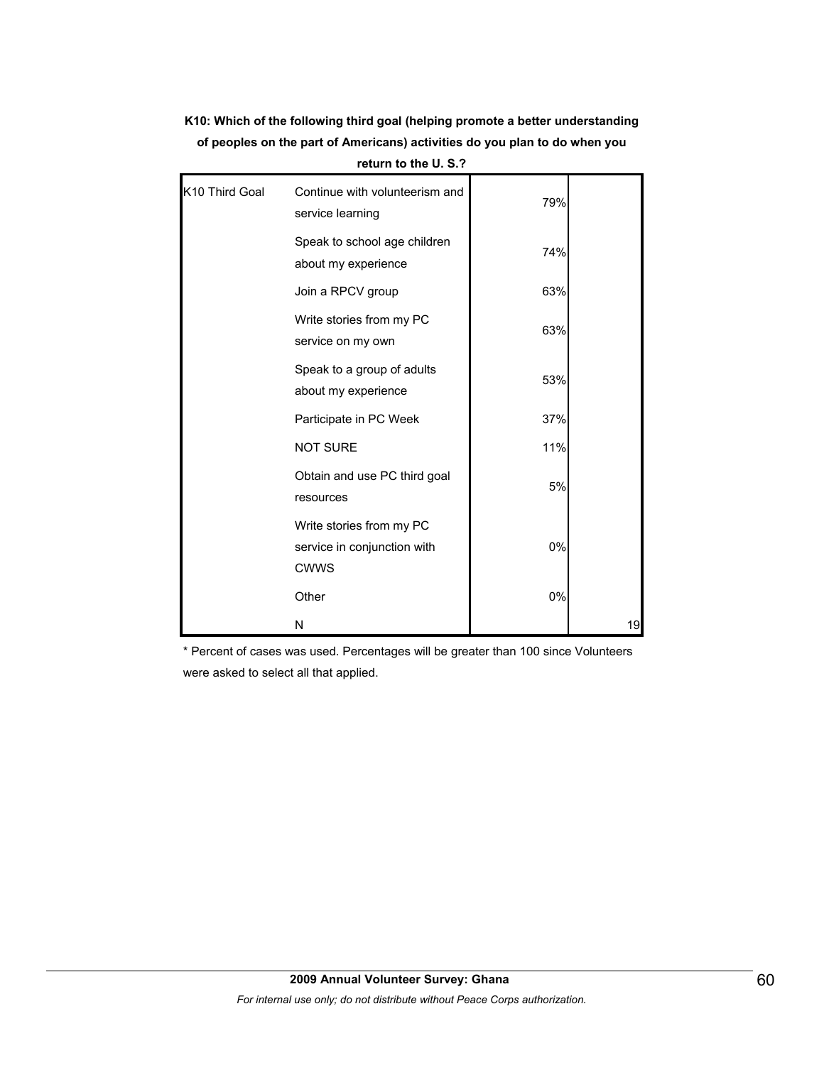**K10: Which of the following third goal (helping promote a better understanding of peoples on the part of Americans) activities do you plan to do when you return to the U. S.?**

| | | | |
|---|---|---|---|
| K10 Third Goal | Continue with volunteerism and service learning | 79% | |
| | Speak to school age children about my experience | 74% | |
| | Join a RPCV group | 63% | |
| | Write stories from my PC service on my own | 63% | |
| | Speak to a group of adults about my experience | 53% | |
| | Participate in PC Week | 37% | |
| | NOT SURE | 11% | |
| | Obtain and use PC third goal resources | 5% | |
| | Write stories from my PC service in conjunction with CWWS | 0% | |
| | Other | 0% | |
| | N | | 19 |

* Percent of cases was used. Percentages will be greater than 100 since Volunteers were asked to select all that applied.